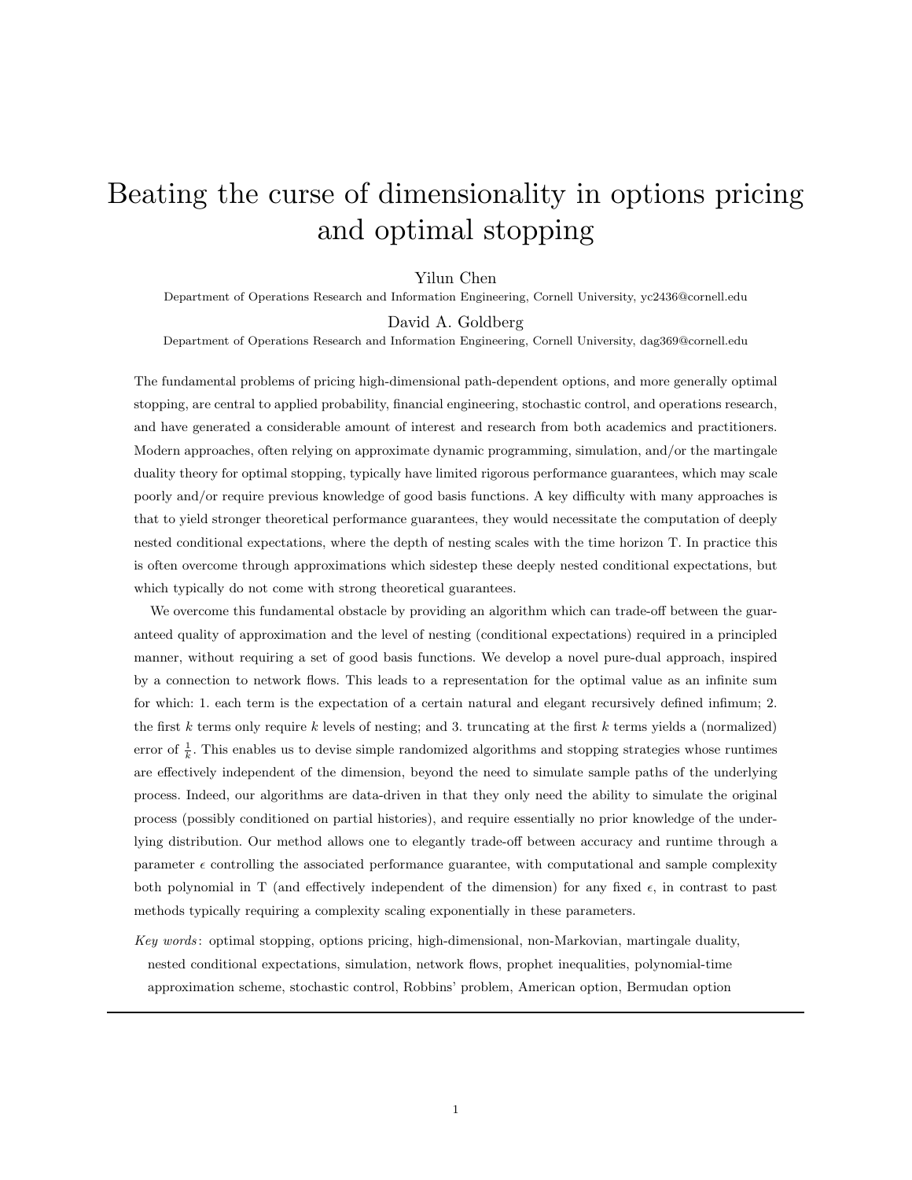# Beating the curse of dimensionality in options pricing and optimal stopping

Yilun Chen

Department of Operations Research and Information Engineering, Cornell University, yc2436@cornell.edu

David A. Goldberg

Department of Operations Research and Information Engineering, Cornell University, dag369@cornell.edu

The fundamental problems of pricing high-dimensional path-dependent options, and more generally optimal stopping, are central to applied probability, financial engineering, stochastic control, and operations research, and have generated a considerable amount of interest and research from both academics and practitioners. Modern approaches, often relying on approximate dynamic programming, simulation, and/or the martingale duality theory for optimal stopping, typically have limited rigorous performance guarantees, which may scale poorly and/or require previous knowledge of good basis functions. A key difficulty with many approaches is that to yield stronger theoretical performance guarantees, they would necessitate the computation of deeply nested conditional expectations, where the depth of nesting scales with the time horizon T. In practice this is often overcome through approximations which sidestep these deeply nested conditional expectations, but which typically do not come with strong theoretical guarantees.

We overcome this fundamental obstacle by providing an algorithm which can trade-off between the guaranteed quality of approximation and the level of nesting (conditional expectations) required in a principled manner, without requiring a set of good basis functions. We develop a novel pure-dual approach, inspired by a connection to network flows. This leads to a representation for the optimal value as an infinite sum for which: 1. each term is the expectation of a certain natural and elegant recursively defined infimum; 2. the first $k$ terms only require $k$ levels of nesting; and 3. truncating at the first $k$ terms yields a (normalized) error of $\frac{1}{k}$. This enables us to devise simple randomized algorithms and stopping strategies whose runtimes are effectively independent of the dimension, beyond the need to simulate sample paths of the underlying process. Indeed, our algorithms are data-driven in that they only need the ability to simulate the original process (possibly conditioned on partial histories), and require essentially no prior knowledge of the underlying distribution. Our method allows one to elegantly trade-off between accuracy and runtime through a parameter $\epsilon$ controlling the associated performance guarantee, with computational and sample complexity both polynomial in T (and effectively independent of the dimension) for any fixed $\epsilon$, in contrast to past methods typically requiring a complexity scaling exponentially in these parameters.

*Key words*: optimal stopping, options pricing, high-dimensional, non-Markovian, martingale duality, nested conditional expectations, simulation, network flows, prophet inequalities, polynomial-time approximation scheme, stochastic control, Robbins' problem, American option, Bermudan option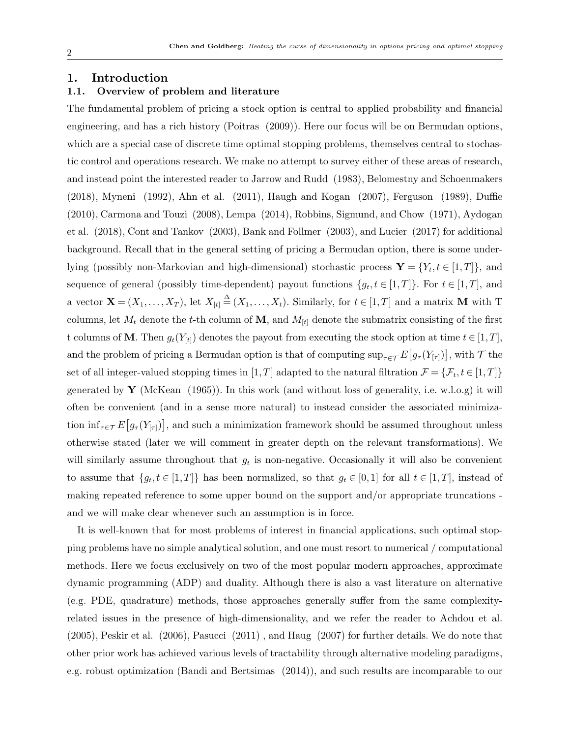# 1. Introduction

## 1.1. Overview of problem and literature

The fundamental problem of pricing a stock option is central to applied probability and financial engineering, and has a rich history (Poitras (2009)). Here our focus will be on Bermudan options, which are a special case of discrete time optimal stopping problems, themselves central to stochastic control and operations research. We make no attempt to survey either of these areas of research, and instead point the interested reader to Jarrow and Rudd (1983), Belomestny and Schoenmakers (2018), Myneni (1992), Ahn et al. (2011), Haugh and Kogan (2007), Ferguson (1989), Duffie (2010), Carmona and Touzi (2008), Lempa (2014), Robbins, Sigmund, and Chow (1971), Aydogan et al. (2018), Cont and Tankov (2003), Bank and Follmer (2003), and Lucier (2017) for additional background. Recall that in the general setting of pricing a Bermudan option, there is some underlying (possibly non-Markovian and high-dimensional) stochastic process $\mathbf{Y} = \{Y_t, t \in [1,T]\}$, and sequence of general (possibly time-dependent) payout functions $\{g_t, t \in [1,T]\}$. For $t \in [1,T]$, and a vector $\mathbf{X} = (X_1, \ldots, X_T)$, let $X_{[t]} \stackrel{\Delta}{=} (X_1, \ldots, X_t)$. Similarly, for $t \in [1,T]$ and a matrix $\mathbf{M}$ with T columns, let $M_t$ denote the $t$-th column of $\mathbf{M}$, and $M_{[t]}$ denote the submatrix consisting of the first t columns of $\mathbf{M}$. Then $g_t(Y_{[t]})$ denotes the payout from executing the stock option at time $t \in [1,T]$, and the problem of pricing a Bermudan option is that of computing $\sup_{\tau \in \mathcal{T}} E\big[g_\tau(Y_{[\tau]})\big]$, with $\mathcal{T}$ the set of all integer-valued stopping times in $[1,T]$ adapted to the natural filtration $\mathcal{F} = \{\mathcal{F}_t, t \in [1,T]\}$ generated by $\mathbf{Y}$ (McKean (1965)). In this work (and without loss of generality, i.e. w.l.o.g) it will often be convenient (and in a sense more natural) to instead consider the associated minimization $\inf_{\tau \in \mathcal{T}} E\big[g_\tau(Y_{[\tau]})\big]$, and such a minimization framework should be assumed throughout unless otherwise stated (later we will comment in greater depth on the relevant transformations). We will similarly assume throughout that $g_t$ is non-negative. Occasionally it will also be convenient to assume that $\{g_t, t \in [1,T]\}$ has been normalized, so that $g_t \in [0,1]$ for all $t \in [1,T]$, instead of making repeated reference to some upper bound on the support and/or appropriate truncations - and we will make clear whenever such an assumption is in force.

It is well-known that for most problems of interest in financial applications, such optimal stopping problems have no simple analytical solution, and one must resort to numerical / computational methods. Here we focus exclusively on two of the most popular modern approaches, approximate dynamic programming (ADP) and duality. Although there is also a vast literature on alternative (e.g. PDE, quadrature) methods, those approaches generally suffer from the same complexity-related issues in the presence of high-dimensionality, and we refer the reader to Achdou et al. (2005), Peskir et al. (2006), Pasucci (2011) , and Haug (2007) for further details. We do note that other prior work has achieved various levels of tractability through alternative modeling paradigms, e.g. robust optimization (Bandi and Bertsimas (2014)), and such results are incomparable to our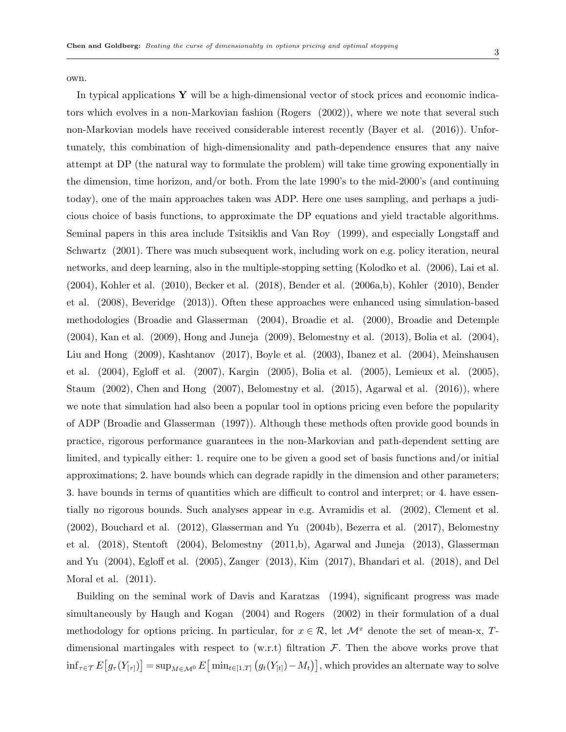own.

In typical applications $\mathbf{Y}$ will be a high-dimensional vector of stock prices and economic indicators which evolves in a non-Markovian fashion (Rogers (2002)), where we note that several such non-Markovian models have received considerable interest recently (Bayer et al. (2016)). Unfortunately, this combination of high-dimensionality and path-dependence ensures that any naive attempt at DP (the natural way to formulate the problem) will take time growing exponentially in the dimension, time horizon, and/or both. From the late 1990's to the mid-2000's (and continuing today), one of the main approaches taken was ADP. Here one uses sampling, and perhaps a judicious choice of basis functions, to approximate the DP equations and yield tractable algorithms. Seminal papers in this area include Tsitsiklis and Van Roy (1999), and especially Longstaff and Schwartz (2001). There was much subsequent work, including work on e.g. policy iteration, neural networks, and deep learning, also in the multiple-stopping setting (Kolodko et al. (2006), Lai et al. (2004), Kohler et al. (2010), Becker et al. (2018), Bender et al. (2006a,b), Kohler (2010), Bender et al. (2008), Beveridge (2013)). Often these approaches were enhanced using simulation-based methodologies (Broadie and Glasserman (2004), Broadie et al. (2000), Broadie and Detemple (2004), Kan et al. (2009), Hong and Juneja (2009), Belomestny et al. (2013), Bolia et al. (2004), Liu and Hong (2009), Kashtanov (2017), Boyle et al. (2003), Ibanez et al. (2004), Meinshausen et al. (2004), Egloff et al. (2007), Kargin (2005), Bolia et al. (2005), Lemieux et al. (2005), Staum (2002), Chen and Hong (2007), Belomestny et al. (2015), Agarwal et al. (2016)), where we note that simulation had also been a popular tool in options pricing even before the popularity of ADP (Broadie and Glasserman (1997)). Although these methods often provide good bounds in practice, rigorous performance guarantees in the non-Markovian and path-dependent setting are limited, and typically either: 1. require one to be given a good set of basis functions and/or initial approximations; 2. have bounds which can degrade rapidly in the dimension and other parameters; 3. have bounds in terms of quantities which are difficult to control and interpret; or 4. have essentially no rigorous bounds. Such analyses appear in e.g. Avramidis et al. (2002), Clement et al. (2002), Bouchard et al. (2012), Glasserman and Yu (2004b), Bezerra et al. (2017), Belomestny et al. (2018), Stentoft (2004), Belomestny (2011,b), Agarwal and Juneja (2013), Glasserman and Yu (2004), Egloff et al. (2005), Zanger (2013), Kim (2017), Bhandari et al. (2018), and Del Moral et al. (2011).

Building on the seminal work of Davis and Karatzas (1994), significant progress was made simultaneously by Haugh and Kogan (2004) and Rogers (2002) in their formulation of a dual methodology for options pricing. In particular, for $x \in \mathcal{R}$, let $\mathcal{M}^x$ denote the set of mean-x, $T$-dimensional martingales with respect to (w.r.t) filtration $\mathcal{F}$. Then the above works prove that $\inf_{\tau \in \mathcal{T}} E\big[g_\tau(Y_{[\tau]})\big] = \sup_{M \in \mathcal{M}^0} E\big[\min_{t \in [1,T]} \big(g_t(Y_{[t]}) - M_t\big)\big]$, which provides an alternate way to solve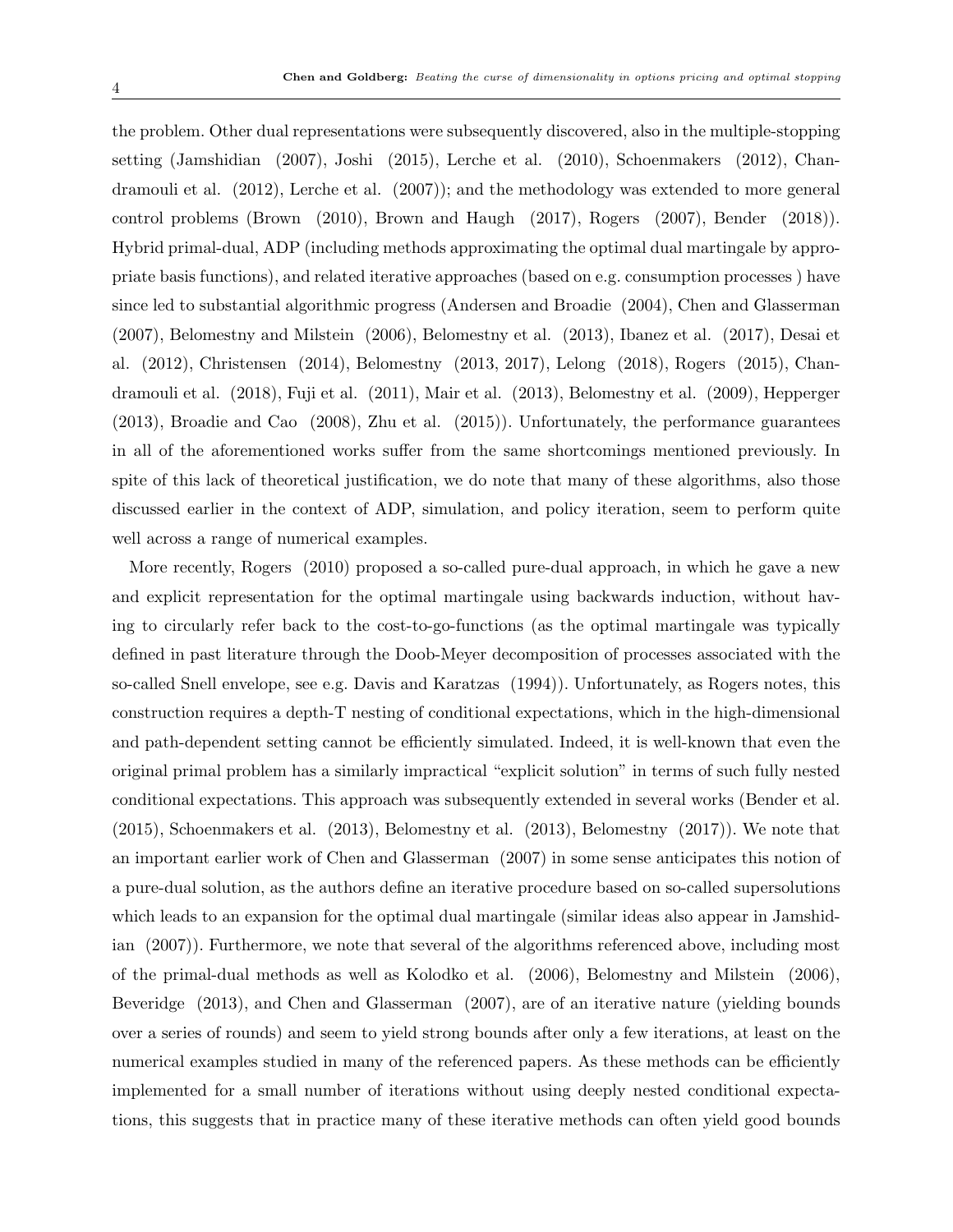the problem. Other dual representations were subsequently discovered, also in the multiple-stopping setting (Jamshidian (2007), Joshi (2015), Lerche et al. (2010), Schoenmakers (2012), Chandramouli et al. (2012), Lerche et al. (2007)); and the methodology was extended to more general control problems (Brown (2010), Brown and Haugh (2017), Rogers (2007), Bender (2018)). Hybrid primal-dual, ADP (including methods approximating the optimal dual martingale by appropriate basis functions), and related iterative approaches (based on e.g. consumption processes ) have since led to substantial algorithmic progress (Andersen and Broadie (2004), Chen and Glasserman (2007), Belomestny and Milstein (2006), Belomestny et al. (2013), Ibanez et al. (2017), Desai et al. (2012), Christensen (2014), Belomestny (2013, 2017), Lelong (2018), Rogers (2015), Chandramouli et al. (2018), Fuji et al. (2011), Mair et al. (2013), Belomestny et al. (2009), Hepperger (2013), Broadie and Cao (2008), Zhu et al. (2015)). Unfortunately, the performance guarantees in all of the aforementioned works suffer from the same shortcomings mentioned previously. In spite of this lack of theoretical justification, we do note that many of these algorithms, also those discussed earlier in the context of ADP, simulation, and policy iteration, seem to perform quite well across a range of numerical examples.

More recently, Rogers (2010) proposed a so-called pure-dual approach, in which he gave a new and explicit representation for the optimal martingale using backwards induction, without having to circularly refer back to the cost-to-go-functions (as the optimal martingale was typically defined in past literature through the Doob-Meyer decomposition of processes associated with the so-called Snell envelope, see e.g. Davis and Karatzas (1994)). Unfortunately, as Rogers notes, this construction requires a depth-T nesting of conditional expectations, which in the high-dimensional and path-dependent setting cannot be efficiently simulated. Indeed, it is well-known that even the original primal problem has a similarly impractical "explicit solution" in terms of such fully nested conditional expectations. This approach was subsequently extended in several works (Bender et al. (2015), Schoenmakers et al. (2013), Belomestny et al. (2013), Belomestny (2017)). We note that an important earlier work of Chen and Glasserman (2007) in some sense anticipates this notion of a pure-dual solution, as the authors define an iterative procedure based on so-called supersolutions which leads to an expansion for the optimal dual martingale (similar ideas also appear in Jamshidian (2007)). Furthermore, we note that several of the algorithms referenced above, including most of the primal-dual methods as well as Kolodko et al. (2006), Belomestny and Milstein (2006), Beveridge (2013), and Chen and Glasserman (2007), are of an iterative nature (yielding bounds over a series of rounds) and seem to yield strong bounds after only a few iterations, at least on the numerical examples studied in many of the referenced papers. As these methods can be efficiently implemented for a small number of iterations without using deeply nested conditional expectations, this suggests that in practice many of these iterative methods can often yield good bounds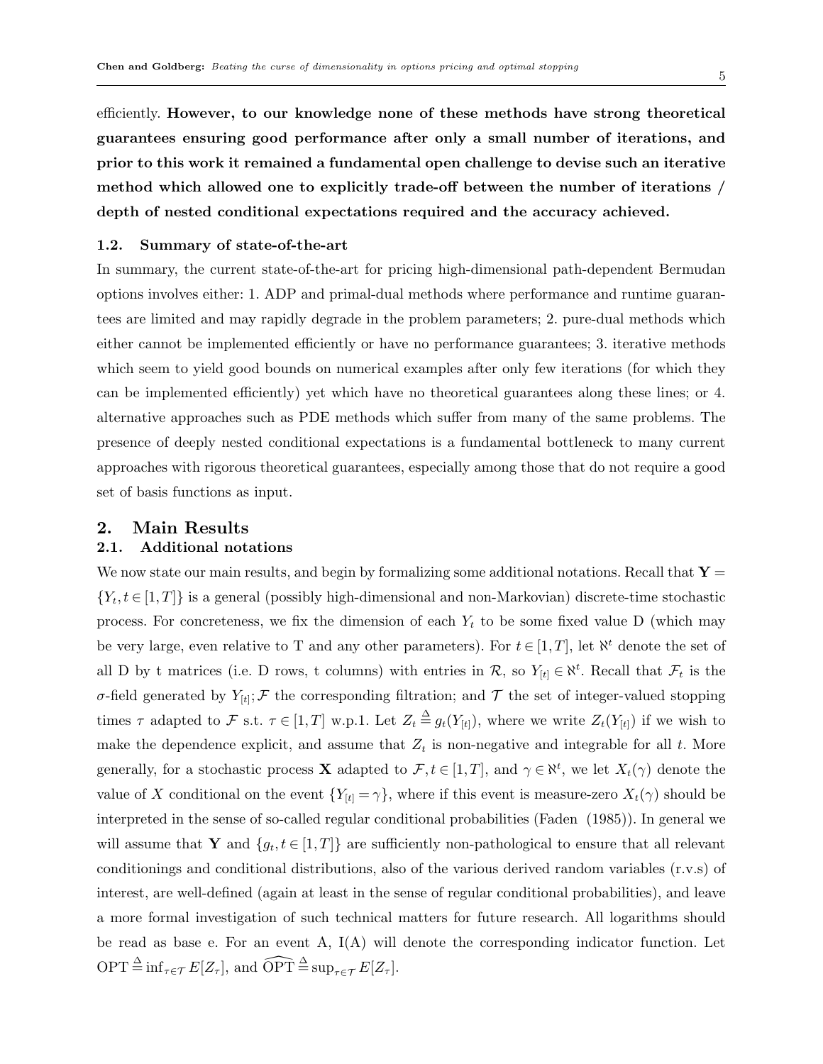efficiently. **However, to our knowledge none of these methods have strong theoretical guarantees ensuring good performance after only a small number of iterations, and prior to this work it remained a fundamental open challenge to devise such an iterative method which allowed one to explicitly trade-off between the number of iterations / depth of nested conditional expectations required and the accuracy achieved.**

### 1.2. Summary of state-of-the-art

In summary, the current state-of-the-art for pricing high-dimensional path-dependent Bermudan options involves either: 1. ADP and primal-dual methods where performance and runtime guarantees are limited and may rapidly degrade in the problem parameters; 2. pure-dual methods which either cannot be implemented efficiently or have no performance guarantees; 3. iterative methods which seem to yield good bounds on numerical examples after only few iterations (for which they can be implemented efficiently) yet which have no theoretical guarantees along these lines; or 4. alternative approaches such as PDE methods which suffer from many of the same problems. The presence of deeply nested conditional expectations is a fundamental bottleneck to many current approaches with rigorous theoretical guarantees, especially among those that do not require a good set of basis functions as input.

## 2. Main Results

### 2.1. Additional notations

We now state our main results, and begin by formalizing some additional notations. Recall that $\mathbf{Y} = \{Y_t, t \in [1,T]\}$ is a general (possibly high-dimensional and non-Markovian) discrete-time stochastic process. For concreteness, we fix the dimension of each $Y_t$ to be some fixed value D (which may be very large, even relative to T and any other parameters). For $t \in [1,T]$, let $\aleph^t$ denote the set of all D by t matrices (i.e. D rows, t columns) with entries in $\mathcal{R}$, so $Y_{[t]} \in \aleph^t$. Recall that $\mathcal{F}_t$ is the $\sigma$-field generated by $Y_{[t]}$; $\mathcal{F}$ the corresponding filtration; and $\mathcal{T}$ the set of integer-valued stopping times $\tau$ adapted to $\mathcal{F}$ s.t. $\tau \in [1,T]$ w.p.1. Let $Z_t \overset{\Delta}{=} g_t(Y_{[t]})$, where we write $Z_t(Y_{[t]})$ if we wish to make the dependence explicit, and assume that $Z_t$ is non-negative and integrable for all $t$. More generally, for a stochastic process $\mathbf{X}$ adapted to $\mathcal{F}, t \in [1,T]$, and $\gamma \in \aleph^t$, we let $X_t(\gamma)$ denote the value of $X$ conditional on the event $\{Y_{[t]} = \gamma\}$, where if this event is measure-zero $X_t(\gamma)$ should be interpreted in the sense of so-called regular conditional probabilities (Faden (1985)). In general we will assume that $\mathbf{Y}$ and $\{g_t, t \in [1,T]\}$ are sufficiently non-pathological to ensure that all relevant conditionings and conditional distributions, also of the various derived random variables (r.v.s) of interest, are well-defined (again at least in the sense of regular conditional probabilities), and leave a more formal investigation of such technical matters for future research. All logarithms should be read as base e. For an event A, I(A) will denote the corresponding indicator function. Let $\text{OPT} \overset{\Delta}{=} \inf_{\tau \in \mathcal{T}} E[Z_\tau]$, and $\widehat{\text{OPT}} \overset{\Delta}{=} \sup_{\tau \in \mathcal{T}} E[Z_\tau]$.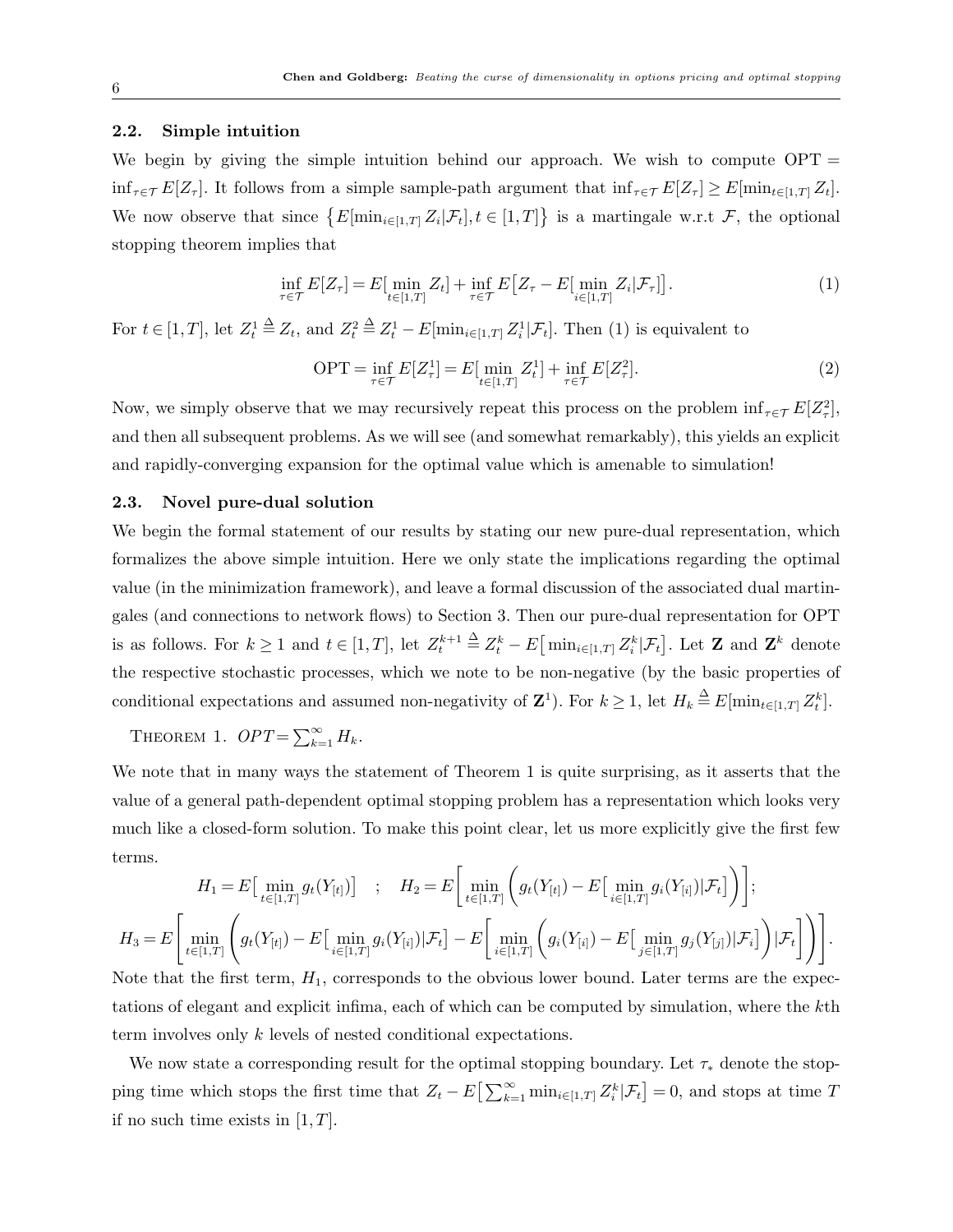### 2.2. Simple intuition

We begin by giving the simple intuition behind our approach. We wish to compute $\text{OPT} = \inf_{\tau \in \mathcal{T}} E[Z_\tau]$. It follows from a simple sample-path argument that $\inf_{\tau \in \mathcal{T}} E[Z_\tau] \geq E[\min_{t \in [1,T]} Z_t]$. We now observe that since $\{E[\min_{i \in [1,T]} Z_i | \mathcal{F}_t], t \in [1,T]\}$ is a martingale w.r.t $\mathcal{F}$, the optional stopping theorem implies that

$$\inf_{\tau \in \mathcal{T}} E[Z_\tau] = E[\min_{t \in [1,T]} Z_t] + \inf_{\tau \in \mathcal{T}} E\big[Z_\tau - E[\min_{i \in [1,T]} Z_i | \mathcal{F}_\tau]\big]. \tag{1}$$

For $t \in [1,T]$, let $Z^1_t \triangleq Z_t$, and $Z^2_t \triangleq Z^1_t - E[\min_{i \in [1,T]} Z^1_i | \mathcal{F}_t]$. Then (1) is equivalent to

$$\text{OPT} = \inf_{\tau \in \mathcal{T}} E[Z^1_\tau] = E[\min_{t \in [1,T]} Z^1_t] + \inf_{\tau \in \mathcal{T}} E[Z^2_\tau]. \tag{2}$$

Now, we simply observe that we may recursively repeat this process on the problem $\inf_{\tau \in \mathcal{T}} E[Z^2_\tau]$, and then all subsequent problems. As we will see (and somewhat remarkably), this yields an explicit and rapidly-converging expansion for the optimal value which is amenable to simulation!

### 2.3. Novel pure-dual solution

We begin the formal statement of our results by stating our new pure-dual representation, which formalizes the above simple intuition. Here we only state the implications regarding the optimal value (in the minimization framework), and leave a formal discussion of the associated dual martingales (and connections to network flows) to Section 3. Then our pure-dual representation for OPT is as follows. For $k \geq 1$ and $t \in [1,T]$, let $Z^{k+1}_t \triangleq Z^k_t - E\big[\min_{i \in [1,T]} Z^k_i | \mathcal{F}_t\big]$. Let $\mathbf{Z}$ and $\mathbf{Z}^k$ denote the respective stochastic processes, which we note to be non-negative (by the basic properties of conditional expectations and assumed non-negativity of $\mathbf{Z}^1$). For $k \geq 1$, let $H_k \triangleq E[\min_{t \in [1,T]} Z^k_t]$.

THEOREM 1. *$OPT = \sum_{k=1}^{\infty} H_k$.*

We note that in many ways the statement of Theorem 1 is quite surprising, as it asserts that the value of a general path-dependent optimal stopping problem has a representation which looks very much like a closed-form solution. To make this point clear, let us more explicitly give the first few terms.

$$H_1 = E\big[\min_{t \in [1,T]} g_t(Y_{[t]})\big] \quad ; \quad H_2 = E\Bigg[\min_{t \in [1,T]} \bigg(g_t(Y_{[t]}) - E\big[\min_{i \in [1,T]} g_i(Y_{[i]}) | \mathcal{F}_t\big]\bigg)\Bigg];$$

$$H_3 = E\Bigg[\min_{t \in [1,T]} \Bigg(g_t(Y_{[t]}) - E\big[\min_{i \in [1,T]} g_i(Y_{[i]}) | \mathcal{F}_t\big] - E\Bigg[\min_{i \in [1,T]} \bigg(g_i(Y_{[i]}) - E\big[\min_{j \in [1,T]} g_j(Y_{[j]}) | \mathcal{F}_i\big]\bigg) | \mathcal{F}_t\Bigg]\Bigg)\Bigg].$$

Note that the first term, $H_1$, corresponds to the obvious lower bound. Later terms are the expectations of elegant and explicit infima, each of which can be computed by simulation, where the $k$th term involves only $k$ levels of nested conditional expectations.

We now state a corresponding result for the optimal stopping boundary. Let $\tau_*$ denote the stopping time which stops the first time that $Z_t - E\big[\sum_{k=1}^{\infty} \min_{i \in [1,T]} Z^k_i | \mathcal{F}_t\big] = 0$, and stops at time $T$ if no such time exists in $[1,T]$.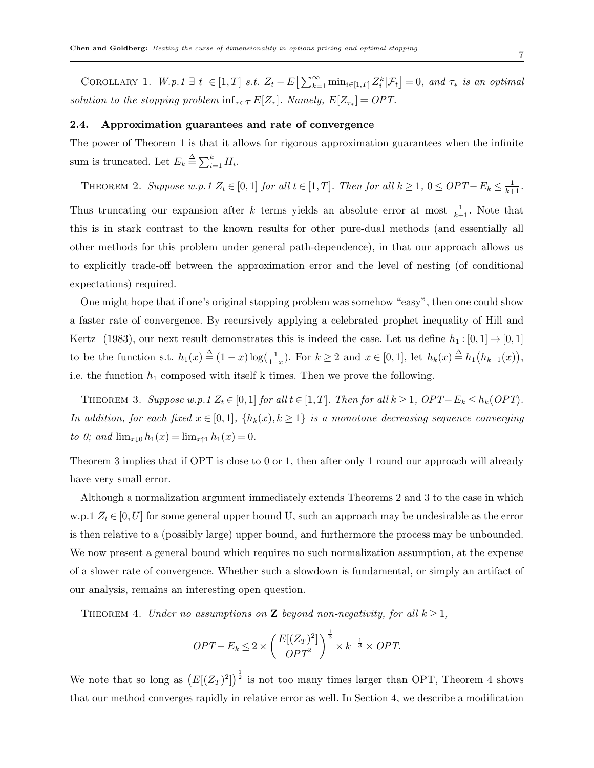COROLLARY 1. *W.p.1* $\exists\ t \in [1,T]$ *s.t.* $Z_t - E\big[\sum_{k=1}^{\infty} \min_{i\in[1,T]} Z_i^k | \mathcal{F}_t\big] = 0$, *and* $\tau_*$ *is an optimal solution to the stopping problem* $\inf_{\tau\in\mathcal{T}} E[Z_\tau]$. *Namely,* $E[Z_{\tau_*}] = OPT$.

### 2.4. Approximation guarantees and rate of convergence

The power of Theorem 1 is that it allows for rigorous approximation guarantees when the infinite sum is truncated. Let $E_k \overset{\Delta}{=} \sum_{i=1}^{k} H_i$.

THEOREM 2. *Suppose w.p.1* $Z_t \in [0,1]$ *for all* $t \in [1,T]$. *Then for all* $k \geq 1$, $0 \leq OPT - E_k \leq \frac{1}{k+1}$.

Thus truncating our expansion after $k$ terms yields an absolute error at most $\frac{1}{k+1}$. Note that this is in stark contrast to the known results for other pure-dual methods (and essentially all other methods for this problem under general path-dependence), in that our approach allows us to explicitly trade-off between the approximation error and the level of nesting (of conditional expectations) required.

One might hope that if one's original stopping problem was somehow "easy", then one could show a faster rate of convergence. By recursively applying a celebrated prophet inequality of Hill and Kertz (1983), our next result demonstrates this is indeed the case. Let us define $h_1 : [0,1] \rightarrow [0,1]$ to be the function s.t. $h_1(x) \overset{\Delta}{=} (1-x)\log(\frac{1}{1-x})$. For $k \geq 2$ and $x \in [0,1]$, let $h_k(x) \overset{\Delta}{=} h_1\big(h_{k-1}(x)\big)$, i.e. the function $h_1$ composed with itself k times. Then we prove the following.

THEOREM 3. *Suppose w.p.1* $Z_t \in [0,1]$ *for all* $t \in [1,T]$. *Then for all* $k \geq 1$, $OPT - E_k \leq h_k(OPT)$. *In addition, for each fixed* $x \in [0,1]$, $\{h_k(x), k \geq 1\}$ *is a monotone decreasing sequence converging to 0; and* $\lim_{x\downarrow 0} h_1(x) = \lim_{x\uparrow 1} h_1(x) = 0$.

Theorem 3 implies that if OPT is close to 0 or 1, then after only 1 round our approach will already have very small error.

Although a normalization argument immediately extends Theorems 2 and 3 to the case in which w.p.1 $Z_t \in [0,U]$ for some general upper bound U, such an approach may be undesirable as the error is then relative to a (possibly large) upper bound, and furthermore the process may be unbounded. We now present a general bound which requires no such normalization assumption, at the expense of a slower rate of convergence. Whether such a slowdown is fundamental, or simply an artifact of our analysis, remains an interesting open question.

THEOREM 4. *Under no assumptions on* $\mathbf{Z}$ *beyond non-negativity, for all* $k \geq 1$,

$$OPT - E_k \leq 2 \times \left(\frac{E[(Z_T)^2]}{OPT^2}\right)^{\frac{1}{3}} \times k^{-\frac{1}{3}} \times OPT.$$

We note that so long as $\big(E[(Z_T)^2]\big)^{\frac{1}{2}}$ is not too many times larger than OPT, Theorem 4 shows that our method converges rapidly in relative error as well. In Section 4, we describe a modification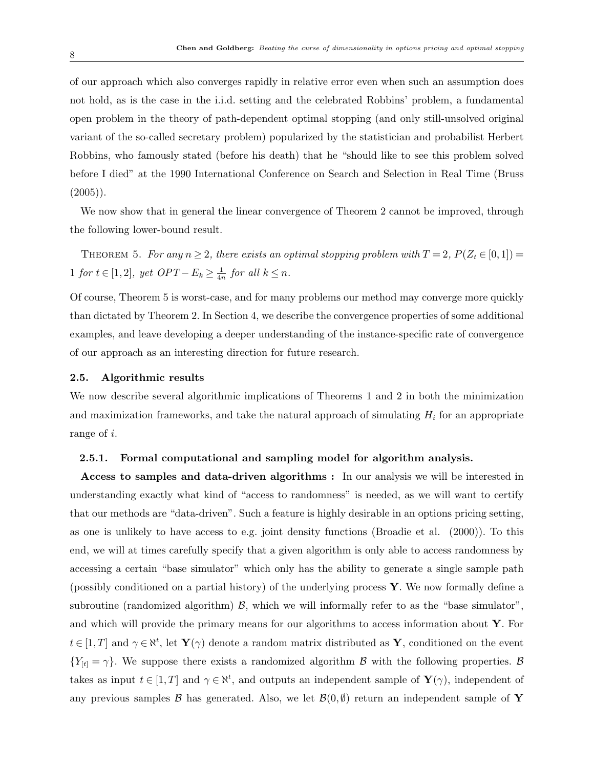of our approach which also converges rapidly in relative error even when such an assumption does not hold, as is the case in the i.i.d. setting and the celebrated Robbins' problem, a fundamental open problem in the theory of path-dependent optimal stopping (and only still-unsolved original variant of the so-called secretary problem) popularized by the statistician and probabilist Herbert Robbins, who famously stated (before his death) that he "should like to see this problem solved before I died" at the 1990 International Conference on Search and Selection in Real Time (Bruss (2005)).

We now show that in general the linear convergence of Theorem 2 cannot be improved, through the following lower-bound result.

THEOREM 5. *For any $n \geq 2$, there exists an optimal stopping problem with $T = 2$, $P(Z_t \in [0,1]) = 1$ for $t \in [1,2]$, yet $OPT - E_k \geq \frac{1}{4n}$ for all $k \leq n$.*

Of course, Theorem 5 is worst-case, and for many problems our method may converge more quickly than dictated by Theorem 2. In Section 4, we describe the convergence properties of some additional examples, and leave developing a deeper understanding of the instance-specific rate of convergence of our approach as an interesting direction for future research.

### 2.5. Algorithmic results

We now describe several algorithmic implications of Theorems 1 and 2 in both the minimization and maximization frameworks, and take the natural approach of simulating $H_i$ for an appropriate range of $i$.

#### 2.5.1. Formal computational and sampling model for algorithm analysis.

**Access to samples and data-driven algorithms :** In our analysis we will be interested in understanding exactly what kind of "access to randomness" is needed, as we will want to certify that our methods are "data-driven". Such a feature is highly desirable in an options pricing setting, as one is unlikely to have access to e.g. joint density functions (Broadie et al. (2000)). To this end, we will at times carefully specify that a given algorithm is only able to access randomness by accessing a certain "base simulator" which only has the ability to generate a single sample path (possibly conditioned on a partial history) of the underlying process $\mathbf{Y}$. We now formally define a subroutine (randomized algorithm) $\mathcal{B}$, which we will informally refer to as the "base simulator", and which will provide the primary means for our algorithms to access information about $\mathbf{Y}$. For $t \in [1,T]$ and $\gamma \in \aleph^t$, let $\mathbf{Y}(\gamma)$ denote a random matrix distributed as $\mathbf{Y}$, conditioned on the event $\{Y_{[t]} = \gamma\}$. We suppose there exists a randomized algorithm $\mathcal{B}$ with the following properties. $\mathcal{B}$ takes as input $t \in [1,T]$ and $\gamma \in \aleph^t$, and outputs an independent sample of $\mathbf{Y}(\gamma)$, independent of any previous samples $\mathcal{B}$ has generated. Also, we let $\mathcal{B}(0,\emptyset)$ return an independent sample of $\mathbf{Y}$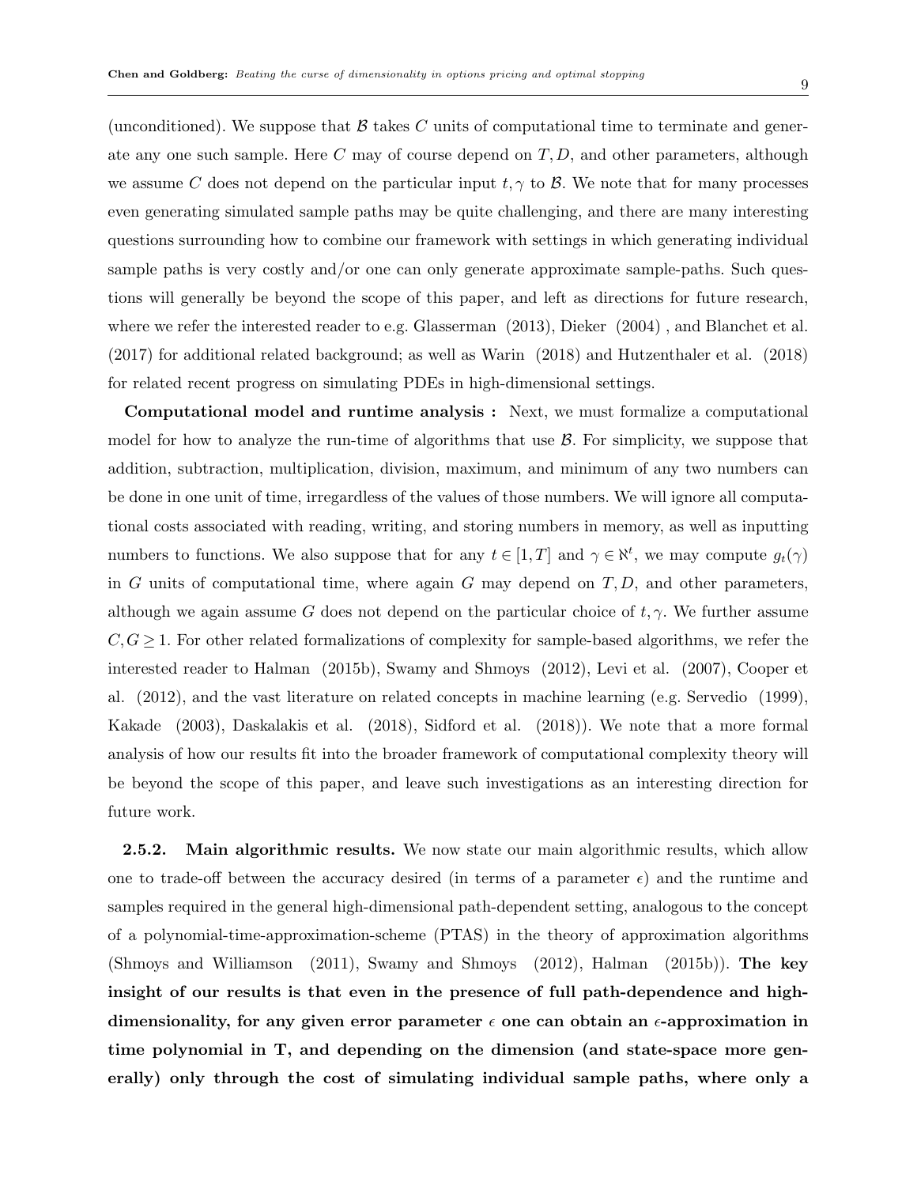(unconditioned). We suppose that $\mathcal{B}$ takes $C$ units of computational time to terminate and generate any one such sample. Here $C$ may of course depend on $T, D$, and other parameters, although we assume $C$ does not depend on the particular input $t, \gamma$ to $\mathcal{B}$. We note that for many processes even generating simulated sample paths may be quite challenging, and there are many interesting questions surrounding how to combine our framework with settings in which generating individual sample paths is very costly and/or one can only generate approximate sample-paths. Such questions will generally be beyond the scope of this paper, and left as directions for future research, where we refer the interested reader to e.g. Glasserman (2013), Dieker (2004) , and Blanchet et al. (2017) for additional related background; as well as Warin (2018) and Hutzenthaler et al. (2018) for related recent progress on simulating PDEs in high-dimensional settings.

**Computational model and runtime analysis :** Next, we must formalize a computational model for how to analyze the run-time of algorithms that use $\mathcal{B}$. For simplicity, we suppose that addition, subtraction, multiplication, division, maximum, and minimum of any two numbers can be done in one unit of time, irregardless of the values of those numbers. We will ignore all computational costs associated with reading, writing, and storing numbers in memory, as well as inputting numbers to functions. We also suppose that for any $t \in [1, T]$ and $\gamma \in \aleph^t$, we may compute $g_t(\gamma)$ in $G$ units of computational time, where again $G$ may depend on $T, D$, and other parameters, although we again assume $G$ does not depend on the particular choice of $t, \gamma$. We further assume $C, G \geq 1$. For other related formalizations of complexity for sample-based algorithms, we refer the interested reader to Halman (2015b), Swamy and Shmoys (2012), Levi et al. (2007), Cooper et al. (2012), and the vast literature on related concepts in machine learning (e.g. Servedio (1999), Kakade (2003), Daskalakis et al. (2018), Sidford et al. (2018)). We note that a more formal analysis of how our results fit into the broader framework of computational complexity theory will be beyond the scope of this paper, and leave such investigations as an interesting direction for future work.

**2.5.2. Main algorithmic results.** We now state our main algorithmic results, which allow one to trade-off between the accuracy desired (in terms of a parameter $\epsilon$) and the runtime and samples required in the general high-dimensional path-dependent setting, analogous to the concept of a polynomial-time-approximation-scheme (PTAS) in the theory of approximation algorithms (Shmoys and Williamson (2011), Swamy and Shmoys (2012), Halman (2015b)). **The key insight of our results is that even in the presence of full path-dependence and high-dimensionality, for any given error parameter $\epsilon$ one can obtain an $\epsilon$-approximation in time polynomial in T, and depending on the dimension (and state-space more generally) only through the cost of simulating individual sample paths, where only a**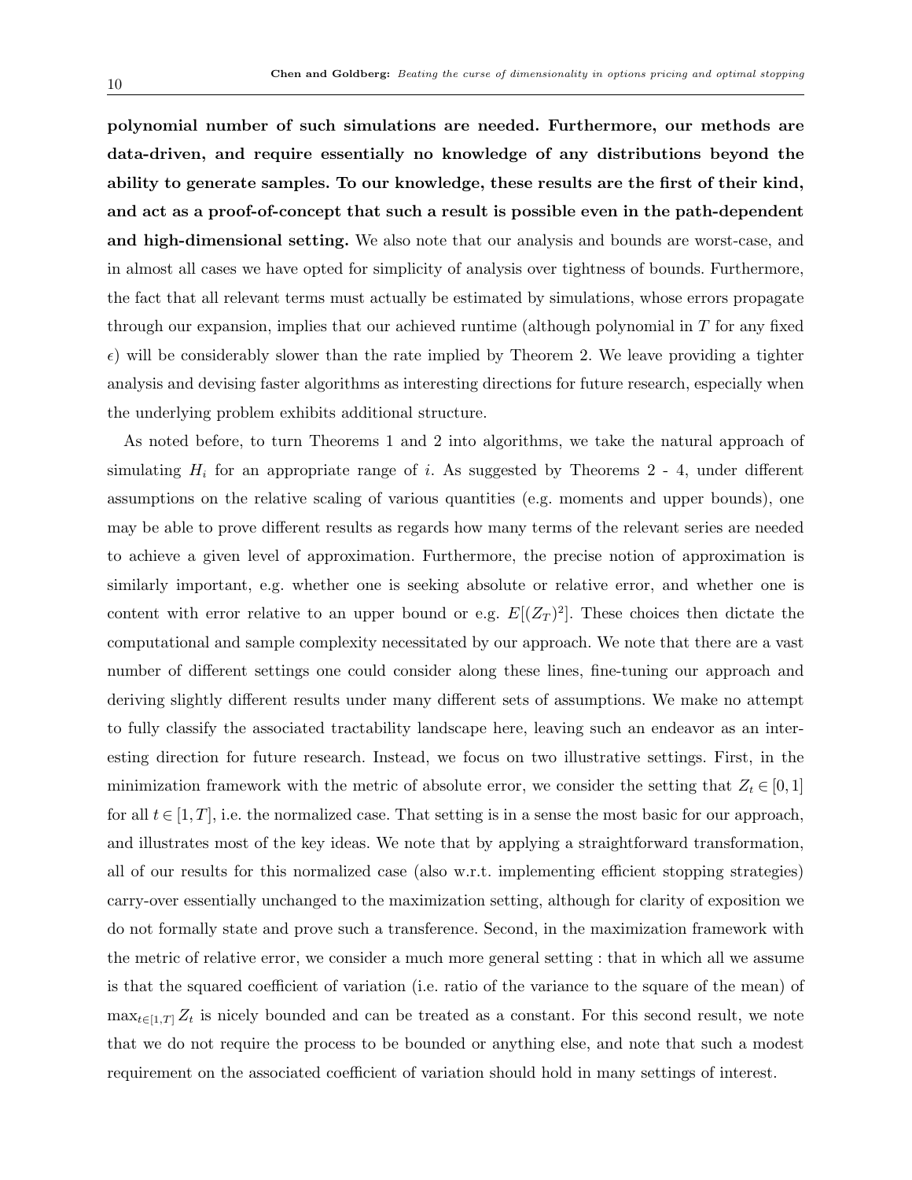**polynomial number of such simulations are needed. Furthermore, our methods are data-driven, and require essentially no knowledge of any distributions beyond the ability to generate samples. To our knowledge, these results are the first of their kind, and act as a proof-of-concept that such a result is possible even in the path-dependent and high-dimensional setting.** We also note that our analysis and bounds are worst-case, and in almost all cases we have opted for simplicity of analysis over tightness of bounds. Furthermore, the fact that all relevant terms must actually be estimated by simulations, whose errors propagate through our expansion, implies that our achieved runtime (although polynomial in $T$ for any fixed $\epsilon$) will be considerably slower than the rate implied by Theorem 2. We leave providing a tighter analysis and devising faster algorithms as interesting directions for future research, especially when the underlying problem exhibits additional structure.

As noted before, to turn Theorems 1 and 2 into algorithms, we take the natural approach of simulating $H_i$ for an appropriate range of $i$. As suggested by Theorems 2 - 4, under different assumptions on the relative scaling of various quantities (e.g. moments and upper bounds), one may be able to prove different results as regards how many terms of the relevant series are needed to achieve a given level of approximation. Furthermore, the precise notion of approximation is similarly important, e.g. whether one is seeking absolute or relative error, and whether one is content with error relative to an upper bound or e.g. $E[(Z_T)^2]$. These choices then dictate the computational and sample complexity necessitated by our approach. We note that there are a vast number of different settings one could consider along these lines, fine-tuning our approach and deriving slightly different results under many different sets of assumptions. We make no attempt to fully classify the associated tractability landscape here, leaving such an endeavor as an interesting direction for future research. Instead, we focus on two illustrative settings. First, in the minimization framework with the metric of absolute error, we consider the setting that $Z_t \in [0,1]$ for all $t \in [1,T]$, i.e. the normalized case. That setting is in a sense the most basic for our approach, and illustrates most of the key ideas. We note that by applying a straightforward transformation, all of our results for this normalized case (also w.r.t. implementing efficient stopping strategies) carry-over essentially unchanged to the maximization setting, although for clarity of exposition we do not formally state and prove such a transference. Second, in the maximization framework with the metric of relative error, we consider a much more general setting : that in which all we assume is that the squared coefficient of variation (i.e. ratio of the variance to the square of the mean) of $\max_{t\in[1,T]} Z_t$ is nicely bounded and can be treated as a constant. For this second result, we note that we do not require the process to be bounded or anything else, and note that such a modest requirement on the associated coefficient of variation should hold in many settings of interest.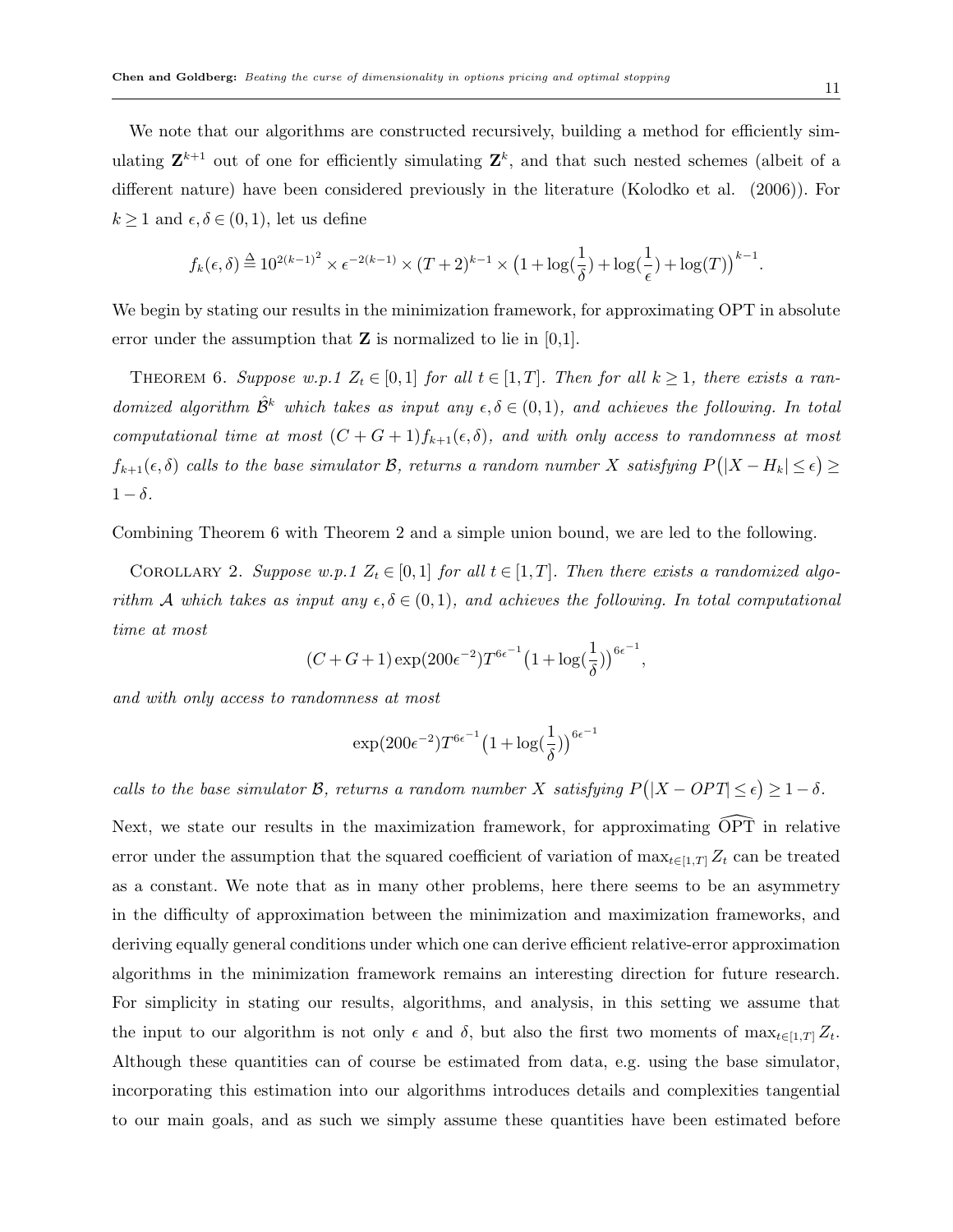We note that our algorithms are constructed recursively, building a method for efficiently simulating $\mathbf{Z}^{k+1}$ out of one for efficiently simulating $\mathbf{Z}^k$, and that such nested schemes (albeit of a different nature) have been considered previously in the literature (Kolodko et al. (2006)). For $k \geq 1$ and $\epsilon, \delta \in (0,1)$, let us define

$$f_k(\epsilon,\delta) \triangleq 10^{2(k-1)^2} \times \epsilon^{-2(k-1)} \times (T+2)^{k-1} \times \left(1 + \log(\frac{1}{\delta}) + \log(\frac{1}{\epsilon}) + \log(T)\right)^{k-1}.$$

We begin by stating our results in the minimization framework, for approximating OPT in absolute error under the assumption that $\mathbf{Z}$ is normalized to lie in [0,1].

Theorem 6. *Suppose w.p.1 $Z_t \in [0,1]$ for all $t \in [1,T]$. Then for all $k \geq 1$, there exists a randomized algorithm $\hat{\mathcal{B}}^k$ which takes as input any $\epsilon, \delta \in (0,1)$, and achieves the following. In total computational time at most $(C+G+1)f_{k+1}(\epsilon,\delta)$, and with only access to randomness at most $f_{k+1}(\epsilon,\delta)$ calls to the base simulator $\mathcal{B}$, returns a random number $X$ satisfying $P\left(|X - H_k| \leq \epsilon\right) \geq 1-\delta$.*

Combining Theorem 6 with Theorem 2 and a simple union bound, we are led to the following.

Corollary 2. *Suppose w.p.1 $Z_t \in [0,1]$ for all $t \in [1,T]$. Then there exists a randomized algorithm $\mathcal{A}$ which takes as input any $\epsilon, \delta \in (0,1)$, and achieves the following. In total computational time at most*

$$(C+G+1)\exp(200\epsilon^{-2})T^{6\epsilon^{-1}}\left(1 + \log(\frac{1}{\delta})\right)^{6\epsilon^{-1}},$$

*and with only access to randomness at most*

$$\exp(200\epsilon^{-2})T^{6\epsilon^{-1}}\left(1 + \log(\frac{1}{\delta})\right)^{6\epsilon^{-1}}$$

*calls to the base simulator $\mathcal{B}$, returns a random number $X$ satisfying $P\left(|X - OPT| \leq \epsilon\right) \geq 1-\delta$.*

Next, we state our results in the maximization framework, for approximating $\widehat{\text{OPT}}$ in relative error under the assumption that the squared coefficient of variation of $\max_{t\in[1,T]} Z_t$ can be treated as a constant. We note that as in many other problems, here there seems to be an asymmetry in the difficulty of approximation between the minimization and maximization frameworks, and deriving equally general conditions under which one can derive efficient relative-error approximation algorithms in the minimization framework remains an interesting direction for future research. For simplicity in stating our results, algorithms, and analysis, in this setting we assume that the input to our algorithm is not only $\epsilon$ and $\delta$, but also the first two moments of $\max_{t\in[1,T]} Z_t$. Although these quantities can of course be estimated from data, e.g. using the base simulator, incorporating this estimation into our algorithms introduces details and complexities tangential to our main goals, and as such we simply assume these quantities have been estimated before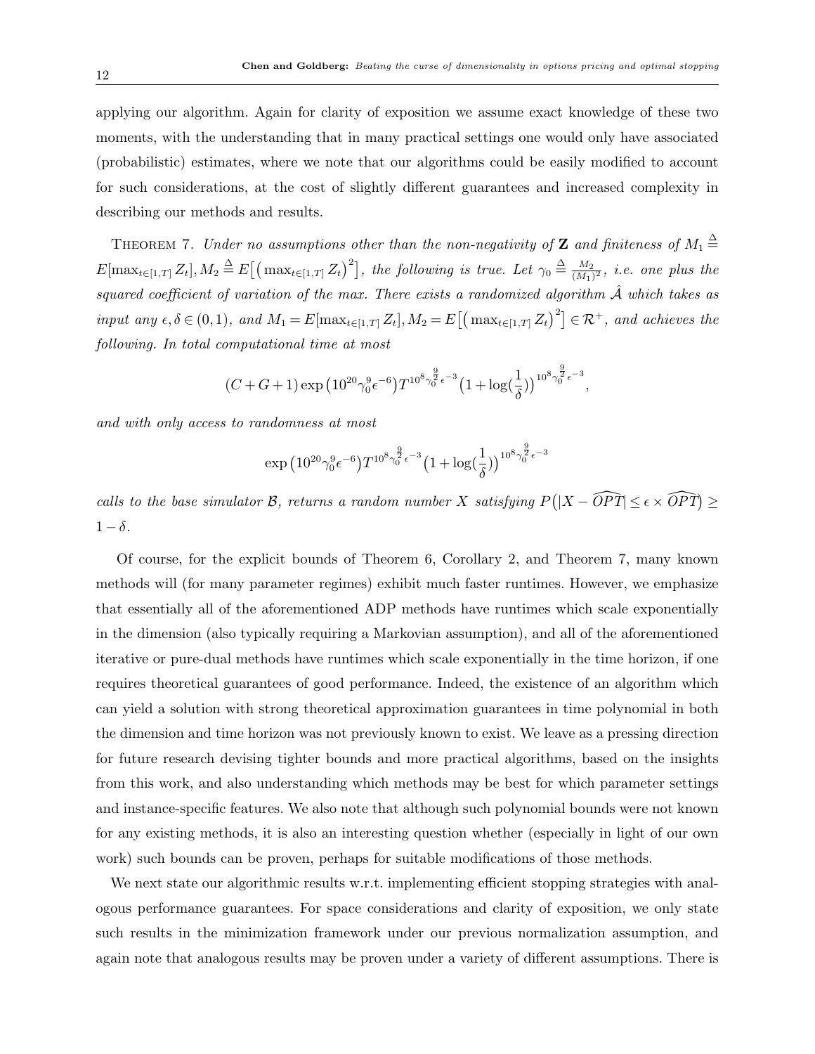applying our algorithm. Again for clarity of exposition we assume exact knowledge of these two moments, with the understanding that in many practical settings one would only have associated (probabilistic) estimates, where we note that our algorithms could be easily modified to account for such considerations, at the cost of slightly different guarantees and increased complexity in describing our methods and results.

Theorem 7. *Under no assumptions other than the non-negativity of* $\mathbf{Z}$ *and finiteness of* $M_1 \triangleq E[\max_{t\in[1,T]} Z_t], M_2 \triangleq E\big[\big(\max_{t\in[1,T]} Z_t\big)^2\big]$, *the following is true. Let* $\gamma_0 \triangleq \frac{M_2}{(M_1)^2}$, *i.e. one plus the squared coefficient of variation of the max. There exists a randomized algorithm* $\hat{\mathcal{A}}$ *which takes as input any* $\epsilon, \delta \in (0,1)$, *and* $M_1 = E[\max_{t\in[1,T]} Z_t], M_2 = E\big[\big(\max_{t\in[1,T]} Z_t\big)^2\big] \in \mathcal{R}^+$, *and achieves the following. In total computational time at most*

$$(C+G+1)\exp\big(10^{20}\gamma_0^9\epsilon^{-6}\big)T^{10^8\gamma_0^{\frac{9}{2}}\epsilon^{-3}}\big(1+\log(\frac{1}{\delta})\big)^{10^8\gamma_0^{\frac{9}{2}}\epsilon^{-3}},$$

*and with only access to randomness at most*

$$\exp\big(10^{20}\gamma_0^9\epsilon^{-6}\big)T^{10^8\gamma_0^{\frac{9}{2}}\epsilon^{-3}}\big(1+\log(\frac{1}{\delta})\big)^{10^8\gamma_0^{\frac{9}{2}}\epsilon^{-3}}$$

*calls to the base simulator* $\mathcal{B}$, *returns a random number* $X$ *satisfying* $P\big(|X - \widehat{OPT}| \leq \epsilon \times \widehat{OPT}\big) \geq 1-\delta$.

Of course, for the explicit bounds of Theorem 6, Corollary 2, and Theorem 7, many known methods will (for many parameter regimes) exhibit much faster runtimes. However, we emphasize that essentially all of the aforementioned ADP methods have runtimes which scale exponentially in the dimension (also typically requiring a Markovian assumption), and all of the aforementioned iterative or pure-dual methods have runtimes which scale exponentially in the time horizon, if one requires theoretical guarantees of good performance. Indeed, the existence of an algorithm which can yield a solution with strong theoretical approximation guarantees in time polynomial in both the dimension and time horizon was not previously known to exist. We leave as a pressing direction for future research devising tighter bounds and more practical algorithms, based on the insights from this work, and also understanding which methods may be best for which parameter settings and instance-specific features. We also note that although such polynomial bounds were not known for any existing methods, it is also an interesting question whether (especially in light of our own work) such bounds can be proven, perhaps for suitable modifications of those methods.

We next state our algorithmic results w.r.t. implementing efficient stopping strategies with analogous performance guarantees. For space considerations and clarity of exposition, we only state such results in the minimization framework under our previous normalization assumption, and again note that analogous results may be proven under a variety of different assumptions. There is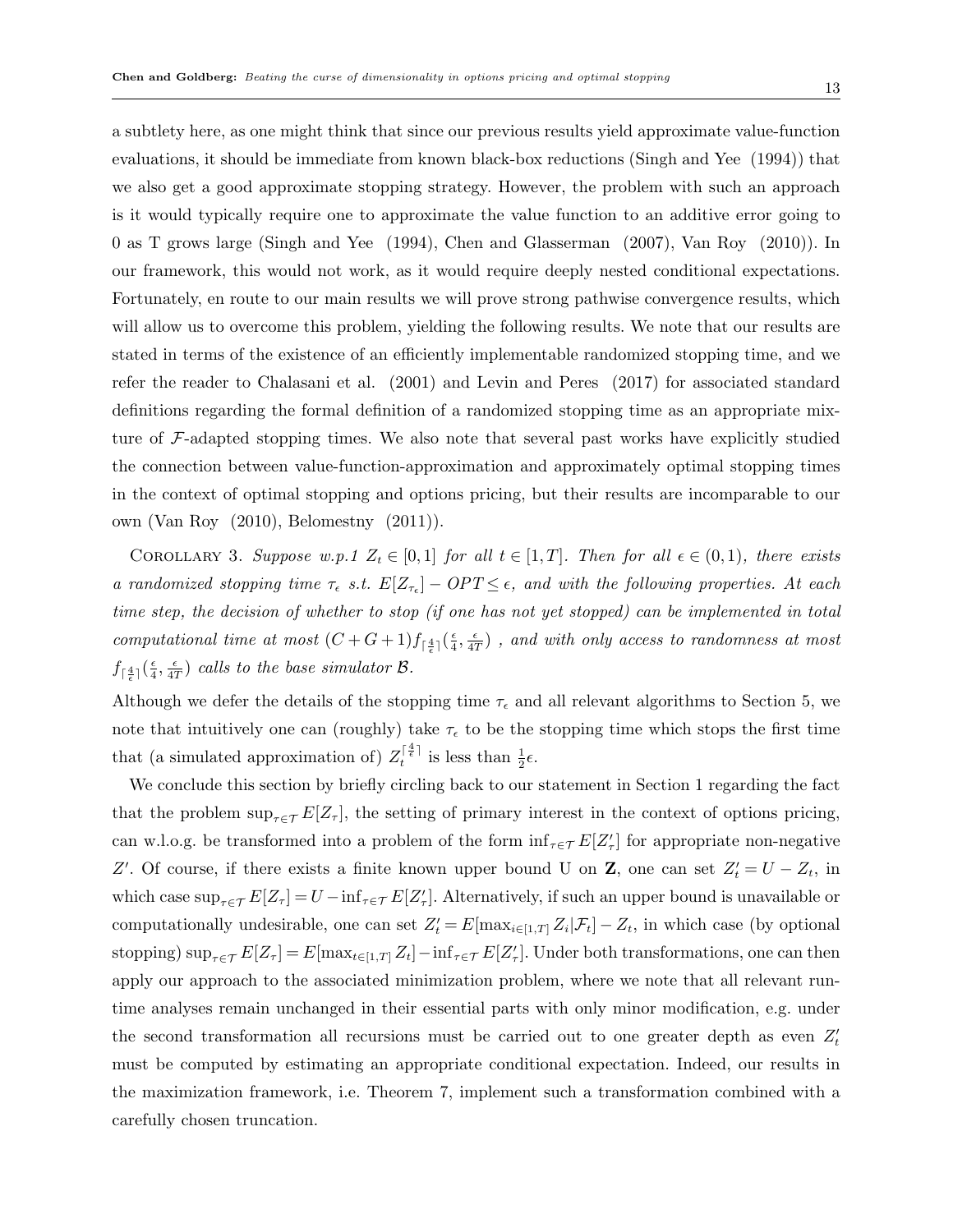a subtlety here, as one might think that since our previous results yield approximate value-function evaluations, it should be immediate from known black-box reductions (Singh and Yee (1994)) that we also get a good approximate stopping strategy. However, the problem with such an approach is it would typically require one to approximate the value function to an additive error going to 0 as T grows large (Singh and Yee (1994), Chen and Glasserman (2007), Van Roy (2010)). In our framework, this would not work, as it would require deeply nested conditional expectations. Fortunately, en route to our main results we will prove strong pathwise convergence results, which will allow us to overcome this problem, yielding the following results. We note that our results are stated in terms of the existence of an efficiently implementable randomized stopping time, and we refer the reader to Chalasani et al. (2001) and Levin and Peres (2017) for associated standard definitions regarding the formal definition of a randomized stopping time as an appropriate mixture of $\mathcal{F}$-adapted stopping times. We also note that several past works have explicitly studied the connection between value-function-approximation and approximately optimal stopping times in the context of optimal stopping and options pricing, but their results are incomparable to our own (Van Roy (2010), Belomestny (2011)).

Corollary 3. *Suppose w.p.1 $Z_t \in [0,1]$ for all $t \in [1,T]$. Then for all $\epsilon \in (0,1)$, there exists a randomized stopping time $\tau_\epsilon$ s.t. $E[Z_{\tau_\epsilon}] - OPT \leq \epsilon$, and with the following properties. At each time step, the decision of whether to stop (if one has not yet stopped) can be implemented in total computational time at most $(C+G+1)f_{\lceil \frac{4}{\epsilon} \rceil}(\frac{\epsilon}{4}, \frac{\epsilon}{4T})$ , and with only access to randomness at most $f_{\lceil \frac{4}{\epsilon} \rceil}(\frac{\epsilon}{4}, \frac{\epsilon}{4T})$ calls to the base simulator $\mathcal{B}$.*

Although we defer the details of the stopping time $\tau_\epsilon$ and all relevant algorithms to Section 5, we note that intuitively one can (roughly) take $\tau_\epsilon$ to be the stopping time which stops the first time that (a simulated approximation of) $Z_t^{\lceil \frac{4}{\epsilon} \rceil}$ is less than $\frac{1}{2}\epsilon$.

We conclude this section by briefly circling back to our statement in Section 1 regarding the fact that the problem $\sup_{\tau \in \mathcal{T}} E[Z_\tau]$, the setting of primary interest in the context of options pricing, can w.l.o.g. be transformed into a problem of the form $\inf_{\tau \in \mathcal{T}} E[Z'_\tau]$ for appropriate non-negative $Z'$. Of course, if there exists a finite known upper bound U on $\mathbf{Z}$, one can set $Z'_t = U - Z_t$, in which case $\sup_{\tau \in \mathcal{T}} E[Z_\tau] = U - \inf_{\tau \in \mathcal{T}} E[Z'_\tau]$. Alternatively, if such an upper bound is unavailable or computationally undesirable, one can set $Z'_t = E[\max_{i \in [1,T]} Z_i | \mathcal{F}_t] - Z_t$, in which case (by optional stopping) $\sup_{\tau \in \mathcal{T}} E[Z_\tau] = E[\max_{t \in [1,T]} Z_t] - \inf_{\tau \in \mathcal{T}} E[Z'_\tau]$. Under both transformations, one can then apply our approach to the associated minimization problem, where we note that all relevant run-time analyses remain unchanged in their essential parts with only minor modification, e.g. under the second transformation all recursions must be carried out to one greater depth as even $Z'_t$ must be computed by estimating an appropriate conditional expectation. Indeed, our results in the maximization framework, i.e. Theorem 7, implement such a transformation combined with a carefully chosen truncation.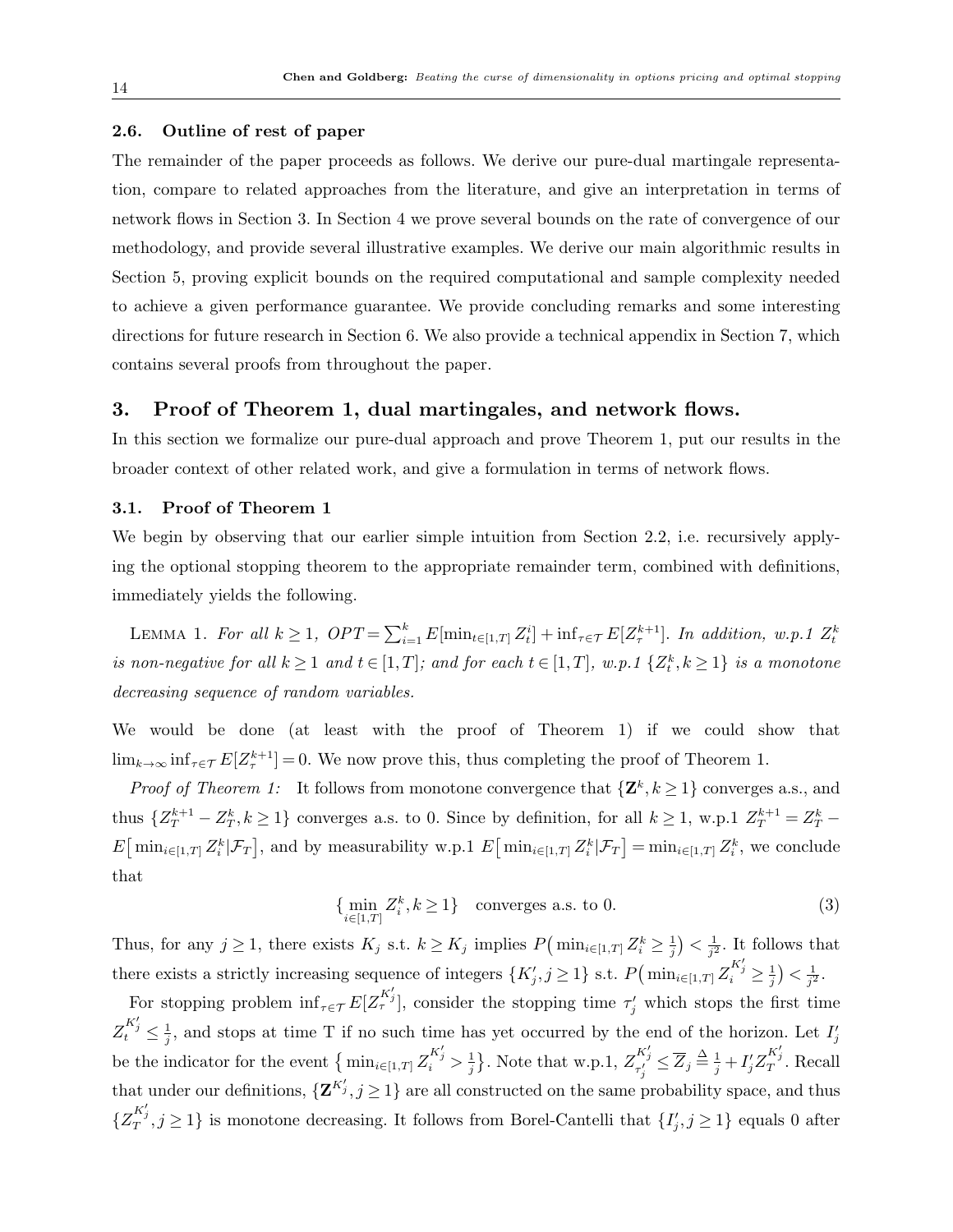### 2.6. Outline of rest of paper

The remainder of the paper proceeds as follows. We derive our pure-dual martingale representation, compare to related approaches from the literature, and give an interpretation in terms of network flows in Section 3. In Section 4 we prove several bounds on the rate of convergence of our methodology, and provide several illustrative examples. We derive our main algorithmic results in Section 5, proving explicit bounds on the required computational and sample complexity needed to achieve a given performance guarantee. We provide concluding remarks and some interesting directions for future research in Section 6. We also provide a technical appendix in Section 7, which contains several proofs from throughout the paper.

## 3. Proof of Theorem 1, dual martingales, and network flows.

In this section we formalize our pure-dual approach and prove Theorem 1, put our results in the broader context of other related work, and give a formulation in terms of network flows.

### 3.1. Proof of Theorem 1

We begin by observing that our earlier simple intuition from Section 2.2, i.e. recursively applying the optional stopping theorem to the appropriate remainder term, combined with definitions, immediately yields the following.

LEMMA 1. *For all $k \geq 1$, $OPT = \sum_{i=1}^{k} E[\min_{t\in[1,T]} Z^i_t] + \inf_{\tau\in\mathcal{T}} E[Z^{k+1}_\tau]$. In addition, w.p.1 $Z^k_t$ is non-negative for all $k \geq 1$ and $t \in [1,T]$; and for each $t \in [1,T]$, w.p.1 $\{Z^k_t, k \geq 1\}$ is a monotone decreasing sequence of random variables.*

We would be done (at least with the proof of Theorem 1) if we could show that $\lim_{k\to\infty} \inf_{\tau\in\mathcal{T}} E[Z^{k+1}_\tau] = 0$. We now prove this, thus completing the proof of Theorem 1.

*Proof of Theorem 1:* It follows from monotone convergence that $\{\mathbf{Z}^k, k \geq 1\}$ converges a.s., and thus $\{Z^{k+1}_T - Z^k_T, k \geq 1\}$ converges a.s. to 0. Since by definition, for all $k \geq 1$, w.p.1 $Z^{k+1}_T = Z^k_T - E\big[\min_{i\in[1,T]} Z^k_i|\mathcal{F}_T\big]$, and by measurability w.p.1 $E\big[\min_{i\in[1,T]} Z^k_i|\mathcal{F}_T\big] = \min_{i\in[1,T]} Z^k_i$, we conclude that

$$\{\min_{i\in[1,T]} Z^k_i, k \geq 1\} \quad \text{converges a.s. to 0.} \tag{3}$$

Thus, for any $j \geq 1$, there exists $K_j$ s.t. $k \geq K_j$ implies $P\big(\min_{i\in[1,T]} Z^k_i \geq \frac{1}{j}\big) < \frac{1}{j^2}$. It follows that there exists a strictly increasing sequence of integers $\{K'_j, j \geq 1\}$ s.t. $P\big(\min_{i\in[1,T]} Z^{K'_j}_i \geq \frac{1}{j}\big) < \frac{1}{j^2}$.

For stopping problem $\inf_{\tau\in\mathcal{T}} E[Z^{K'_j}_\tau]$, consider the stopping time $\tau'_j$ which stops the first time $Z^{K'_j}_t \leq \frac{1}{j}$, and stops at time T if no such time has yet occurred by the end of the horizon. Let $I'_j$ be the indicator for the event $\big\{\min_{i\in[1,T]} Z^{K'_j}_i > \frac{1}{j}\big\}$. Note that w.p.1, $Z^{K'_j}_{\tau'_j} \leq \overline{Z}_j \overset{\Delta}{=} \frac{1}{j} + I'_j Z^{K'_j}_T$. Recall that under our definitions, $\{\mathbf{Z}^{K'_j}, j \geq 1\}$ are all constructed on the same probability space, and thus $\{Z^{K'_j}_T, j \geq 1\}$ is monotone decreasing. It follows from Borel-Cantelli that $\{I'_j, j \geq 1\}$ equals 0 after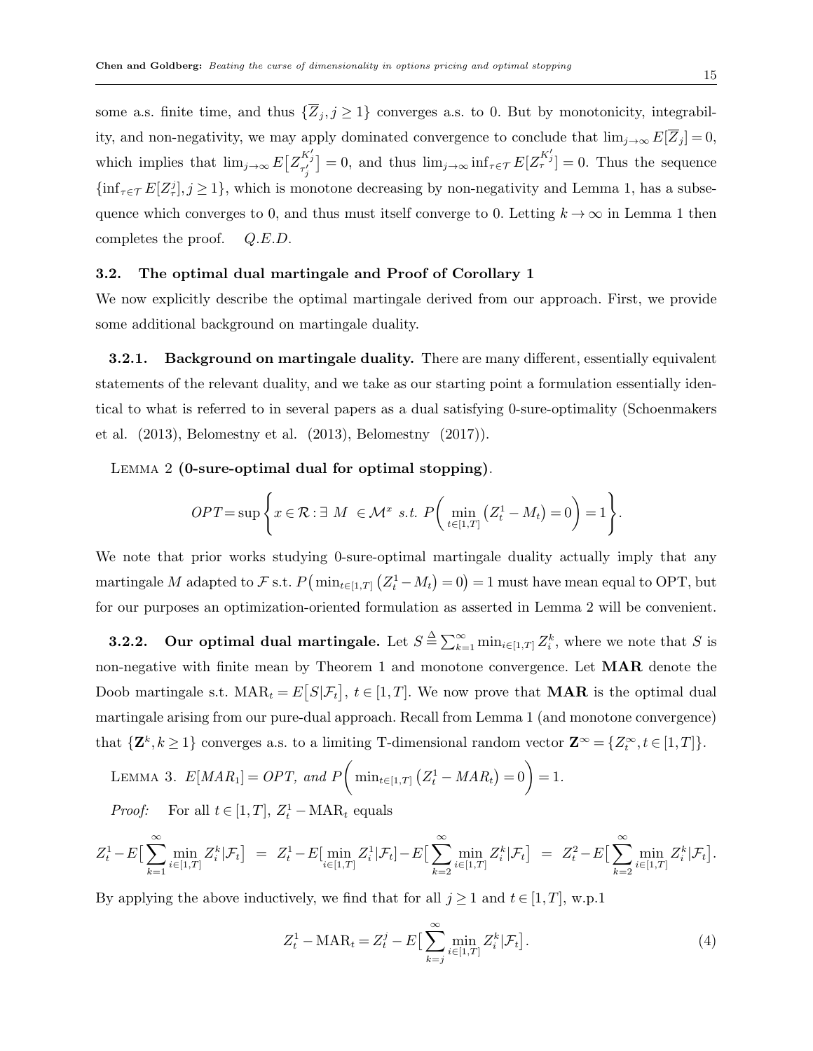some a.s. finite time, and thus $\{\overline{Z}_j, j \geq 1\}$ converges a.s. to 0. But by monotonicity, integrability, and non-negativity, we may apply dominated convergence to conclude that $\lim_{j\to\infty} E[\overline{Z}_j] = 0$, which implies that $\lim_{j\to\infty} E\big[Z^{K'_j}_{\tau'_j}\big] = 0$, and thus $\lim_{j\to\infty} \inf_{\tau\in\mathcal{T}} E[Z^{K'_j}_{\tau}] = 0$. Thus the sequence $\{\inf_{\tau\in\mathcal{T}} E[Z^j_\tau], j \geq 1\}$, which is monotone decreasing by non-negativity and Lemma 1, has a subsequence which converges to 0, and thus must itself converge to 0. Letting $k \to \infty$ in Lemma 1 then completes the proof. *Q.E.D.*

### 3.2. The optimal dual martingale and Proof of Corollary 1

We now explicitly describe the optimal martingale derived from our approach. First, we provide some additional background on martingale duality.

**3.2.1. Background on martingale duality.** There are many different, essentially equivalent statements of the relevant duality, and we take as our starting point a formulation essentially identical to what is referred to in several papers as a dual satisfying 0-sure-optimality (Schoenmakers et al. (2013), Belomestny et al. (2013), Belomestny (2017)).

Lemma 2 **(0-sure-optimal dual for optimal stopping)**.

$$OPT = \sup\left\{x \in \mathcal{R} : \exists\ M\ \in \mathcal{M}^x \ s.t.\ P\bigg(\min_{t\in[1,T]}\big(Z^1_t - M_t\big) = 0\bigg) = 1\right\}.$$

We note that prior works studying 0-sure-optimal martingale duality actually imply that any martingale $M$ adapted to $\mathcal{F}$ s.t. $P\big(\min_{t\in[1,T]}\big(Z^1_t - M_t\big) = 0\big) = 1$ must have mean equal to OPT, but for our purposes an optimization-oriented formulation as asserted in Lemma 2 will be convenient.

**3.2.2. Our optimal dual martingale.** Let $S \stackrel{\Delta}{=} \sum_{k=1}^{\infty} \min_{i\in[1,T]} Z^k_i$, where we note that $S$ is non-negative with finite mean by Theorem 1 and monotone convergence. Let $\mathbf{MAR}$ denote the Doob martingale s.t. $\mathrm{MAR}_t = E\big[S|\mathcal{F}_t\big]$, $t \in [1,T]$. We now prove that $\mathbf{MAR}$ is the optimal dual martingale arising from our pure-dual approach. Recall from Lemma 1 (and monotone convergence) that $\{\mathbf{Z}^k, k \geq 1\}$ converges a.s. to a limiting T-dimensional random vector $\mathbf{Z}^\infty = \{Z^\infty_t, t \in [1,T]\}$.

Lemma 3. *$E[MAR_1] = OPT$, and $P\bigg(\min_{t\in[1,T]}\big(Z^1_t - MAR_t\big) = 0\bigg) = 1$.*

*Proof:* For all $t \in [1,T]$, $Z^1_t - \mathrm{MAR}_t$ equals

$$Z^1_t - E\big[\sum_{k=1}^{\infty}\min_{i\in[1,T]} Z^k_i|\mathcal{F}_t\big] \;=\; Z^1_t - E\big[\min_{i\in[1,T]} Z^1_i|\mathcal{F}_t\big] - E\big[\sum_{k=2}^{\infty}\min_{i\in[1,T]} Z^k_i|\mathcal{F}_t\big] \;=\; Z^2_t - E\big[\sum_{k=2}^{\infty}\min_{i\in[1,T]} Z^k_i|\mathcal{F}_t\big].$$

By applying the above inductively, we find that for all $j \geq 1$ and $t \in [1,T]$, w.p.1

$$Z^1_t - \mathrm{MAR}_t = Z^j_t - E\big[\sum_{k=j}^{\infty}\min_{i\in[1,T]} Z^k_i|\mathcal{F}_t\big]. \tag{4}$$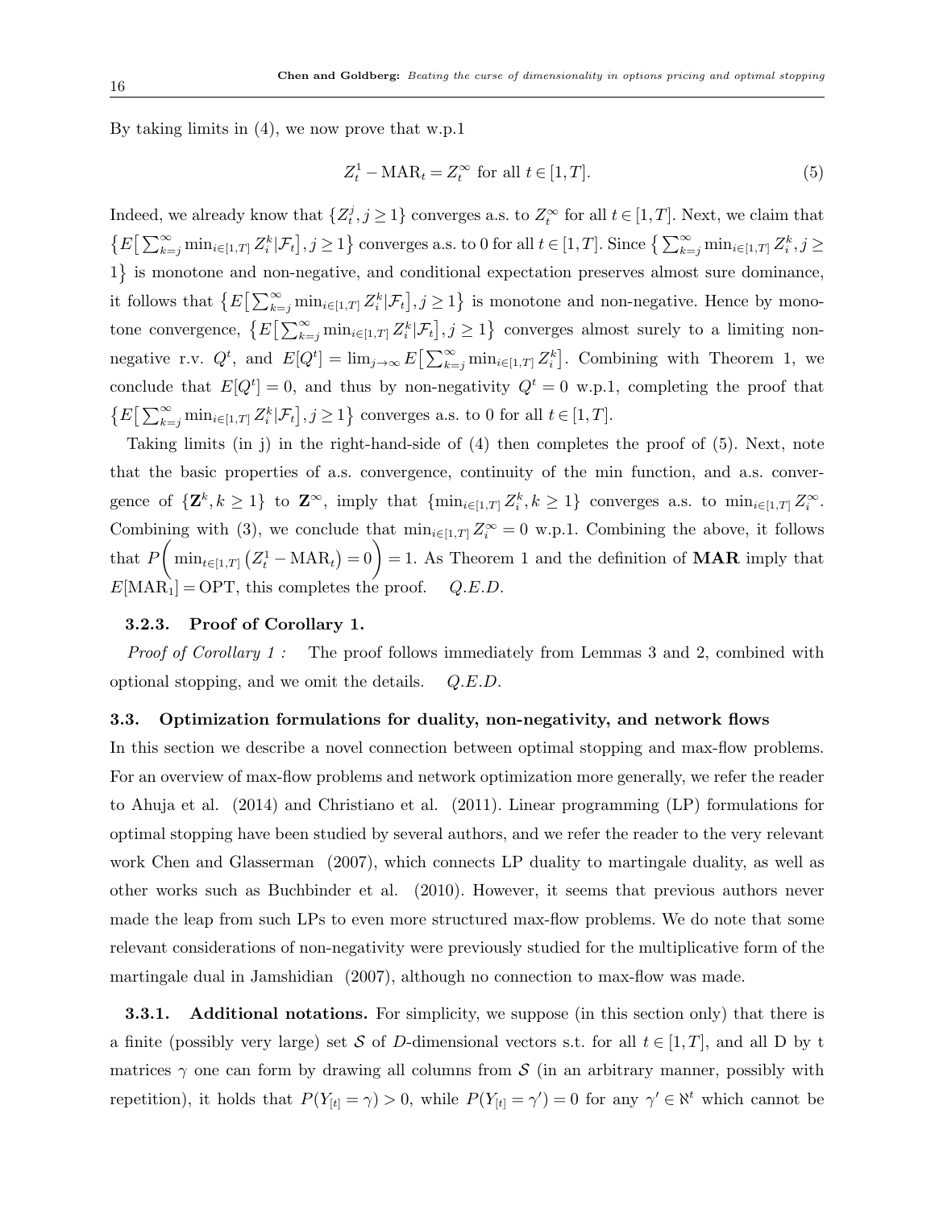By taking limits in (4), we now prove that w.p.1

$$Z_t^1 - \text{MAR}_t = Z_t^{\infty} \text{ for all } t \in [1,T]. \tag{5}$$

Indeed, we already know that $\{Z_t^j, j \geq 1\}$ converges a.s. to $Z_t^{\infty}$ for all $t \in [1,T]$. Next, we claim that $\{E\big[\sum_{k=j}^{\infty} \min_{i\in[1,T]} Z_i^k | \mathcal{F}_t\big], j \geq 1\}$ converges a.s. to 0 for all $t \in [1,T]$. Since $\{\sum_{k=j}^{\infty} \min_{i\in[1,T]} Z_i^k, j \geq 1\}$ is monotone and non-negative, and conditional expectation preserves almost sure dominance, it follows that $\{E\big[\sum_{k=j}^{\infty} \min_{i\in[1,T]} Z_i^k | \mathcal{F}_t\big], j \geq 1\}$ is monotone and non-negative. Hence by monotone convergence, $\{E\big[\sum_{k=j}^{\infty} \min_{i\in[1,T]} Z_i^k | \mathcal{F}_t\big], j \geq 1\}$ converges almost surely to a limiting non-negative r.v. $Q^t$, and $E[Q^t] = \lim_{j\to\infty} E\big[\sum_{k=j}^{\infty} \min_{i\in[1,T]} Z_i^k\big]$. Combining with Theorem 1, we conclude that $E[Q^t] = 0$, and thus by non-negativity $Q^t = 0$ w.p.1, completing the proof that $\{E\big[\sum_{k=j}^{\infty} \min_{i\in[1,T]} Z_i^k | \mathcal{F}_t\big], j \geq 1\}$ converges a.s. to 0 for all $t \in [1,T]$.

Taking limits (in j) in the right-hand-side of (4) then completes the proof of (5). Next, note that the basic properties of a.s. convergence, continuity of the min function, and a.s. convergence of $\{\mathbf{Z}^k, k \geq 1\}$ to $\mathbf{Z}^{\infty}$, imply that $\{\min_{i\in[1,T]} Z_i^k, k \geq 1\}$ converges a.s. to $\min_{i\in[1,T]} Z_i^{\infty}$. Combining with (3), we conclude that $\min_{i\in[1,T]} Z_i^{\infty} = 0$ w.p.1. Combining the above, it follows that $P\bigg(\min_{t\in[1,T]} \big(Z_t^1 - \text{MAR}_t\big) = 0\bigg) = 1$. As Theorem 1 and the definition of **MAR** imply that $E[\text{MAR}_1] = \text{OPT}$, this completes the proof. *Q.E.D.*

### 3.2.3. Proof of Corollary 1.

*Proof of Corollary 1 :* The proof follows immediately from Lemmas 3 and 2, combined with optional stopping, and we omit the details. *Q.E.D.*

## 3.3. Optimization formulations for duality, non-negativity, and network flows

In this section we describe a novel connection between optimal stopping and max-flow problems. For an overview of max-flow problems and network optimization more generally, we refer the reader to Ahuja et al. (2014) and Christiano et al. (2011). Linear programming (LP) formulations for optimal stopping have been studied by several authors, and we refer the reader to the very relevant work Chen and Glasserman (2007), which connects LP duality to martingale duality, as well as other works such as Buchbinder et al. (2010). However, it seems that previous authors never made the leap from such LPs to even more structured max-flow problems. We do note that some relevant considerations of non-negativity were previously studied for the multiplicative form of the martingale dual in Jamshidian (2007), although no connection to max-flow was made.

**3.3.1. Additional notations.** For simplicity, we suppose (in this section only) that there is a finite (possibly very large) set $\mathcal{S}$ of $D$-dimensional vectors s.t. for all $t \in [1,T]$, and all D by t matrices $\gamma$ one can form by drawing all columns from $\mathcal{S}$ (in an arbitrary manner, possibly with repetition), it holds that $P(Y_{[t]} = \gamma) > 0$, while $P(Y_{[t]} = \gamma') = 0$ for any $\gamma' \in \aleph^t$ which cannot be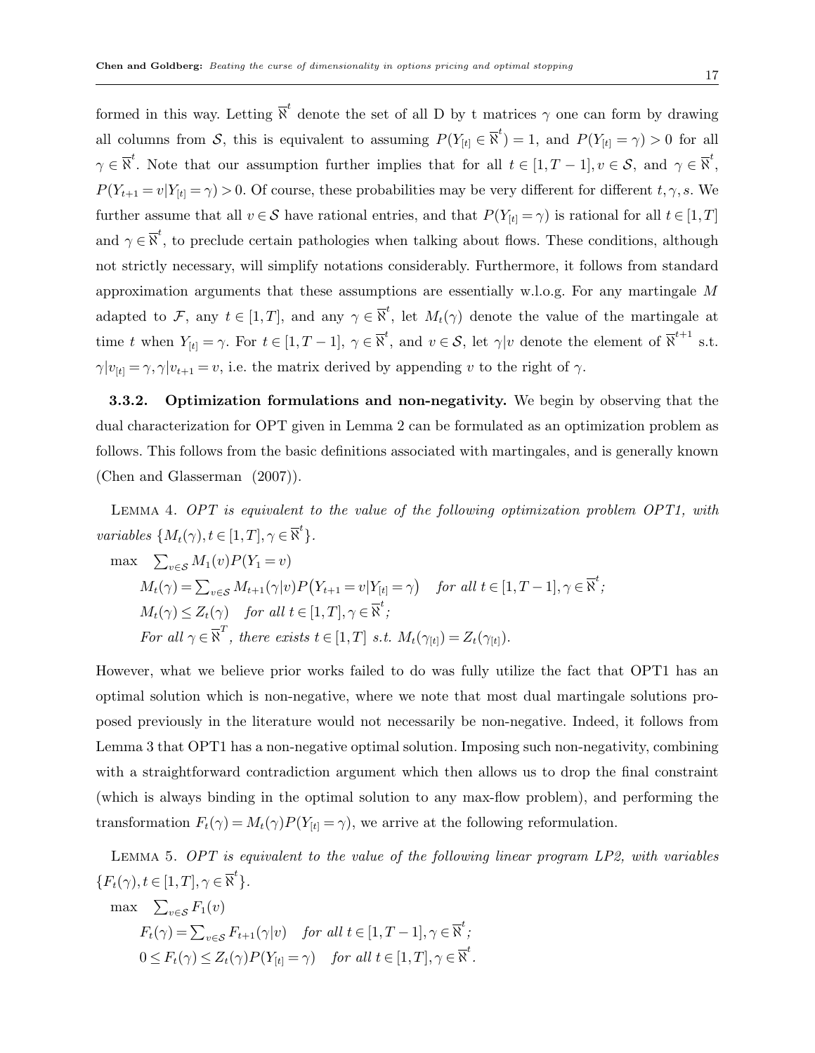formed in this way. Letting $\overline{\aleph}^t$ denote the set of all D by t matrices $\gamma$ one can form by drawing all columns from $\mathcal{S}$, this is equivalent to assuming $P(Y_{[t]} \in \overline{\aleph}^t) = 1$, and $P(Y_{[t]} = \gamma) > 0$ for all $\gamma \in \overline{\aleph}^t$. Note that our assumption further implies that for all $t \in [1, T-1], v \in \mathcal{S}$, and $\gamma \in \overline{\aleph}^t$, $P(Y_{t+1} = v | Y_{[t]} = \gamma) > 0$. Of course, these probabilities may be very different for different $t, \gamma, s$. We further assume that all $v \in \mathcal{S}$ have rational entries, and that $P(Y_{[t]} = \gamma)$ is rational for all $t \in [1, T]$ and $\gamma \in \overline{\aleph}^t$, to preclude certain pathologies when talking about flows. These conditions, although not strictly necessary, will simplify notations considerably. Furthermore, it follows from standard approximation arguments that these assumptions are essentially w.l.o.g. For any martingale $M$ adapted to $\mathcal{F}$, any $t \in [1, T]$, and any $\gamma \in \overline{\aleph}^t$, let $M_t(\gamma)$ denote the value of the martingale at time $t$ when $Y_{[t]} = \gamma$. For $t \in [1, T-1]$, $\gamma \in \overline{\aleph}^t$, and $v \in \mathcal{S}$, let $\gamma | v$ denote the element of $\overline{\aleph}^{t+1}$ s.t. $\gamma | v_{[t]} = \gamma, \gamma | v_{t+1} = v$, i.e. the matrix derived by appending $v$ to the right of $\gamma$.

### 3.3.2. Optimization formulations and non-negativity.

We begin by observing that the dual characterization for OPT given in Lemma 2 can be formulated as an optimization problem as follows. This follows from the basic definitions associated with martingales, and is generally known (Chen and Glasserman (2007)).

Lemma 4. *OPT is equivalent to the value of the following optimization problem OPT1, with variables* $\{M_t(\gamma), t \in [1, T], \gamma \in \overline{\aleph}^t\}$.

$$
\begin{aligned}
\max \quad & \sum_{v \in \mathcal{S}} M_1(v) P(Y_1 = v) \\
& M_t(\gamma) = \sum_{v \in \mathcal{S}} M_{t+1}(\gamma | v) P\big(Y_{t+1} = v | Y_{[t]} = \gamma\big) \quad \text{for all } t \in [1, T-1], \gamma \in \overline{\aleph}^t; \\
& M_t(\gamma) \leq Z_t(\gamma) \quad \text{for all } t \in [1, T], \gamma \in \overline{\aleph}^t; \\
& \text{For all } \gamma \in \overline{\aleph}^T, \text{ there exists } t \in [1, T] \text{ s.t. } M_t(\gamma_{[t]}) = Z_t(\gamma_{[t]}).
\end{aligned}
$$

However, what we believe prior works failed to do was fully utilize the fact that OPT1 has an optimal solution which is non-negative, where we note that most dual martingale solutions proposed previously in the literature would not necessarily be non-negative. Indeed, it follows from Lemma 3 that OPT1 has a non-negative optimal solution. Imposing such non-negativity, combining with a straightforward contradiction argument which then allows us to drop the final constraint (which is always binding in the optimal solution to any max-flow problem), and performing the transformation $F_t(\gamma) = M_t(\gamma) P(Y_{[t]} = \gamma)$, we arrive at the following reformulation.

Lemma 5. *OPT is equivalent to the value of the following linear program LP2, with variables* $\{F_t(\gamma), t \in [1, T], \gamma \in \overline{\aleph}^t\}$.

$$
\begin{aligned}
\max \quad & \sum_{v \in \mathcal{S}} F_1(v) \\
& F_t(\gamma) = \sum_{v \in \mathcal{S}} F_{t+1}(\gamma | v) \quad \text{for all } t \in [1, T-1], \gamma \in \overline{\aleph}^t; \\
& 0 \leq F_t(\gamma) \leq Z_t(\gamma) P(Y_{[t]} = \gamma) \quad \text{for all } t \in [1, T], \gamma \in \overline{\aleph}^t.
\end{aligned}
$$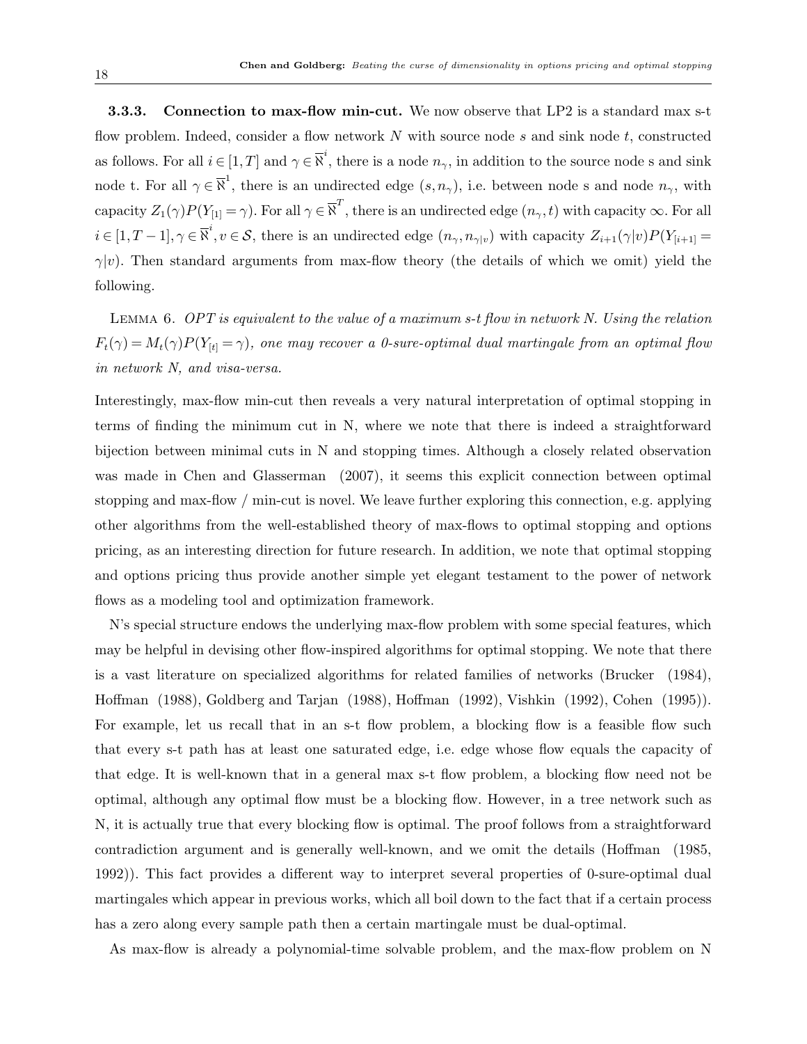**3.3.3. Connection to max-flow min-cut.** We now observe that LP2 is a standard max s-t flow problem. Indeed, consider a flow network $N$ with source node $s$ and sink node $t$, constructed as follows. For all $i \in [1,T]$ and $\gamma \in \overline{\aleph}^i$, there is a node $n_\gamma$, in addition to the source node s and sink node t. For all $\gamma \in \overline{\aleph}^1$, there is an undirected edge $(s, n_\gamma)$, i.e. between node s and node $n_\gamma$, with capacity $Z_1(\gamma)P(Y_{[1]} = \gamma)$. For all $\gamma \in \overline{\aleph}^T$, there is an undirected edge $(n_\gamma, t)$ with capacity $\infty$. For all $i \in [1, T-1], \gamma \in \overline{\aleph}^i, v \in \mathcal{S}$, there is an undirected edge $(n_\gamma, n_{\gamma|v})$ with capacity $Z_{i+1}(\gamma|v)P(Y_{[i+1]} = \gamma|v)$. Then standard arguments from max-flow theory (the details of which we omit) yield the following.

Lemma 6. *OPT is equivalent to the value of a maximum s-t flow in network N. Using the relation $F_t(\gamma) = M_t(\gamma)P(Y_{[t]} = \gamma)$, one may recover a 0-sure-optimal dual martingale from an optimal flow in network N, and visa-versa.*

Interestingly, max-flow min-cut then reveals a very natural interpretation of optimal stopping in terms of finding the minimum cut in N, where we note that there is indeed a straightforward bijection between minimal cuts in N and stopping times. Although a closely related observation was made in Chen and Glasserman (2007), it seems this explicit connection between optimal stopping and max-flow / min-cut is novel. We leave further exploring this connection, e.g. applying other algorithms from the well-established theory of max-flows to optimal stopping and options pricing, as an interesting direction for future research. In addition, we note that optimal stopping and options pricing thus provide another simple yet elegant testament to the power of network flows as a modeling tool and optimization framework.

N's special structure endows the underlying max-flow problem with some special features, which may be helpful in devising other flow-inspired algorithms for optimal stopping. We note that there is a vast literature on specialized algorithms for related families of networks (Brucker (1984), Hoffman (1988), Goldberg and Tarjan (1988), Hoffman (1992), Vishkin (1992), Cohen (1995)). For example, let us recall that in an s-t flow problem, a blocking flow is a feasible flow such that every s-t path has at least one saturated edge, i.e. edge whose flow equals the capacity of that edge. It is well-known that in a general max s-t flow problem, a blocking flow need not be optimal, although any optimal flow must be a blocking flow. However, in a tree network such as N, it is actually true that every blocking flow is optimal. The proof follows from a straightforward contradiction argument and is generally well-known, and we omit the details (Hoffman (1985, 1992)). This fact provides a different way to interpret several properties of 0-sure-optimal dual martingales which appear in previous works, which all boil down to the fact that if a certain process has a zero along every sample path then a certain martingale must be dual-optimal.

As max-flow is already a polynomial-time solvable problem, and the max-flow problem on N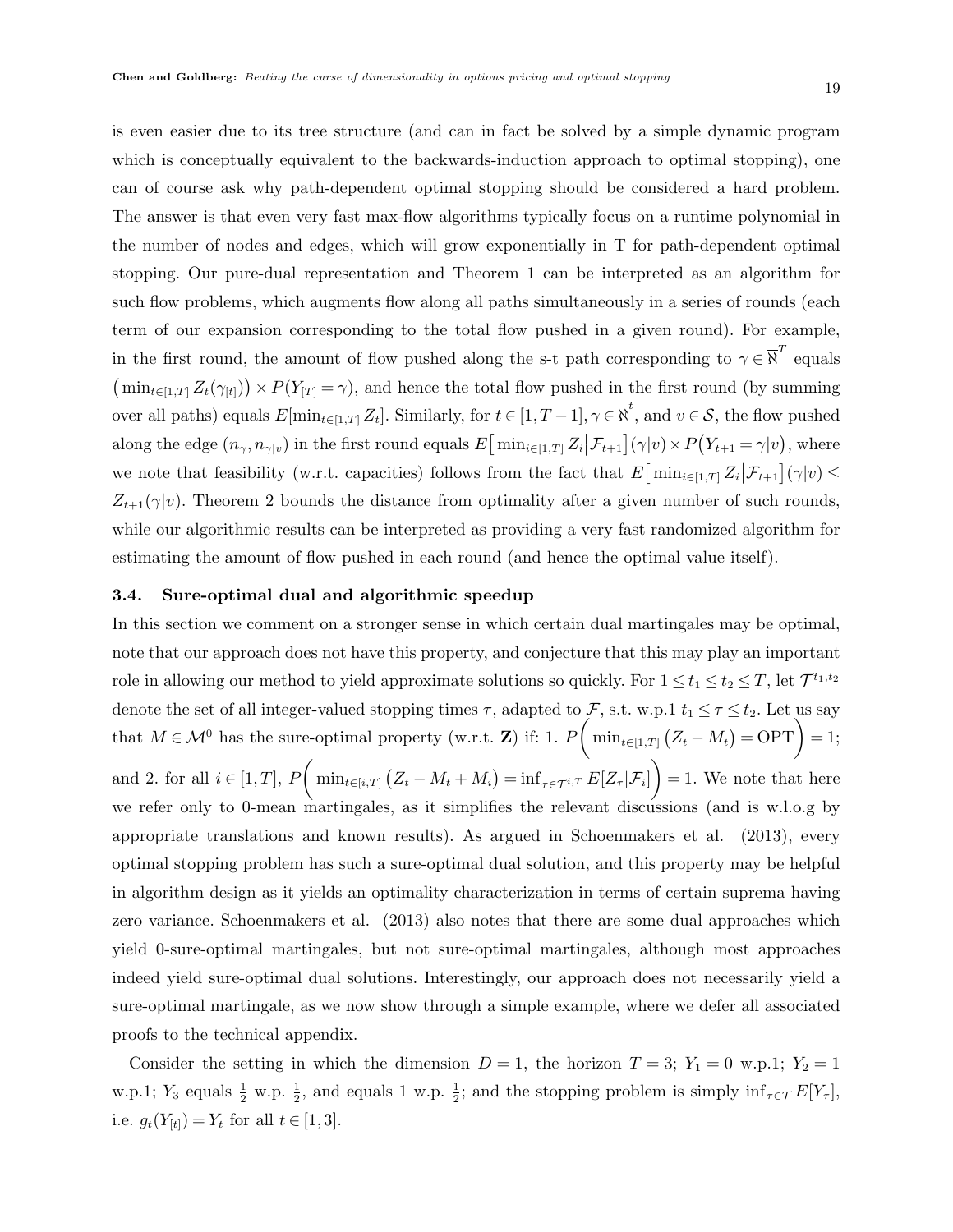is even easier due to its tree structure (and can in fact be solved by a simple dynamic program which is conceptually equivalent to the backwards-induction approach to optimal stopping), one can of course ask why path-dependent optimal stopping should be considered a hard problem. The answer is that even very fast max-flow algorithms typically focus on a runtime polynomial in the number of nodes and edges, which will grow exponentially in T for path-dependent optimal stopping. Our pure-dual representation and Theorem 1 can be interpreted as an algorithm for such flow problems, which augments flow along all paths simultaneously in a series of rounds (each term of our expansion corresponding to the total flow pushed in a given round). For example, in the first round, the amount of flow pushed along the s-t path corresponding to $\gamma \in \overline{\aleph}^T$ equals $\big(\min_{t\in[1,T]} Z_t(\gamma_{[t]})\big) \times P(Y_{[T]} = \gamma)$, and hence the total flow pushed in the first round (by summing over all paths) equals $E[\min_{t\in[1,T]} Z_t]$. Similarly, for $t \in [1, T-1], \gamma \in \overline{\aleph}^t$, and $v \in \mathcal{S}$, the flow pushed along the edge $(n_\gamma, n_{\gamma|v})$ in the first round equals $E\big[\min_{i\in[1,T]} Z_i \big| \mathcal{F}_{t+1}\big](\gamma|v) \times P\big(Y_{t+1} = \gamma|v\big)$, where we note that feasibility (w.r.t. capacities) follows from the fact that $E\big[\min_{i\in[1,T]} Z_i \big| \mathcal{F}_{t+1}\big](\gamma|v) \leq Z_{t+1}(\gamma|v)$. Theorem 2 bounds the distance from optimality after a given number of such rounds, while our algorithmic results can be interpreted as providing a very fast randomized algorithm for estimating the amount of flow pushed in each round (and hence the optimal value itself).

### 3.4. Sure-optimal dual and algorithmic speedup

In this section we comment on a stronger sense in which certain dual martingales may be optimal, note that our approach does not have this property, and conjecture that this may play an important role in allowing our method to yield approximate solutions so quickly. For $1 \leq t_1 \leq t_2 \leq T$, let $\mathcal{T}^{t_1,t_2}$ denote the set of all integer-valued stopping times $\tau$, adapted to $\mathcal{F}$, s.t. w.p.1 $t_1 \leq \tau \leq t_2$. Let us say that $M \in \mathcal{M}^0$ has the sure-optimal property (w.r.t. $\mathbf{Z}$) if: 1. $P\bigg(\min_{t\in[1,T]} \big(Z_t - M_t\big) = \text{OPT}\bigg) = 1$; and 2. for all $i \in [1,T]$, $P\bigg(\min_{t\in[i,T]} \big(Z_t - M_t + M_i\big) = \inf_{\tau \in \mathcal{T}^{i,T}} E[Z_\tau | \mathcal{F}_i]\bigg) = 1$. We note that here we refer only to 0-mean martingales, as it simplifies the relevant discussions (and is w.l.o.g by appropriate translations and known results). As argued in Schoenmakers et al. (2013), every optimal stopping problem has such a sure-optimal dual solution, and this property may be helpful in algorithm design as it yields an optimality characterization in terms of certain suprema having zero variance. Schoenmakers et al. (2013) also notes that there are some dual approaches which yield 0-sure-optimal martingales, but not sure-optimal martingales, although most approaches indeed yield sure-optimal dual solutions. Interestingly, our approach does not necessarily yield a sure-optimal martingale, as we now show through a simple example, where we defer all associated proofs to the technical appendix.

Consider the setting in which the dimension $D = 1$, the horizon $T = 3$; $Y_1 = 0$ w.p.1; $Y_2 = 1$ w.p.1; $Y_3$ equals $\frac{1}{2}$ w.p. $\frac{1}{2}$, and equals 1 w.p. $\frac{1}{2}$; and the stopping problem is simply $\inf_{\tau \in \mathcal{T}} E[Y_\tau]$, i.e. $g_t(Y_{[t]}) = Y_t$ for all $t \in [1,3]$.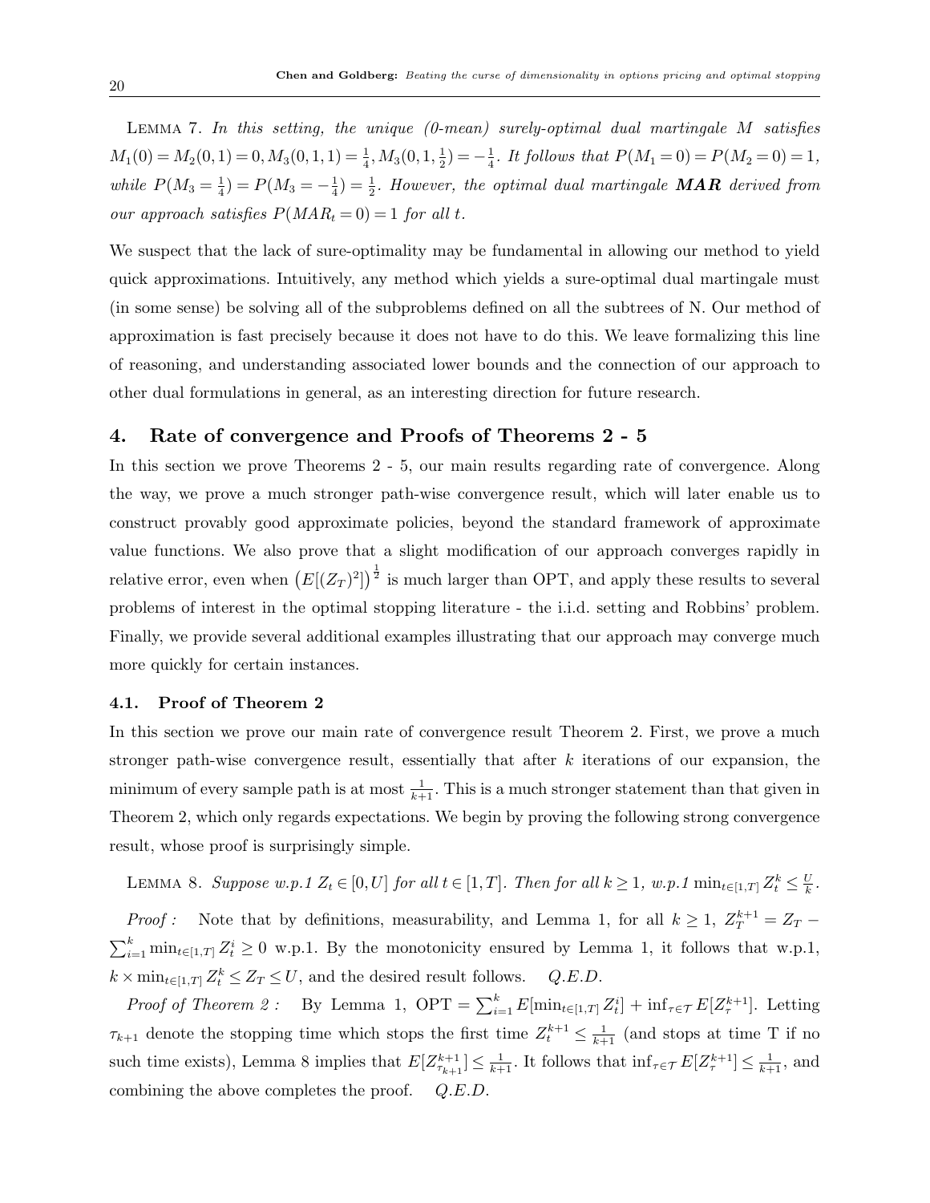LEMMA 7. *In this setting, the unique (0-mean) surely-optimal dual martingale $M$ satisfies $M_1(0) = M_2(0,1) = 0, M_3(0,1,1) = \frac{1}{4}, M_3(0,1,\frac{1}{2}) = -\frac{1}{4}$. It follows that $P(M_1 = 0) = P(M_2 = 0) = 1$, while $P(M_3 = \frac{1}{4}) = P(M_3 = -\frac{1}{4}) = \frac{1}{2}$. However, the optimal dual martingale* $\boldsymbol{MAR}$ *derived from our approach satisfies $P(MAR_t = 0) = 1$ for all $t$.*

We suspect that the lack of sure-optimality may be fundamental in allowing our method to yield quick approximations. Intuitively, any method which yields a sure-optimal dual martingale must (in some sense) be solving all of the subproblems defined on all the subtrees of N. Our method of approximation is fast precisely because it does not have to do this. We leave formalizing this line of reasoning, and understanding associated lower bounds and the connection of our approach to other dual formulations in general, as an interesting direction for future research.

## 4. Rate of convergence and Proofs of Theorems 2 - 5

In this section we prove Theorems 2 - 5, our main results regarding rate of convergence. Along the way, we prove a much stronger path-wise convergence result, which will later enable us to construct provably good approximate policies, beyond the standard framework of approximate value functions. We also prove that a slight modification of our approach converges rapidly in relative error, even when $\left(E[(Z_T)^2]\right)^{\frac{1}{2}}$ is much larger than OPT, and apply these results to several problems of interest in the optimal stopping literature - the i.i.d. setting and Robbins' problem. Finally, we provide several additional examples illustrating that our approach may converge much more quickly for certain instances.

### 4.1. Proof of Theorem 2

In this section we prove our main rate of convergence result Theorem 2. First, we prove a much stronger path-wise convergence result, essentially that after $k$ iterations of our expansion, the minimum of every sample path is at most $\frac{1}{k+1}$. This is a much stronger statement than that given in Theorem 2, which only regards expectations. We begin by proving the following strong convergence result, whose proof is surprisingly simple.

LEMMA 8. *Suppose w.p.1 $Z_t \in [0, U]$ for all $t \in [1, T]$. Then for all $k \geq 1$, w.p.1 $\min_{t\in[1,T]} Z^k_t \leq \frac{U}{k}$.*

*Proof :* Note that by definitions, measurability, and Lemma 1, for all $k \geq 1$, $Z^{k+1}_T = Z_T - \sum_{i=1}^{k} \min_{t\in[1,T]} Z^i_t \geq 0$ w.p.1. By the monotonicity ensured by Lemma 1, it follows that w.p.1, $k \times \min_{t\in[1,T]} Z^k_t \leq Z_T \leq U$, and the desired result follows. *Q.E.D.*

*Proof of Theorem 2 :* By Lemma 1, $\text{OPT} = \sum_{i=1}^{k} E[\min_{t\in[1,T]} Z^i_t] + \inf_{\tau\in\mathcal{T}} E[Z^{k+1}_\tau]$. Letting $\tau_{k+1}$ denote the stopping time which stops the first time $Z^{k+1}_t \leq \frac{1}{k+1}$ (and stops at time T if no such time exists), Lemma 8 implies that $E[Z^{k+1}_{\tau_{k+1}}] \leq \frac{1}{k+1}$. It follows that $\inf_{\tau\in\mathcal{T}} E[Z^{k+1}_\tau] \leq \frac{1}{k+1}$, and combining the above completes the proof. *Q.E.D.*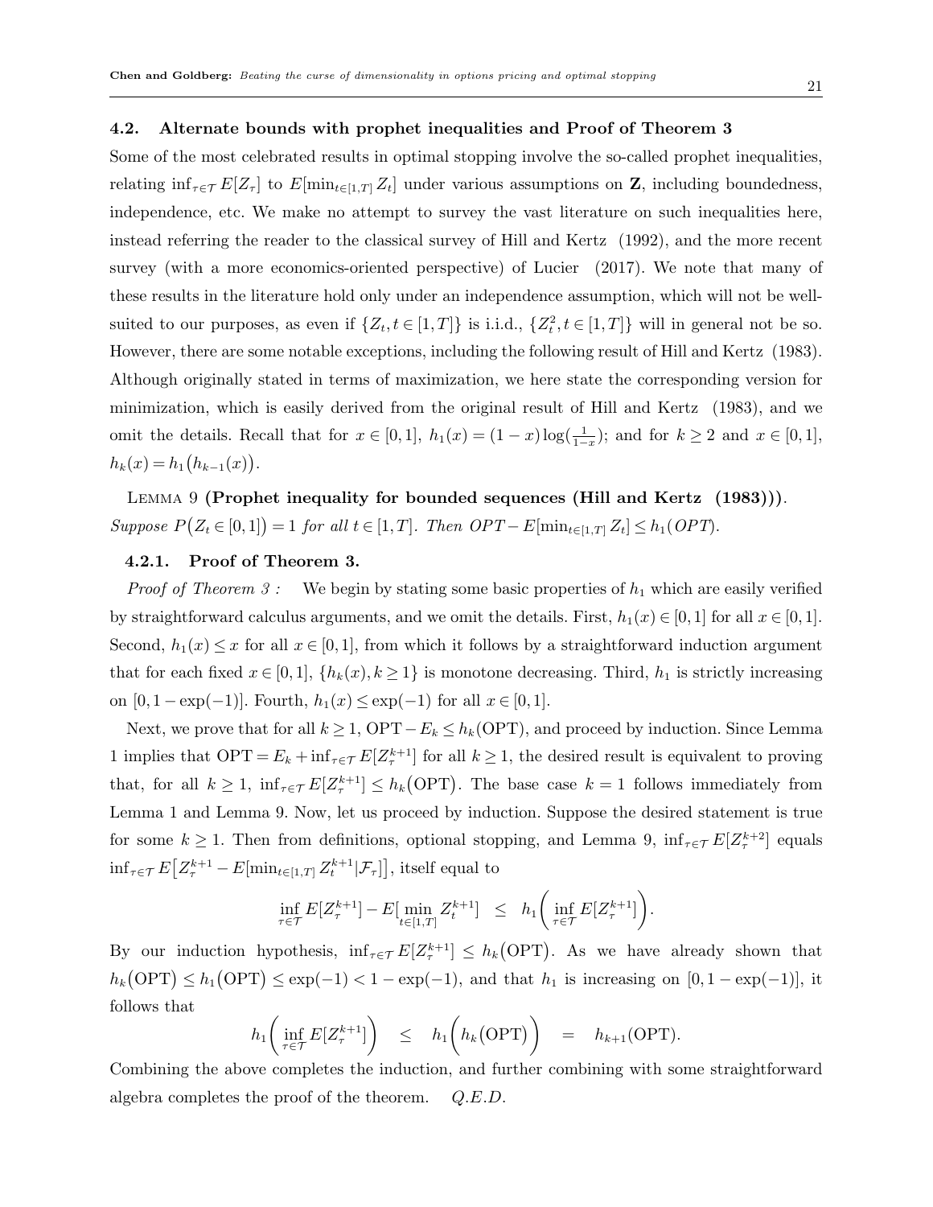### 4.2. Alternate bounds with prophet inequalities and Proof of Theorem 3

Some of the most celebrated results in optimal stopping involve the so-called prophet inequalities, relating $\inf_{\tau \in \mathcal{T}} E[Z_\tau]$ to $E[\min_{t \in [1,T]} Z_t]$ under various assumptions on $\mathbf{Z}$, including boundedness, independence, etc. We make no attempt to survey the vast literature on such inequalities here, instead referring the reader to the classical survey of Hill and Kertz (1992), and the more recent survey (with a more economics-oriented perspective) of Lucier (2017). We note that many of these results in the literature hold only under an independence assumption, which will not be well-suited to our purposes, as even if $\{Z_t, t \in [1,T]\}$ is i.i.d., $\{Z_t^2, t \in [1,T]\}$ will in general not be so. However, there are some notable exceptions, including the following result of Hill and Kertz (1983). Although originally stated in terms of maximization, we here state the corresponding version for minimization, which is easily derived from the original result of Hill and Kertz (1983), and we omit the details. Recall that for $x \in [0,1]$, $h_1(x) = (1-x)\log(\frac{1}{1-x})$; and for $k \geq 2$ and $x \in [0,1]$, $h_k(x) = h_1\big(h_{k-1}(x)\big)$.

Lemma 9 **(Prophet inequality for bounded sequences (Hill and Kertz (1983)))**. *Suppose $P\big(Z_t \in [0,1]\big) = 1$ for all $t \in [1,T]$. Then $OPT - E[\min_{t \in [1,T]} Z_t] \leq h_1(OPT)$.*

#### 4.2.1. Proof of Theorem 3.

*Proof of Theorem 3 :* We begin by stating some basic properties of $h_1$ which are easily verified by straightforward calculus arguments, and we omit the details. First, $h_1(x) \in [0,1]$ for all $x \in [0,1]$. Second, $h_1(x) \leq x$ for all $x \in [0,1]$, from which it follows by a straightforward induction argument that for each fixed $x \in [0,1]$, $\{h_k(x), k \geq 1\}$ is monotone decreasing. Third, $h_1$ is strictly increasing on $[0, 1-\exp(-1)]$. Fourth, $h_1(x) \leq \exp(-1)$ for all $x \in [0,1]$.

Next, we prove that for all $k \geq 1$, $\text{OPT} - E_k \leq h_k(\text{OPT})$, and proceed by induction. Since Lemma 1 implies that $\text{OPT} = E_k + \inf_{\tau \in \mathcal{T}} E[Z_\tau^{k+1}]$ for all $k \geq 1$, the desired result is equivalent to proving that, for all $k \geq 1$, $\inf_{\tau \in \mathcal{T}} E[Z_\tau^{k+1}] \leq h_k\big(\text{OPT}\big)$. The base case $k = 1$ follows immediately from Lemma 1 and Lemma 9. Now, let us proceed by induction. Suppose the desired statement is true for some $k \geq 1$. Then from definitions, optional stopping, and Lemma 9, $\inf_{\tau \in \mathcal{T}} E[Z_\tau^{k+2}]$ equals $\inf_{\tau \in \mathcal{T}} E\big[Z_\tau^{k+1} - E[\min_{t \in [1,T]} Z_t^{k+1} | \mathcal{F}_\tau]\big]$, itself equal to

$$\inf_{\tau \in \mathcal{T}} E[Z_\tau^{k+1}] - E[\min_{t \in [1,T]} Z_t^{k+1}] \quad \leq \quad h_1\bigg(\inf_{\tau \in \mathcal{T}} E[Z_\tau^{k+1}]\bigg).$$

By our induction hypothesis, $\inf_{\tau \in \mathcal{T}} E[Z_\tau^{k+1}] \leq h_k\big(\text{OPT}\big)$. As we have already shown that $h_k\big(\text{OPT}\big) \leq h_1\big(\text{OPT}\big) \leq \exp(-1) < 1 - \exp(-1)$, and that $h_1$ is increasing on $[0, 1-\exp(-1)]$, it follows that

$$h_1\bigg(\inf_{\tau \in \mathcal{T}} E[Z_\tau^{k+1}]\bigg) \quad \leq \quad h_1\bigg(h_k\big(\text{OPT}\big)\bigg) \quad = \quad h_{k+1}(\text{OPT}).$$

Combining the above completes the induction, and further combining with some straightforward algebra completes the proof of the theorem. *Q.E.D.*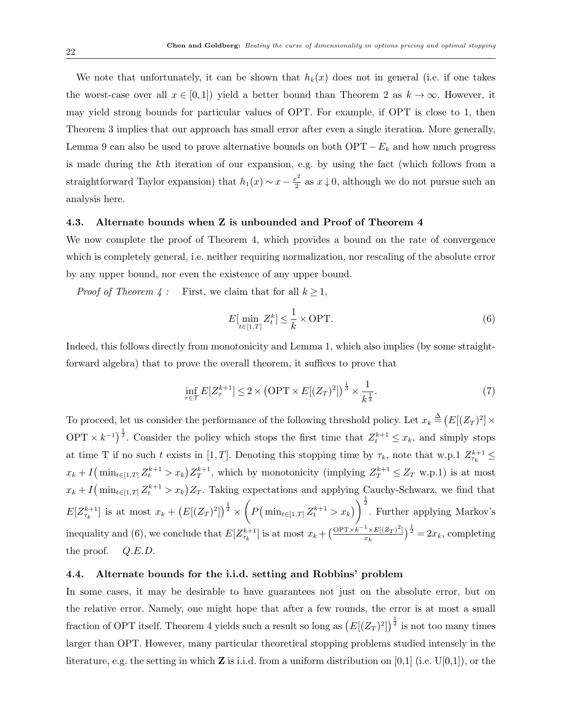We note that unfortunately, it can be shown that $h_k(x)$ does not in general (i.e. if one takes the worst-case over all $x \in [0,1]$) yield a better bound than Theorem 2 as $k \to \infty$. However, it may yield strong bounds for particular values of OPT. For example, if OPT is close to 1, then Theorem 3 implies that our approach has small error after even a single iteration. More generally, Lemma 9 can also be used to prove alternative bounds on both $\text{OPT} - E_k$ and how much progress is made during the $k$th iteration of our expansion, e.g. by using the fact (which follows from a straightforward Taylor expansion) that $h_1(x) \sim x - \frac{x^2}{2}$ as $x \downarrow 0$, although we do not pursue such an analysis here.

### 4.3. Alternate bounds when Z is unbounded and Proof of Theorem 4

We now complete the proof of Theorem 4, which provides a bound on the rate of convergence which is completely general, i.e. neither requiring normalization, nor rescaling of the absolute error by any upper bound, nor even the existence of any upper bound.

*Proof of Theorem 4 :* First, we claim that for all $k \geq 1$,

$$E[\min_{t \in [1,T]} Z^k_t] \leq \frac{1}{k} \times \text{OPT}. \tag{6}$$

Indeed, this follows directly from monotonicity and Lemma 1, which also implies (by some straightforward algebra) that to prove the overall theorem, it suffices to prove that

$$\inf_{\tau \in \mathcal{T}} E[Z^{k+1}_\tau] \leq 2 \times \big(\text{OPT} \times E[(Z_T)^2]\big)^{\frac{1}{3}} \times \frac{1}{k^{\frac{1}{3}}}. \tag{7}$$

To proceed, let us consider the performance of the following threshold policy. Let $x_k \triangleq \big(E[(Z_T)^2] \times \text{OPT} \times k^{-1}\big)^{\frac{1}{3}}$. Consider the policy which stops the first time that $Z^{k+1}_t \leq x_k$, and simply stops at time T if no such $t$ exists in $[1,T]$. Denoting this stopping time by $\tau_k$, note that w.p.1 $Z^{k+1}_{\tau_k} \leq x_k + I\big(\min_{t\in[1,T]} Z^{k+1}_t > x_k\big) Z^{k+1}_T$, which by monotonicity (implying $Z^{k+1}_T \leq Z_T$ w.p.1) is at most $x_k + I\big(\min_{t\in[1,T]} Z^{k+1}_t > x_k\big) Z_T$. Taking expectations and applying Cauchy-Schwarz, we find that $E[Z^{k+1}_{\tau_k}]$ is at most $x_k + \big(E[(Z_T)^2]\big)^{\frac{1}{2}} \times \bigg(P\big(\min_{t\in[1,T]} Z^{k+1}_t > x_k\big)\bigg)^{\frac{1}{2}}$. Further applying Markov's inequality and (6), we conclude that $E[Z^{k+1}_{\tau_k}]$ is at most $x_k + \big(\frac{\text{OPT} \times k^{-1} \times E[(Z_T)^2]}{x_k}\big)^{\frac{1}{2}} = 2x_k$, completing the proof. *Q.E.D.*

### 4.4. Alternate bounds for the i.i.d. setting and Robbins' problem

In some cases, it may be desirable to have guarantees not just on the absolute error, but on the relative error. Namely, one might hope that after a few rounds, the error is at most a small fraction of OPT itself. Theorem 4 yields such a result so long as $\big(E[(Z_T)^2]\big)^{\frac{1}{2}}$ is not too many times larger than OPT. However, many particular theoretical stopping problems studied intensely in the literature, e.g. the setting in which $\mathbf{Z}$ is i.i.d. from a uniform distribution on [0,1] (i.e. U[0,1]), or the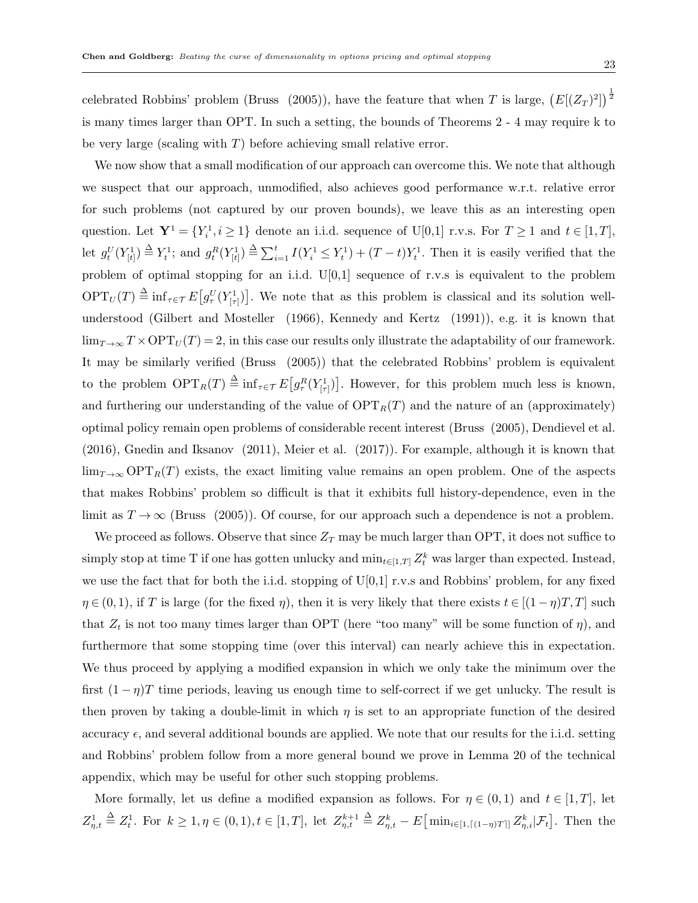celebrated Robbins' problem (Bruss (2005)), have the feature that when $T$ is large, $\left(E[(Z_T)^2]\right)^{\frac{1}{2}}$ is many times larger than OPT. In such a setting, the bounds of Theorems 2 - 4 may require k to be very large (scaling with $T$) before achieving small relative error.

We now show that a small modification of our approach can overcome this. We note that although we suspect that our approach, unmodified, also achieves good performance w.r.t. relative error for such problems (not captured by our proven bounds), we leave this as an interesting open question. Let $\mathbf{Y}^1 = \{Y_i^1, i \geq 1\}$ denote an i.i.d. sequence of U[0,1] r.v.s. For $T \geq 1$ and $t \in [1,T]$, let $g_t^U(Y_{[t]}^1) \stackrel{\Delta}{=} Y_t^1$; and $g_t^R(Y_{[t]}^1) \stackrel{\Delta}{=} \sum_{i=1}^t I(Y_i^1 \leq Y_t^1) + (T-t)Y_t^1$. Then it is easily verified that the problem of optimal stopping for an i.i.d. U[0,1] sequence of r.v.s is equivalent to the problem $\text{OPT}_U(T) \stackrel{\Delta}{=} \inf_{\tau \in \mathcal{T}} E\big[g_\tau^U(Y_{[\tau]}^1)\big]$. We note that as this problem is classical and its solution well-understood (Gilbert and Mosteller (1966), Kennedy and Kertz (1991)), e.g. it is known that $\lim_{T\to\infty} T \times \text{OPT}_U(T) = 2$, in this case our results only illustrate the adaptability of our framework. It may be similarly verified (Bruss (2005)) that the celebrated Robbins' problem is equivalent to the problem $\text{OPT}_R(T) \stackrel{\Delta}{=} \inf_{\tau \in \mathcal{T}} E\big[g_\tau^R(Y_{[\tau]}^1)\big]$. However, for this problem much less is known, and furthering our understanding of the value of $\text{OPT}_R(T)$ and the nature of an (approximately) optimal policy remain open problems of considerable recent interest (Bruss (2005), Dendievel et al. (2016), Gnedin and Iksanov (2011), Meier et al. (2017)). For example, although it is known that $\lim_{T\to\infty} \text{OPT}_R(T)$ exists, the exact limiting value remains an open problem. One of the aspects that makes Robbins' problem so difficult is that it exhibits full history-dependence, even in the limit as $T \to \infty$ (Bruss (2005)). Of course, for our approach such a dependence is not a problem.

We proceed as follows. Observe that since $Z_T$ may be much larger than OPT, it does not suffice to simply stop at time T if one has gotten unlucky and $\min_{t\in[1,T]} Z_t^k$ was larger than expected. Instead, we use the fact that for both the i.i.d. stopping of U[0,1] r.v.s and Robbins' problem, for any fixed $\eta \in (0,1)$, if $T$ is large (for the fixed $\eta$), then it is very likely that there exists $t \in [(1-\eta)T, T]$ such that $Z_t$ is not too many times larger than OPT (here "too many" will be some function of $\eta$), and furthermore that some stopping time (over this interval) can nearly achieve this in expectation. We thus proceed by applying a modified expansion in which we only take the minimum over the first $(1-\eta)T$ time periods, leaving us enough time to self-correct if we get unlucky. The result is then proven by taking a double-limit in which $\eta$ is set to an appropriate function of the desired accuracy $\epsilon$, and several additional bounds are applied. We note that our results for the i.i.d. setting and Robbins' problem follow from a more general bound we prove in Lemma 20 of the technical appendix, which may be useful for other such stopping problems.

More formally, let us define a modified expansion as follows. For $\eta \in (0,1)$ and $t \in [1,T]$, let $Z_{\eta,t}^1 \stackrel{\Delta}{=} Z_t^1$. For $k \geq 1, \eta \in (0,1), t \in [1,T]$, let $Z_{\eta,t}^{k+1} \stackrel{\Delta}{=} Z_{\eta,t}^k - E\big[\min_{i\in[1,\lceil(1-\eta)T\rceil]} Z_{\eta,i}^k | \mathcal{F}_t\big]$. Then the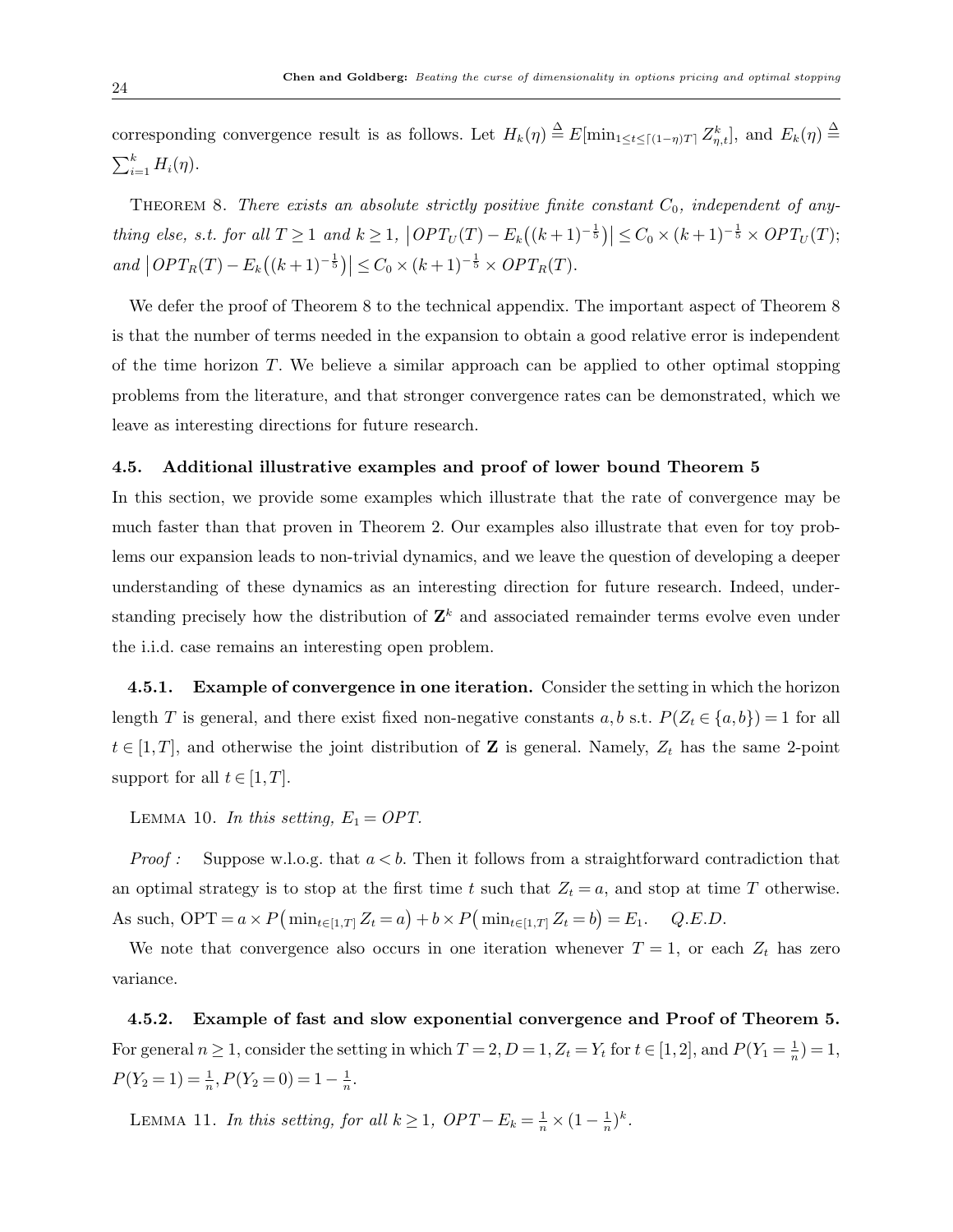corresponding convergence result is as follows. Let $H_k(\eta) \triangleq E[\min_{1\leq t\leq \lceil (1-\eta)T\rceil} Z^k_{\eta,t}]$, and $E_k(\eta) \triangleq \sum_{i=1}^k H_i(\eta)$.

THEOREM 8. *There exists an absolute strictly positive finite constant $C_0$, independent of anything else, s.t. for all $T \geq 1$ and $k \geq 1$, $\big|OPT_U(T) - E_k\big((k+1)^{-\frac{1}{5}}\big)\big| \leq C_0 \times (k+1)^{-\frac{1}{5}} \times OPT_U(T)$; and $\big|OPT_R(T) - E_k\big((k+1)^{-\frac{1}{5}}\big)\big| \leq C_0 \times (k+1)^{-\frac{1}{5}} \times OPT_R(T)$.*

We defer the proof of Theorem 8 to the technical appendix. The important aspect of Theorem 8 is that the number of terms needed in the expansion to obtain a good relative error is independent of the time horizon $T$. We believe a similar approach can be applied to other optimal stopping problems from the literature, and that stronger convergence rates can be demonstrated, which we leave as interesting directions for future research.

### 4.5. Additional illustrative examples and proof of lower bound Theorem 5

In this section, we provide some examples which illustrate that the rate of convergence may be much faster than that proven in Theorem 2. Our examples also illustrate that even for toy problems our expansion leads to non-trivial dynamics, and we leave the question of developing a deeper understanding of these dynamics as an interesting direction for future research. Indeed, understanding precisely how the distribution of $\mathbf{Z}^k$ and associated remainder terms evolve even under the i.i.d. case remains an interesting open problem.

**4.5.1. Example of convergence in one iteration.** Consider the setting in which the horizon length $T$ is general, and there exist fixed non-negative constants $a, b$ s.t. $P(Z_t \in \{a, b\}) = 1$ for all $t \in [1, T]$, and otherwise the joint distribution of $\mathbf{Z}$ is general. Namely, $Z_t$ has the same 2-point support for all $t \in [1, T]$.

LEMMA 10. *In this setting, $E_1 = OPT$.*

*Proof :* Suppose w.l.o.g. that $a < b$. Then it follows from a straightforward contradiction that an optimal strategy is to stop at the first time $t$ such that $Z_t = a$, and stop at time $T$ otherwise. As such, $\text{OPT} = a \times P\big(\min_{t\in[1,T]} Z_t = a\big) + b \times P\big(\min_{t\in[1,T]} Z_t = b\big) = E_1$. *Q.E.D.*

We note that convergence also occurs in one iteration whenever $T = 1$, or each $Z_t$ has zero variance.

**4.5.2. Example of fast and slow exponential convergence and Proof of Theorem 5.** For general $n \geq 1$, consider the setting in which $T = 2, D = 1, Z_t = Y_t$ for $t \in [1, 2]$, and $P(Y_1 = \frac{1}{n}) = 1$, $P(Y_2 = 1) = \frac{1}{n}, P(Y_2 = 0) = 1 - \frac{1}{n}$.

LEMMA 11. *In this setting, for all $k \geq 1$, $OPT - E_k = \frac{1}{n} \times (1 - \frac{1}{n})^k$.*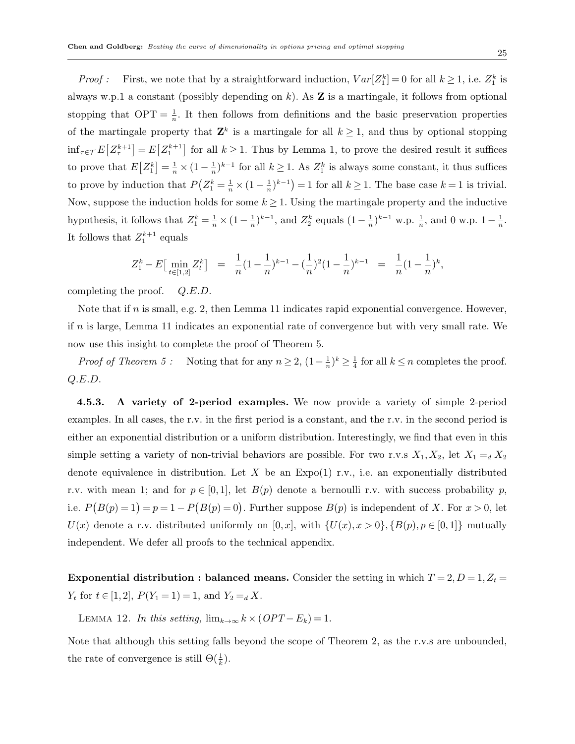*Proof :* First, we note that by a straightforward induction, $Var[Z_1^k] = 0$ for all $k \geq 1$, i.e. $Z_1^k$ is always w.p.1 a constant (possibly depending on $k$). As $\mathbf{Z}$ is a martingale, it follows from optional stopping that OPT $= \frac{1}{n}$. It then follows from definitions and the basic preservation properties of the martingale property that $\mathbf{Z}^k$ is a martingale for all $k \geq 1$, and thus by optional stopping $\inf_{\tau \in \mathcal{T}} E\big[Z_\tau^{k+1}\big] = E\big[Z_1^{k+1}\big]$ for all $k \geq 1$. Thus by Lemma 1, to prove the desired result it suffices to prove that $E\big[Z_1^k\big] = \frac{1}{n} \times (1 - \frac{1}{n})^{k-1}$ for all $k \geq 1$. As $Z_1^k$ is always some constant, it thus suffices to prove by induction that $P\big(Z_1^k = \frac{1}{n} \times (1-\frac{1}{n})^{k-1}\big) = 1$ for all $k \geq 1$. The base case $k=1$ is trivial. Now, suppose the induction holds for some $k \geq 1$. Using the martingale property and the inductive hypothesis, it follows that $Z_1^k = \frac{1}{n} \times (1-\frac{1}{n})^{k-1}$, and $Z_2^k$ equals $(1-\frac{1}{n})^{k-1}$ w.p. $\frac{1}{n}$, and 0 w.p. $1-\frac{1}{n}$. It follows that $Z_1^{k+1}$ equals

$$Z_1^k - E\big[\min_{t \in [1,2]} Z_t^k\big] \quad = \quad \frac{1}{n}(1-\frac{1}{n})^{k-1} - (\frac{1}{n})^2(1-\frac{1}{n})^{k-1} \quad = \quad \frac{1}{n}(1-\frac{1}{n})^k,$$

completing the proof. *Q.E.D.*

Note that if $n$ is small, e.g. 2, then Lemma 11 indicates rapid exponential convergence. However, if $n$ is large, Lemma 11 indicates an exponential rate of convergence but with very small rate. We now use this insight to complete the proof of Theorem 5.

*Proof of Theorem 5 :* Noting that for any $n \geq 2$, $(1-\frac{1}{n})^k \geq \frac{1}{4}$ for all $k \leq n$ completes the proof. *Q.E.D.*

**4.5.3. A variety of 2-period examples.** We now provide a variety of simple 2-period examples. In all cases, the r.v. in the first period is a constant, and the r.v. in the second period is either an exponential distribution or a uniform distribution. Interestingly, we find that even in this simple setting a variety of non-trivial behaviors are possible. For two r.v.s $X_1, X_2$, let $X_1 =_d X_2$ denote equivalence in distribution. Let $X$ be an Expo(1) r.v., i.e. an exponentially distributed r.v. with mean 1; and for $p \in [0,1]$, let $B(p)$ denote a bernoulli r.v. with success probability $p$, i.e. $P\big(B(p)=1\big) = p = 1 - P\big(B(p)=0\big)$. Further suppose $B(p)$ is independent of $X$. For $x > 0$, let $U(x)$ denote a r.v. distributed uniformly on $[0,x]$, with $\{U(x), x > 0\}, \{B(p), p \in [0,1]\}$ mutually independent. We defer all proofs to the technical appendix.

**Exponential distribution : balanced means.** Consider the setting in which $T=2, D=1, Z_t = Y_t$ for $t \in [1,2]$, $P(Y_1 = 1) = 1$, and $Y_2 =_d X$.

Lemma 12. *In this setting,* $\lim_{k \to \infty} k \times (OPT - E_k) = 1$.

Note that although this setting falls beyond the scope of Theorem 2, as the r.v.s are unbounded, the rate of convergence is still $\Theta(\frac{1}{k})$.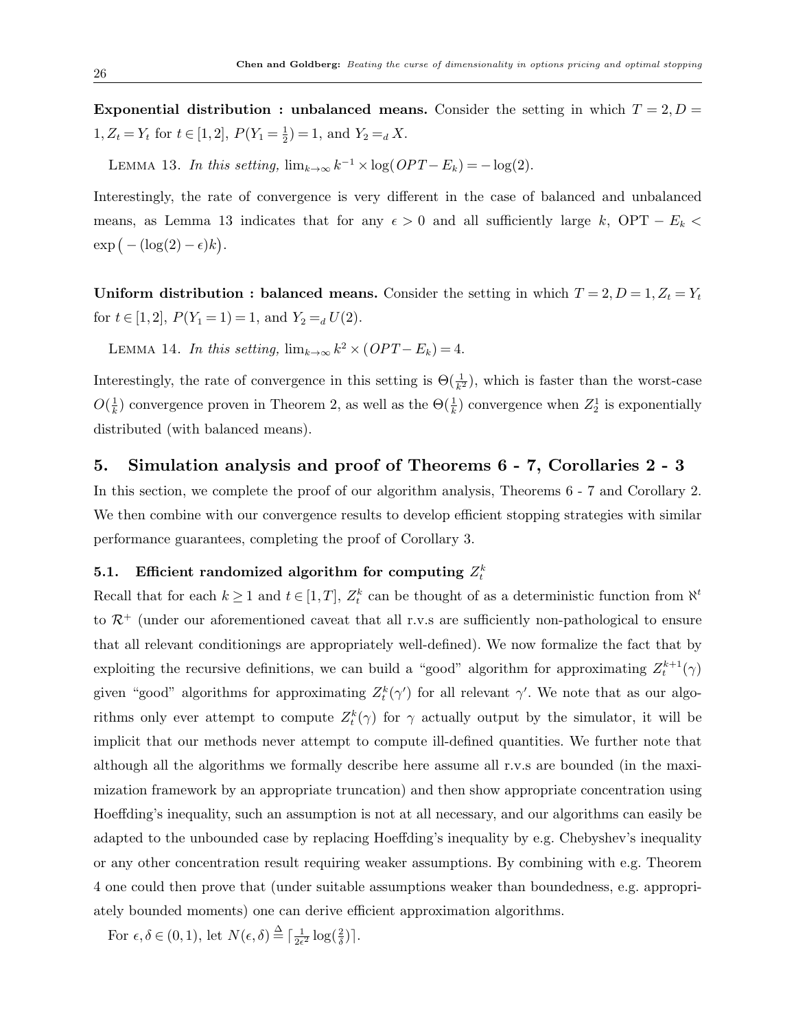**Exponential distribution : unbalanced means.** Consider the setting in which $T = 2, D = 1, Z_t = Y_t$ for $t \in [1,2]$, $P(Y_1 = \frac{1}{2}) = 1$, and $Y_2 =_d X$.

LEMMA 13. *In this setting,* $\lim_{k\to\infty} k^{-1} \times \log(OPT - E_k) = -\log(2)$.

Interestingly, the rate of convergence is very different in the case of balanced and unbalanced means, as Lemma 13 indicates that for any $\epsilon > 0$ and all sufficiently large $k$, OPT $- E_k < \exp\big(-(\log(2) - \epsilon)k\big)$.

**Uniform distribution : balanced means.** Consider the setting in which $T = 2, D = 1, Z_t = Y_t$ for $t \in [1,2]$, $P(Y_1 = 1) = 1$, and $Y_2 =_d U(2)$.

LEMMA 14. *In this setting,* $\lim_{k\to\infty} k^2 \times (OPT - E_k) = 4$.

Interestingly, the rate of convergence in this setting is $\Theta(\frac{1}{k^2})$, which is faster than the worst-case $O(\frac{1}{k})$ convergence proven in Theorem 2, as well as the $\Theta(\frac{1}{k})$ convergence when $Z_2^1$ is exponentially distributed (with balanced means).

## 5. Simulation analysis and proof of Theorems 6 - 7, Corollaries 2 - 3

In this section, we complete the proof of our algorithm analysis, Theorems 6 - 7 and Corollary 2. We then combine with our convergence results to develop efficient stopping strategies with similar performance guarantees, completing the proof of Corollary 3.

### 5.1. Efficient randomized algorithm for computing $Z_t^k$

Recall that for each $k \geq 1$ and $t \in [1,T]$, $Z_t^k$ can be thought of as a deterministic function from $\aleph^t$ to $\mathcal{R}^+$ (under our aforementioned caveat that all r.v.s are sufficiently non-pathological to ensure that all relevant conditionings are appropriately well-defined). We now formalize the fact that by exploiting the recursive definitions, we can build a "good" algorithm for approximating $Z_t^{k+1}(\gamma)$ given "good" algorithms for approximating $Z_t^k(\gamma')$ for all relevant $\gamma'$. We note that as our algorithms only ever attempt to compute $Z_t^k(\gamma)$ for $\gamma$ actually output by the simulator, it will be implicit that our methods never attempt to compute ill-defined quantities. We further note that although all the algorithms we formally describe here assume all r.v.s are bounded (in the maximization framework by an appropriate truncation) and then show appropriate concentration using Hoeffding's inequality, such an assumption is not at all necessary, and our algorithms can easily be adapted to the unbounded case by replacing Hoeffding's inequality by e.g. Chebyshev's inequality or any other concentration result requiring weaker assumptions. By combining with e.g. Theorem 4 one could then prove that (under suitable assumptions weaker than boundedness, e.g. appropriately bounded moments) one can derive efficient approximation algorithms.

For $\epsilon, \delta \in (0,1)$, let $N(\epsilon,\delta) \stackrel{\Delta}{=} \lceil \frac{1}{2\epsilon^2}\log(\frac{2}{\delta}) \rceil$.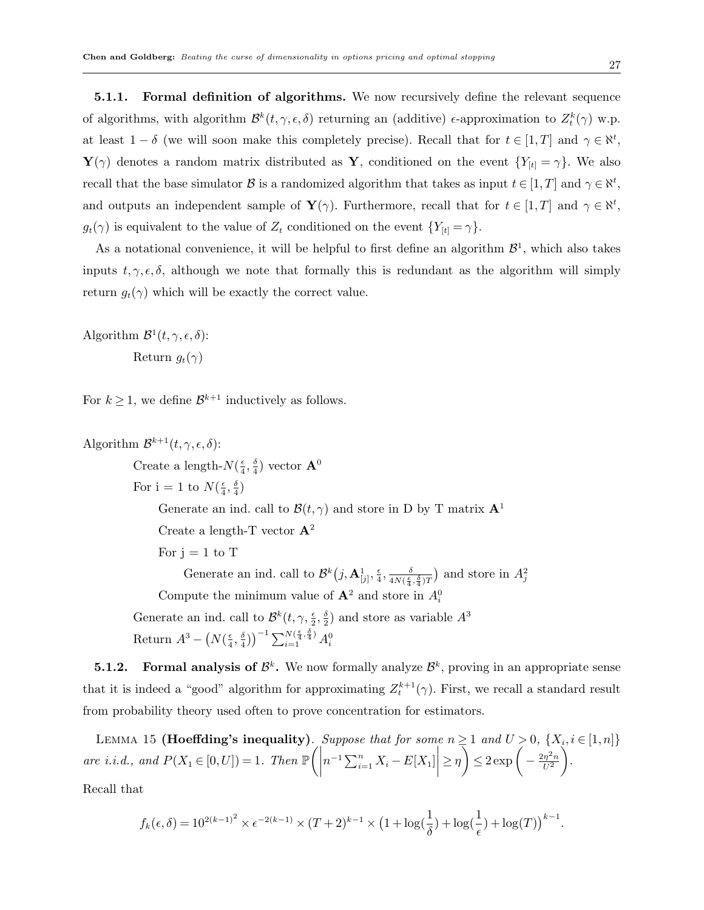### 5.1.1. Formal definition of algorithms.

We now recursively define the relevant sequence of algorithms, with algorithm $\mathcal{B}^k(t,\gamma,\epsilon,\delta)$ returning an (additive) $\epsilon$-approximation to $Z^k_t(\gamma)$ w.p. at least $1-\delta$ (we will soon make this completely precise). Recall that for $t \in [1,T]$ and $\gamma \in \aleph^t$, $\mathbf{Y}(\gamma)$ denotes a random matrix distributed as $\mathbf{Y}$, conditioned on the event $\{Y_{[t]} = \gamma\}$. We also recall that the base simulator $\mathcal{B}$ is a randomized algorithm that takes as input $t \in [1,T]$ and $\gamma \in \aleph^t$, and outputs an independent sample of $\mathbf{Y}(\gamma)$. Furthermore, recall that for $t \in [1,T]$ and $\gamma \in \aleph^t$, $g_t(\gamma)$ is equivalent to the value of $Z_t$ conditioned on the event $\{Y_{[t]} = \gamma\}$.

As a notational convenience, it will be helpful to first define an algorithm $\mathcal{B}^1$, which also takes inputs $t,\gamma,\epsilon,\delta$, although we note that formally this is redundant as the algorithm will simply return $g_t(\gamma)$ which will be exactly the correct value.

Algorithm $\mathcal{B}^1(t,\gamma,\epsilon,\delta)$:

  Return $g_t(\gamma)$

For $k \geq 1$, we define $\mathcal{B}^{k+1}$ inductively as follows.

Algorithm $\mathcal{B}^{k+1}(t,\gamma,\epsilon,\delta)$:

  Create a length-$N(\frac{\epsilon}{4},\frac{\delta}{4})$ vector $\mathbf{A}^0$

  For i = 1 to $N(\frac{\epsilon}{4},\frac{\delta}{4})$

    Generate an ind. call to $\mathcal{B}(t,\gamma)$ and store in D by T matrix $\mathbf{A}^1$

    Create a length-T vector $\mathbf{A}^2$

    For j = 1 to T

      Generate an ind. call to $\mathcal{B}^k\big(j,\mathbf{A}^1_{[j]},\frac{\epsilon}{4},\frac{\delta}{4N(\frac{\epsilon}{4},\frac{\delta}{4})T}\big)$ and store in $A^2_j$

    Compute the minimum value of $\mathbf{A}^2$ and store in $A^0_i$

  Generate an ind. call to $\mathcal{B}^k(t,\gamma,\frac{\epsilon}{2},\frac{\delta}{2})$ and store as variable $A^3$

  Return $A^3 - \big(N(\frac{\epsilon}{4},\frac{\delta}{4})\big)^{-1}\sum_{i=1}^{N(\frac{\epsilon}{4},\frac{\delta}{4})} A^0_i$

### 5.1.2. Formal analysis of $\mathcal{B}^k$.

We now formally analyze $\mathcal{B}^k$, proving in an appropriate sense that it is indeed a "good" algorithm for approximating $Z^{k+1}_t(\gamma)$. First, we recall a standard result from probability theory used often to prove concentration for estimators.

Lemma 15 **(Hoeffding's inequality)**. *Suppose that for some $n \geq 1$ and $U > 0$, $\{X_i, i \in [1,n]\}$ are i.i.d., and $P(X_1 \in [0,U]) = 1$. Then* $\mathbb{P}\Bigg(\bigg|n^{-1}\sum_{i=1}^n X_i - E[X_1]\bigg| \geq \eta\Bigg) \leq 2\exp\Bigg(-\frac{2\eta^2 n}{U^2}\Bigg)$.

Recall that

$$f_k(\epsilon,\delta) = 10^{2(k-1)^2} \times \epsilon^{-2(k-1)} \times (T+2)^{k-1} \times \big(1+\log(\frac{1}{\delta})+\log(\frac{1}{\epsilon})+\log(T)\big)^{k-1}.$$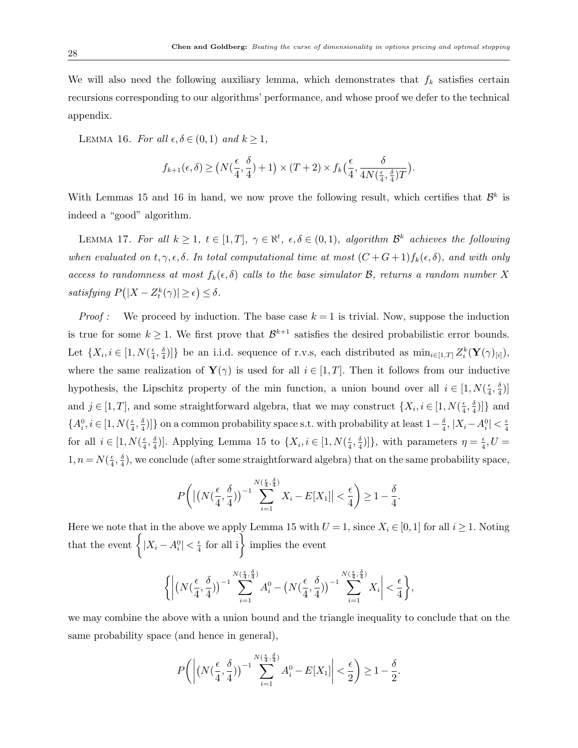We will also need the following auxiliary lemma, which demonstrates that $f_k$ satisfies certain recursions corresponding to our algorithms' performance, and whose proof we defer to the technical appendix.

LEMMA 16. *For all $\epsilon, \delta \in (0,1)$ and $k \geq 1$,*

$$f_{k+1}(\epsilon,\delta) \geq \big(N(\frac{\epsilon}{4},\frac{\delta}{4})+1\big) \times (T+2) \times f_k\big(\frac{\epsilon}{4}, \frac{\delta}{4N(\frac{\epsilon}{4},\frac{\delta}{4})T}\big).$$

With Lemmas 15 and 16 in hand, we now prove the following result, which certifies that $\mathcal{B}^k$ is indeed a "good" algorithm.

LEMMA 17. *For all $k \geq 1$, $t \in [1,T]$, $\gamma \in \aleph^t$, $\epsilon, \delta \in (0,1)$, algorithm $\mathcal{B}^k$ achieves the following when evaluated on $t, \gamma, \epsilon, \delta$. In total computational time at most $(C+G+1)f_k(\epsilon,\delta)$, and with only access to randomness at most $f_k(\epsilon,\delta)$ calls to the base simulator $\mathcal{B}$, returns a random number $X$ satisfying $P\big(|X - Z^k_t(\gamma)| \geq \epsilon\big) \leq \delta$.*

*Proof :* We proceed by induction. The base case $k=1$ is trivial. Now, suppose the induction is true for some $k \geq 1$. We first prove that $\mathcal{B}^{k+1}$ satisfies the desired probabilistic error bounds. Let $\{X_i, i \in [1, N(\frac{\epsilon}{4},\frac{\delta}{4})]\}$ be an i.i.d. sequence of r.v.s, each distributed as $\min_{i\in[1,T]} Z^k_i(\mathbf{Y}(\gamma)_{[i]})$, where the same realization of $\mathbf{Y}(\gamma)$ is used for all $i \in [1,T]$. Then it follows from our inductive hypothesis, the Lipschitz property of the min function, a union bound over all $i \in [1, N(\frac{\epsilon}{4},\frac{\delta}{4})]$ and $j \in [1,T]$, and some straightforward algebra, that we may construct $\{X_i, i \in [1, N(\frac{\epsilon}{4},\frac{\delta}{4})]\}$ and $\{A^0_i, i \in [1, N(\frac{\epsilon}{4},\frac{\delta}{4})]\}$ on a common probability space s.t. with probability at least $1-\frac{\delta}{4}$, $|X_i - A^0_i| < \frac{\epsilon}{4}$ for all $i \in [1, N(\frac{\epsilon}{4},\frac{\delta}{4})]$. Applying Lemma 15 to $\{X_i, i \in [1, N(\frac{\epsilon}{4},\frac{\delta}{4})]\}$, with parameters $\eta = \frac{\epsilon}{4}, U = 1, n = N(\frac{\epsilon}{4},\frac{\delta}{4})$, we conclude (after some straightforward algebra) that on the same probability space,

$$P\Bigg(\big|\big(N(\frac{\epsilon}{4},\frac{\delta}{4})\big)^{-1}\sum_{i=1}^{N(\frac{\epsilon}{4},\frac{\delta}{4})} X_i - E[X_1]\big| < \frac{\epsilon}{4}\Bigg) \geq 1 - \frac{\delta}{4}.$$

Here we note that in the above we apply Lemma 15 with $U=1$, since $X_i \in [0,1]$ for all $i \geq 1$. Noting that the event $\Big\{|X_i - A^0_i| < \frac{\epsilon}{4}$ for all i$\Big\}$ implies the event

$$\Bigg\{\Bigg|\big(N(\frac{\epsilon}{4},\frac{\delta}{4})\big)^{-1}\sum_{i=1}^{N(\frac{\epsilon}{4},\frac{\delta}{4})} A^0_i - \big(N(\frac{\epsilon}{4},\frac{\delta}{4})\big)^{-1}\sum_{i=1}^{N(\frac{\epsilon}{4},\frac{\delta}{4})} X_i\Bigg| < \frac{\epsilon}{4}\Bigg\},$$

we may combine the above with a union bound and the triangle inequality to conclude that on the same probability space (and hence in general),

$$P\Bigg(\Bigg|\big(N(\frac{\epsilon}{4},\frac{\delta}{4})\big)^{-1}\sum_{i=1}^{N(\frac{\epsilon}{4},\frac{\delta}{4})} A^0_i - E[X_1]\Bigg| < \frac{\epsilon}{2}\Bigg) \geq 1 - \frac{\delta}{2}.$$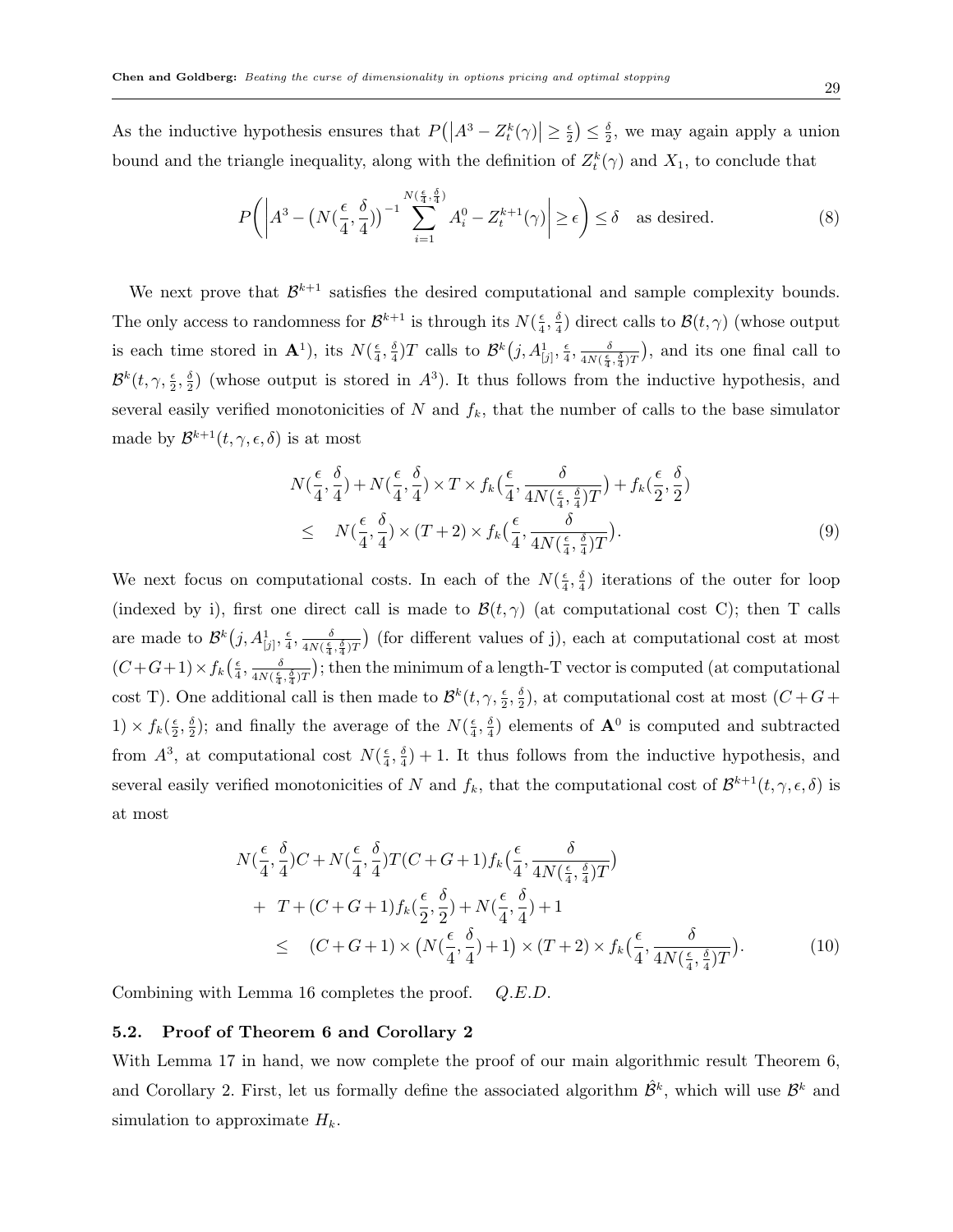As the inductive hypothesis ensures that $P\big(|A^3 - Z_t^k(\gamma)| \geq \frac{\epsilon}{2}\big) \leq \frac{\delta}{2}$, we may again apply a union bound and the triangle inequality, along with the definition of $Z_t^k(\gamma)$ and $X_1$, to conclude that

$$P\Bigg(\Bigg|A^3 - \big(N(\frac{\epsilon}{4},\frac{\delta}{4})\big)^{-1}\sum_{i=1}^{N(\frac{\epsilon}{4},\frac{\delta}{4})} A_i^0 - Z_t^{k+1}(\gamma)\Bigg| \geq \epsilon\Bigg) \leq \delta \quad \text{as desired.} \tag{8}$$

We next prove that $\mathcal{B}^{k+1}$ satisfies the desired computational and sample complexity bounds. The only access to randomness for $\mathcal{B}^{k+1}$ is through its $N(\frac{\epsilon}{4},\frac{\delta}{4})$ direct calls to $\mathcal{B}(t,\gamma)$ (whose output is each time stored in $\mathbf{A}^1$), its $N(\frac{\epsilon}{4},\frac{\delta}{4})T$ calls to $\mathcal{B}^k\big(j, A^1_{[j]}, \frac{\epsilon}{4}, \frac{\delta}{4N(\frac{\epsilon}{4},\frac{\delta}{4})T}\big)$, and its one final call to $\mathcal{B}^k(t,\gamma,\frac{\epsilon}{2},\frac{\delta}{2})$ (whose output is stored in $A^3$). It thus follows from the inductive hypothesis, and several easily verified monotonicities of $N$ and $f_k$, that the number of calls to the base simulator made by $\mathcal{B}^{k+1}(t,\gamma,\epsilon,\delta)$ is at most

$$\begin{aligned}
&N(\frac{\epsilon}{4},\frac{\delta}{4}) + N(\frac{\epsilon}{4},\frac{\delta}{4}) \times T \times f_k\big(\frac{\epsilon}{4}, \frac{\delta}{4N(\frac{\epsilon}{4},\frac{\delta}{4})T}\big) + f_k(\frac{\epsilon}{2},\frac{\delta}{2}) \\
&\leq \quad N(\frac{\epsilon}{4},\frac{\delta}{4}) \times (T+2) \times f_k\big(\frac{\epsilon}{4}, \frac{\delta}{4N(\frac{\epsilon}{4},\frac{\delta}{4})T}\big).
\end{aligned} \tag{9}$$

We next focus on computational costs. In each of the $N(\frac{\epsilon}{4},\frac{\delta}{4})$ iterations of the outer for loop (indexed by i), first one direct call is made to $\mathcal{B}(t,\gamma)$ (at computational cost C); then T calls are made to $\mathcal{B}^k\big(j, A^1_{[j]}, \frac{\epsilon}{4}, \frac{\delta}{4N(\frac{\epsilon}{4},\frac{\delta}{4})T}\big)$ (for different values of j), each at computational cost at most $(C+G+1)\times f_k\big(\frac{\epsilon}{4}, \frac{\delta}{4N(\frac{\epsilon}{4},\frac{\delta}{4})T}\big)$; then the minimum of a length-T vector is computed (at computational cost T). One additional call is then made to $\mathcal{B}^k(t,\gamma,\frac{\epsilon}{2},\frac{\delta}{2})$, at computational cost at most $(C+G+1)\times f_k(\frac{\epsilon}{2},\frac{\delta}{2})$; and finally the average of the $N(\frac{\epsilon}{4},\frac{\delta}{4})$ elements of $\mathbf{A}^0$ is computed and subtracted from $A^3$, at computational cost $N(\frac{\epsilon}{4},\frac{\delta}{4})+1$. It thus follows from the inductive hypothesis, and several easily verified monotonicities of $N$ and $f_k$, that the computational cost of $\mathcal{B}^{k+1}(t,\gamma,\epsilon,\delta)$ is at most

$$\begin{aligned}
&N(\frac{\epsilon}{4},\frac{\delta}{4})C + N(\frac{\epsilon}{4},\frac{\delta}{4})T(C+G+1)f_k\big(\frac{\epsilon}{4}, \frac{\delta}{4N(\frac{\epsilon}{4},\frac{\delta}{4})T}\big) \\
&+ \; T + (C+G+1)f_k(\frac{\epsilon}{2},\frac{\delta}{2}) + N(\frac{\epsilon}{4},\frac{\delta}{4}) + 1 \\
&\leq \quad (C+G+1)\times\big(N(\frac{\epsilon}{4},\frac{\delta}{4})+1\big)\times(T+2)\times f_k\big(\frac{\epsilon}{4}, \frac{\delta}{4N(\frac{\epsilon}{4},\frac{\delta}{4})T}\big).
\end{aligned} \tag{10}$$

Combining with Lemma 16 completes the proof. *Q.E.D.*

### 5.2. Proof of Theorem 6 and Corollary 2

With Lemma 17 in hand, we now complete the proof of our main algorithmic result Theorem 6, and Corollary 2. First, let us formally define the associated algorithm $\hat{\mathcal{B}}^k$, which will use $\mathcal{B}^k$ and simulation to approximate $H_k$.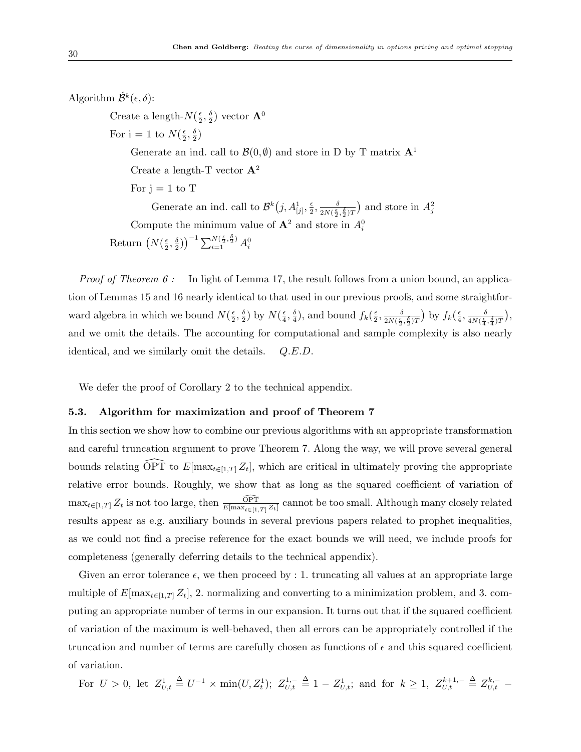Algorithm $\hat{\mathcal{B}}^k(\epsilon,\delta)$:

Create a length-$N(\frac{\epsilon}{2},\frac{\delta}{2})$ vector $\mathbf{A}^0$

For i = 1 to $N(\frac{\epsilon}{2},\frac{\delta}{2})$

Generate an ind. call to $\mathcal{B}(0,\emptyset)$ and store in D by T matrix $\mathbf{A}^1$

Create a length-T vector $\mathbf{A}^2$

For j = 1 to T

Generate an ind. call to $\mathcal{B}^k\big(j, A^1_{[j]}, \frac{\epsilon}{2}, \frac{\delta}{2N(\frac{\epsilon}{2},\frac{\delta}{2})T}\big)$ and store in $A^2_j$

Compute the minimum value of $\mathbf{A}^2$ and store in $A^0_i$

Return $\big(N(\frac{\epsilon}{2},\frac{\delta}{2})\big)^{-1}\sum_{i=1}^{N(\frac{\epsilon}{2},\frac{\delta}{2})} A^0_i$

*Proof of Theorem 6 :* In light of Lemma 17, the result follows from a union bound, an application of Lemmas 15 and 16 nearly identical to that used in our previous proofs, and some straightforward algebra in which we bound $N(\frac{\epsilon}{2},\frac{\delta}{2})$ by $N(\frac{\epsilon}{4},\frac{\delta}{4})$, and bound $f_k\big(\frac{\epsilon}{2}, \frac{\delta}{2N(\frac{\epsilon}{2},\frac{\delta}{2})T}\big)$ by $f_k\big(\frac{\epsilon}{4}, \frac{\delta}{4N(\frac{\epsilon}{4},\frac{\delta}{4})T}\big)$, and we omit the details. The accounting for computational and sample complexity is also nearly identical, and we similarly omit the details. *Q.E.D.*

We defer the proof of Corollary 2 to the technical appendix.

### 5.3. Algorithm for maximization and proof of Theorem 7

In this section we show how to combine our previous algorithms with an appropriate transformation and careful truncation argument to prove Theorem 7. Along the way, we will prove several general bounds relating $\widehat{\mathrm{OPT}}$ to $E[\max_{t\in[1,T]} Z_t]$, which are critical in ultimately proving the appropriate relative error bounds. Roughly, we show that as long as the squared coefficient of variation of $\max_{t\in[1,T]} Z_t$ is not too large, then $\frac{\widehat{\mathrm{OPT}}}{E[\max_{t\in[1,T]} Z_t]}$ cannot be too small. Although many closely related results appear as e.g. auxiliary bounds in several previous papers related to prophet inequalities, as we could not find a precise reference for the exact bounds we will need, we include proofs for completeness (generally deferring details to the technical appendix).

Given an error tolerance $\epsilon$, we then proceed by : 1. truncating all values at an appropriate large multiple of $E[\max_{t\in[1,T]} Z_t]$, 2. normalizing and converting to a minimization problem, and 3. computing an appropriate number of terms in our expansion. It turns out that if the squared coefficient of variation of the maximum is well-behaved, then all errors can be appropriately controlled if the truncation and number of terms are carefully chosen as functions of $\epsilon$ and this squared coefficient of variation.

For $U>0$, let $Z^1_{U,t} \stackrel{\Delta}{=} U^{-1}\times \min(U, Z^1_t)$; $Z^{1,-}_{U,t} \stackrel{\Delta}{=} 1 - Z^1_{U,t}$; and for $k\geq 1$, $Z^{k+1,-}_{U,t} \stackrel{\Delta}{=} Z^{k,-}_{U,t}\ -$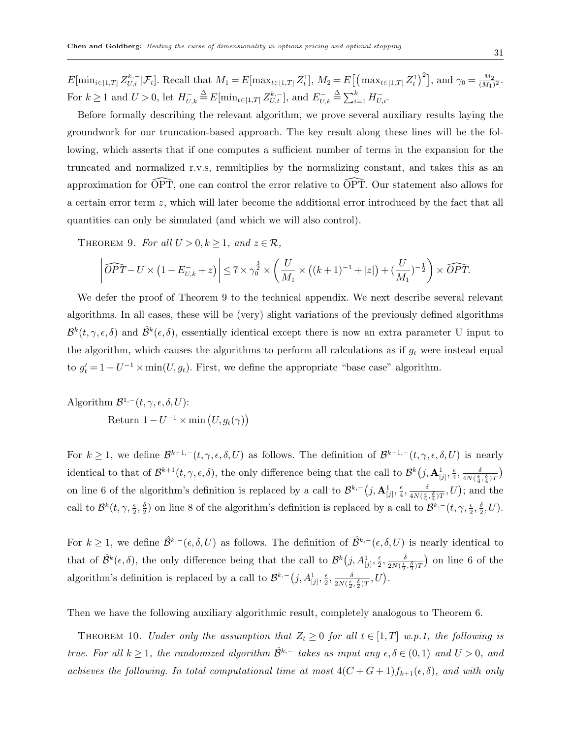$E[\min_{i\in[1,T]} Z^{k,-}_{U,i}|\mathcal{F}_t]$. Recall that $M_1 = E[\max_{t\in[1,T]} Z^1_t]$, $M_2 = E\big[\big(\max_{t\in[1,T]} Z^1_t\big)^2\big]$, and $\gamma_0 = \frac{M_2}{(M_1)^2}$. For $k \geq 1$ and $U > 0$, let $H^-_{U,k} \triangleq E[\min_{t\in[1,T]} Z^{k,-}_{U,t}]$, and $E^-_{U,k} \triangleq \sum_{i=1}^k H^-_{U,i}$.

Before formally describing the relevant algorithm, we prove several auxiliary results laying the groundwork for our truncation-based approach. The key result along these lines will be the following, which asserts that if one computes a sufficient number of terms in the expansion for the truncated and normalized r.v.s, remultiplies by the normalizing constant, and takes this as an approximation for $\widehat{\text{OPT}}$, one can control the error relative to $\widehat{\text{OPT}}$. Our statement also allows for a certain error term $z$, which will later become the additional error introduced by the fact that all quantities can only be simulated (and which we will also control).

Theorem 9. *For all $U > 0, k \geq 1$, and $z \in \mathcal{R}$,*

$$\left|\widehat{OPT} - U \times \big(1 - E^-_{U,k} + z\big)\right| \leq 7 \times \gamma_0^{\frac{3}{2}} \times \left(\frac{U}{M_1} \times \big((k+1)^{-1} + |z|\big) + \big(\frac{U}{M_1}\big)^{-\frac{1}{2}}\right) \times \widehat{OPT}.$$

We defer the proof of Theorem 9 to the technical appendix. We next describe several relevant algorithms. In all cases, these will be (very) slight variations of the previously defined algorithms $\mathcal{B}^k(t,\gamma,\epsilon,\delta)$ and $\hat{\mathcal{B}}^k(\epsilon,\delta)$, essentially identical except there is now an extra parameter U input to the algorithm, which causes the algorithms to perform all calculations as if $g_t$ were instead equal to $g'_t = 1 - U^{-1} \times \min(U, g_t)$. First, we define the appropriate "base case" algorithm.

Algorithm $\mathcal{B}^{1,-}(t,\gamma,\epsilon,\delta,U)$:

Return $1 - U^{-1} \times \min\big(U, g_t(\gamma)\big)$

For $k \geq 1$, we define $\mathcal{B}^{k+1,-}(t,\gamma,\epsilon,\delta,U)$ as follows. The definition of $\mathcal{B}^{k+1,-}(t,\gamma,\epsilon,\delta,U)$ is nearly identical to that of $\mathcal{B}^{k+1}(t,\gamma,\epsilon,\delta)$, the only difference being that the call to $\mathcal{B}^k\big(j, \mathbf{A}^1_{[j]}, \frac{\epsilon}{4}, \frac{\delta}{4N(\frac{\epsilon}{4},\frac{\delta}{4})T}\big)$ on line 6 of the algorithm's definition is replaced by a call to $\mathcal{B}^{k,-}\big(j, \mathbf{A}^1_{[j]}, \frac{\epsilon}{4}, \frac{\delta}{4N(\frac{\epsilon}{4},\frac{\delta}{4})T}, U\big)$; and the call to $\mathcal{B}^k(t,\gamma,\frac{\epsilon}{2},\frac{\delta}{2})$ on line 8 of the algorithm's definition is replaced by a call to $\mathcal{B}^{k,-}(t,\gamma,\frac{\epsilon}{2},\frac{\delta}{2},U)$.

For $k \geq 1$, we define $\hat{\mathcal{B}}^{k,-}(\epsilon,\delta,U)$ as follows. The definition of $\hat{\mathcal{B}}^{k,-}(\epsilon,\delta,U)$ is nearly identical to that of $\hat{\mathcal{B}}^k(\epsilon,\delta)$, the only difference being that the call to $\mathcal{B}^k\big(j, A^1_{[j]}, \frac{\epsilon}{2}, \frac{\delta}{2N(\frac{\epsilon}{2},\frac{\delta}{2})T}\big)$ on line 6 of the algorithm's definition is replaced by a call to $\mathcal{B}^{k,-}\big(j, A^1_{[j]}, \frac{\epsilon}{2}, \frac{\delta}{2N(\frac{\epsilon}{2},\frac{\delta}{2})T}, U\big)$.

Then we have the following auxiliary algorithmic result, completely analogous to Theorem 6.

Theorem 10. *Under only the assumption that $Z_t \geq 0$ for all $t \in [1,T]$ w.p.1, the following is true. For all $k \geq 1$, the randomized algorithm $\hat{\mathcal{B}}^{k,-}$ takes as input any $\epsilon,\delta \in (0,1)$ and $U > 0$, and achieves the following. In total computational time at most $4(C+G+1)f_{k+1}(\epsilon,\delta)$, and with only*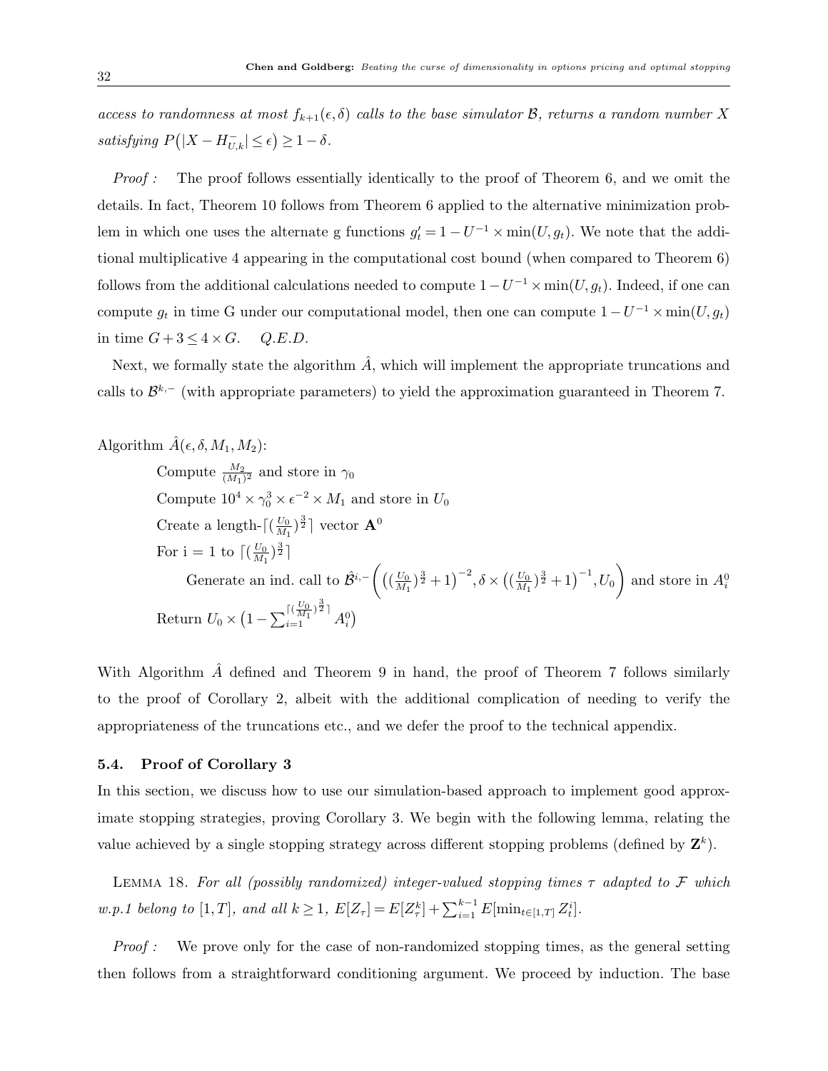*access to randomness at most $f_{k+1}(\epsilon,\delta)$ calls to the base simulator $\mathcal{B}$, returns a random number $X$ satisfying $P\big(|X - H^{-}_{U,k}| \leq \epsilon\big) \geq 1-\delta$.*

*Proof :* The proof follows essentially identically to the proof of Theorem 6, and we omit the details. In fact, Theorem 10 follows from Theorem 6 applied to the alternative minimization problem in which one uses the alternate g functions $g'_t = 1 - U^{-1} \times \min(U, g_t)$. We note that the additional multiplicative 4 appearing in the computational cost bound (when compared to Theorem 6) follows from the additional calculations needed to compute $1 - U^{-1} \times \min(U, g_t)$. Indeed, if one can compute $g_t$ in time G under our computational model, then one can compute $1 - U^{-1} \times \min(U, g_t)$ in time $G + 3 \leq 4 \times G$. *Q.E.D.*

Next, we formally state the algorithm $\hat{A}$, which will implement the appropriate truncations and calls to $\mathcal{B}^{k,-}$ (with appropriate parameters) to yield the approximation guaranteed in Theorem 7.

Algorithm $\hat{A}(\epsilon, \delta, M_1, M_2)$:

Compute $\frac{M_2}{(M_1)^2}$ and store in $\gamma_0$

Compute $10^4 \times \gamma_0^3 \times \epsilon^{-2} \times M_1$ and store in $U_0$

Create a length-$\lceil (\frac{U_0}{M_1})^{\frac{3}{2}} \rceil$ vector $\mathbf{A}^0$

For i = 1 to $\lceil (\frac{U_0}{M_1})^{\frac{3}{2}} \rceil$

Generate an ind. call to $\hat{\mathcal{B}}^{i,-}\left(\big((\frac{U_0}{M_1})^{\frac{3}{2}} + 1\big)^{-2}, \delta \times \big((\frac{U_0}{M_1})^{\frac{3}{2}} + 1\big)^{-1}, U_0\right)$ and store in $A^0_i$

Return $U_0 \times \big(1 - \sum_{i=1}^{\lceil (\frac{U_0}{M_1})^{\frac{3}{2}} \rceil} A^0_i\big)$

With Algorithm $\hat{A}$ defined and Theorem 9 in hand, the proof of Theorem 7 follows similarly to the proof of Corollary 2, albeit with the additional complication of needing to verify the appropriateness of the truncations etc., and we defer the proof to the technical appendix.

### 5.4. Proof of Corollary 3

In this section, we discuss how to use our simulation-based approach to implement good approximate stopping strategies, proving Corollary 3. We begin with the following lemma, relating the value achieved by a single stopping strategy across different stopping problems (defined by $\mathbf{Z}^k$).

LEMMA 18. *For all (possibly randomized) integer-valued stopping times $\tau$ adapted to $\mathcal{F}$ which w.p.1 belong to $[1,T]$, and all $k \geq 1$, $E[Z_\tau] = E[Z^k_\tau] + \sum_{i=1}^{k-1} E[\min_{t \in [1,T]} Z^i_t]$.*

*Proof :* We prove only for the case of non-randomized stopping times, as the general setting then follows from a straightforward conditioning argument. We proceed by induction. The base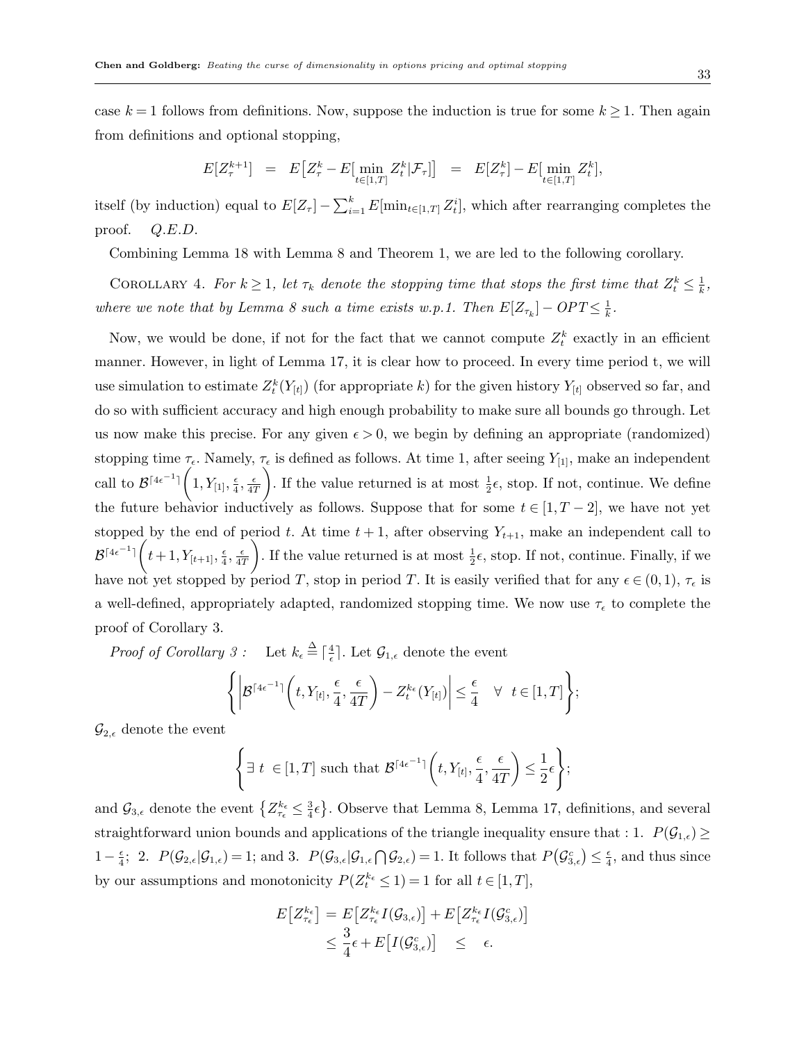case $k = 1$ follows from definitions. Now, suppose the induction is true for some $k \geq 1$. Then again from definitions and optional stopping,

$$E[Z^{k+1}_\tau] \;\;=\;\; E\big[Z^k_\tau - E[\min_{t\in[1,T]} Z^k_t|\mathcal{F}_\tau]\big] \;\;=\;\; E[Z^k_\tau] - E[\min_{t\in[1,T]} Z^k_t],$$

itself (by induction) equal to $E[Z_\tau] - \sum_{i=1}^k E[\min_{t\in[1,T]} Z^i_t]$, which after rearranging completes the proof. *Q.E.D.*

Combining Lemma 18 with Lemma 8 and Theorem 1, we are led to the following corollary.

Corollary 4. *For $k \geq 1$, let $\tau_k$ denote the stopping time that stops the first time that $Z^k_t \leq \frac{1}{k}$, where we note that by Lemma 8 such a time exists w.p.1. Then $E[Z_{\tau_k}] - OPT \leq \frac{1}{k}$.*

Now, we would be done, if not for the fact that we cannot compute $Z^k_t$ exactly in an efficient manner. However, in light of Lemma 17, it is clear how to proceed. In every time period t, we will use simulation to estimate $Z^k_t(Y_{[t]})$ (for appropriate $k$) for the given history $Y_{[t]}$ observed so far, and do so with sufficient accuracy and high enough probability to make sure all bounds go through. Let us now make this precise. For any given $\epsilon > 0$, we begin by defining an appropriate (randomized) stopping time $\tau_\epsilon$. Namely, $\tau_\epsilon$ is defined as follows. At time 1, after seeing $Y_{[1]}$, make an independent call to $\mathcal{B}^{\lceil 4\epsilon^{-1}\rceil}\bigg(1, Y_{[1]}, \frac{\epsilon}{4}, \frac{\epsilon}{4T}\bigg)$. If the value returned is at most $\frac{1}{2}\epsilon$, stop. If not, continue. We define the future behavior inductively as follows. Suppose that for some $t \in [1, T-2]$, we have not yet stopped by the end of period $t$. At time $t+1$, after observing $Y_{t+1}$, make an independent call to $\mathcal{B}^{\lceil 4\epsilon^{-1}\rceil}\bigg(t+1, Y_{[t+1]}, \frac{\epsilon}{4}, \frac{\epsilon}{4T}\bigg)$. If the value returned is at most $\frac{1}{2}\epsilon$, stop. If not, continue. Finally, if we have not yet stopped by period $T$, stop in period $T$. It is easily verified that for any $\epsilon \in (0,1)$, $\tau_\epsilon$ is a well-defined, appropriately adapted, randomized stopping time. We now use $\tau_\epsilon$ to complete the proof of Corollary 3.

*Proof of Corollary 3 :* Let $k_\epsilon \triangleq \lceil \frac{4}{\epsilon} \rceil$. Let $\mathcal{G}_{1,\epsilon}$ denote the event

$$\Bigg\{\bigg|\mathcal{B}^{\lceil 4\epsilon^{-1}\rceil}\bigg(t, Y_{[t]}, \frac{\epsilon}{4}, \frac{\epsilon}{4T}\bigg) - Z^{k_\epsilon}_t(Y_{[t]})\bigg| \leq \frac{\epsilon}{4} \quad \forall \;\; t \in [1,T]\Bigg\};$$

$\mathcal{G}_{2,\epsilon}$ denote the event

$$\Bigg\{\exists \; t \;\in [1,T] \text{ such that } \mathcal{B}^{\lceil 4\epsilon^{-1}\rceil}\bigg(t, Y_{[t]}, \frac{\epsilon}{4}, \frac{\epsilon}{4T}\bigg) \leq \frac{1}{2}\epsilon\Bigg\};$$

and $\mathcal{G}_{3,\epsilon}$ denote the event $\big\{Z^{k_\epsilon}_{\tau_\epsilon} \leq \frac{3}{4}\epsilon\big\}$. Observe that Lemma 8, Lemma 17, definitions, and several straightforward union bounds and applications of the triangle inequality ensure that : 1. $P(\mathcal{G}_{1,\epsilon}) \geq 1 - \frac{\epsilon}{4}$; 2. $P(\mathcal{G}_{2,\epsilon}|\mathcal{G}_{1,\epsilon}) = 1$; and 3. $P(\mathcal{G}_{3,\epsilon}|\mathcal{G}_{1,\epsilon}\bigcap \mathcal{G}_{2,\epsilon}) = 1$. It follows that $P\big(\mathcal{G}^c_{3,\epsilon}\big) \leq \frac{\epsilon}{4}$, and thus since by our assumptions and monotonicity $P(Z^{k_\epsilon}_t \leq 1) = 1$ for all $t \in [1,T]$,

$$\begin{aligned} E\big[Z^{k_\epsilon}_{\tau_\epsilon}\big] &= E\big[Z^{k_\epsilon}_{\tau_\epsilon} I(\mathcal{G}_{3,\epsilon})\big] + E\big[Z^{k_\epsilon}_{\tau_\epsilon} I(\mathcal{G}^c_{3,\epsilon})\big] \\ &\leq \frac{3}{4}\epsilon + E\big[I(\mathcal{G}^c_{3,\epsilon})\big] \quad \leq \quad \epsilon. \end{aligned}$$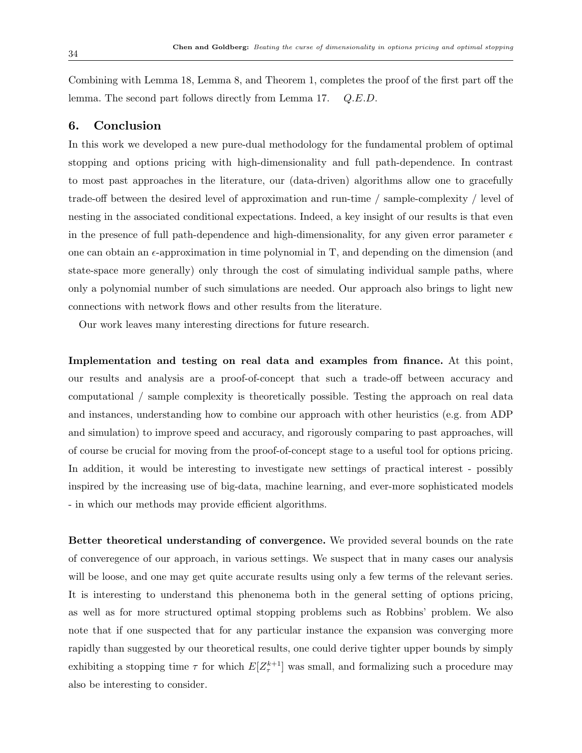Combining with Lemma 18, Lemma 8, and Theorem 1, completes the proof of the first part off the lemma. The second part follows directly from Lemma 17. *Q.E.D.*

## 6. Conclusion

In this work we developed a new pure-dual methodology for the fundamental problem of optimal stopping and options pricing with high-dimensionality and full path-dependence. In contrast to most past approaches in the literature, our (data-driven) algorithms allow one to gracefully trade-off between the desired level of approximation and run-time / sample-complexity / level of nesting in the associated conditional expectations. Indeed, a key insight of our results is that even in the presence of full path-dependence and high-dimensionality, for any given error parameter $\epsilon$ one can obtain an $\epsilon$-approximation in time polynomial in T, and depending on the dimension (and state-space more generally) only through the cost of simulating individual sample paths, where only a polynomial number of such simulations are needed. Our approach also brings to light new connections with network flows and other results from the literature.

Our work leaves many interesting directions for future research.

**Implementation and testing on real data and examples from finance.** At this point, our results and analysis are a proof-of-concept that such a trade-off between accuracy and computational / sample complexity is theoretically possible. Testing the approach on real data and instances, understanding how to combine our approach with other heuristics (e.g. from ADP and simulation) to improve speed and accuracy, and rigorously comparing to past approaches, will of course be crucial for moving from the proof-of-concept stage to a useful tool for options pricing. In addition, it would be interesting to investigate new settings of practical interest - possibly inspired by the increasing use of big-data, machine learning, and ever-more sophisticated models - in which our methods may provide efficient algorithms.

**Better theoretical understanding of convergence.** We provided several bounds on the rate of converegence of our approach, in various settings. We suspect that in many cases our analysis will be loose, and one may get quite accurate results using only a few terms of the relevant series. It is interesting to understand this phenonema both in the general setting of options pricing, as well as for more structured optimal stopping problems such as Robbins' problem. We also note that if one suspected that for any particular instance the expansion was converging more rapidly than suggested by our theoretical results, one could derive tighter upper bounds by simply exhibiting a stopping time $\tau$ for which $E[Z^{k+1}_{\tau}]$ was small, and formalizing such a procedure may also be interesting to consider.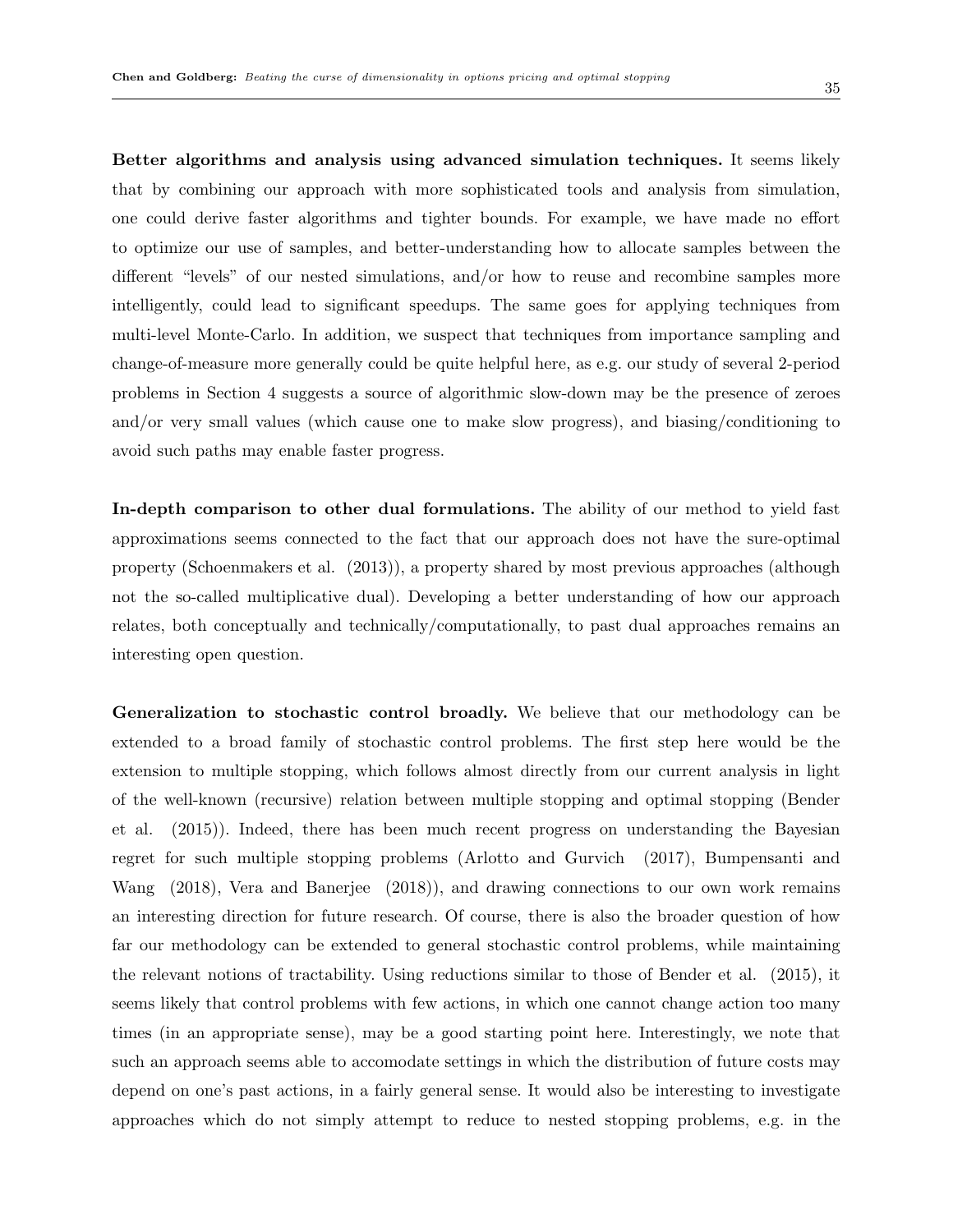**Better algorithms and analysis using advanced simulation techniques.** It seems likely that by combining our approach with more sophisticated tools and analysis from simulation, one could derive faster algorithms and tighter bounds. For example, we have made no effort to optimize our use of samples, and better-understanding how to allocate samples between the different "levels" of our nested simulations, and/or how to reuse and recombine samples more intelligently, could lead to significant speedups. The same goes for applying techniques from multi-level Monte-Carlo. In addition, we suspect that techniques from importance sampling and change-of-measure more generally could be quite helpful here, as e.g. our study of several 2-period problems in Section 4 suggests a source of algorithmic slow-down may be the presence of zeroes and/or very small values (which cause one to make slow progress), and biasing/conditioning to avoid such paths may enable faster progress.

**In-depth comparison to other dual formulations.** The ability of our method to yield fast approximations seems connected to the fact that our approach does not have the sure-optimal property (Schoenmakers et al. (2013)), a property shared by most previous approaches (although not the so-called multiplicative dual). Developing a better understanding of how our approach relates, both conceptually and technically/computationally, to past dual approaches remains an interesting open question.

**Generalization to stochastic control broadly.** We believe that our methodology can be extended to a broad family of stochastic control problems. The first step here would be the extension to multiple stopping, which follows almost directly from our current analysis in light of the well-known (recursive) relation between multiple stopping and optimal stopping (Bender et al. (2015)). Indeed, there has been much recent progress on understanding the Bayesian regret for such multiple stopping problems (Arlotto and Gurvich (2017), Bumpensanti and Wang (2018), Vera and Banerjee (2018)), and drawing connections to our own work remains an interesting direction for future research. Of course, there is also the broader question of how far our methodology can be extended to general stochastic control problems, while maintaining the relevant notions of tractability. Using reductions similar to those of Bender et al. (2015), it seems likely that control problems with few actions, in which one cannot change action too many times (in an appropriate sense), may be a good starting point here. Interestingly, we note that such an approach seems able to accomodate settings in which the distribution of future costs may depend on one's past actions, in a fairly general sense. It would also be interesting to investigate approaches which do not simply attempt to reduce to nested stopping problems, e.g. in the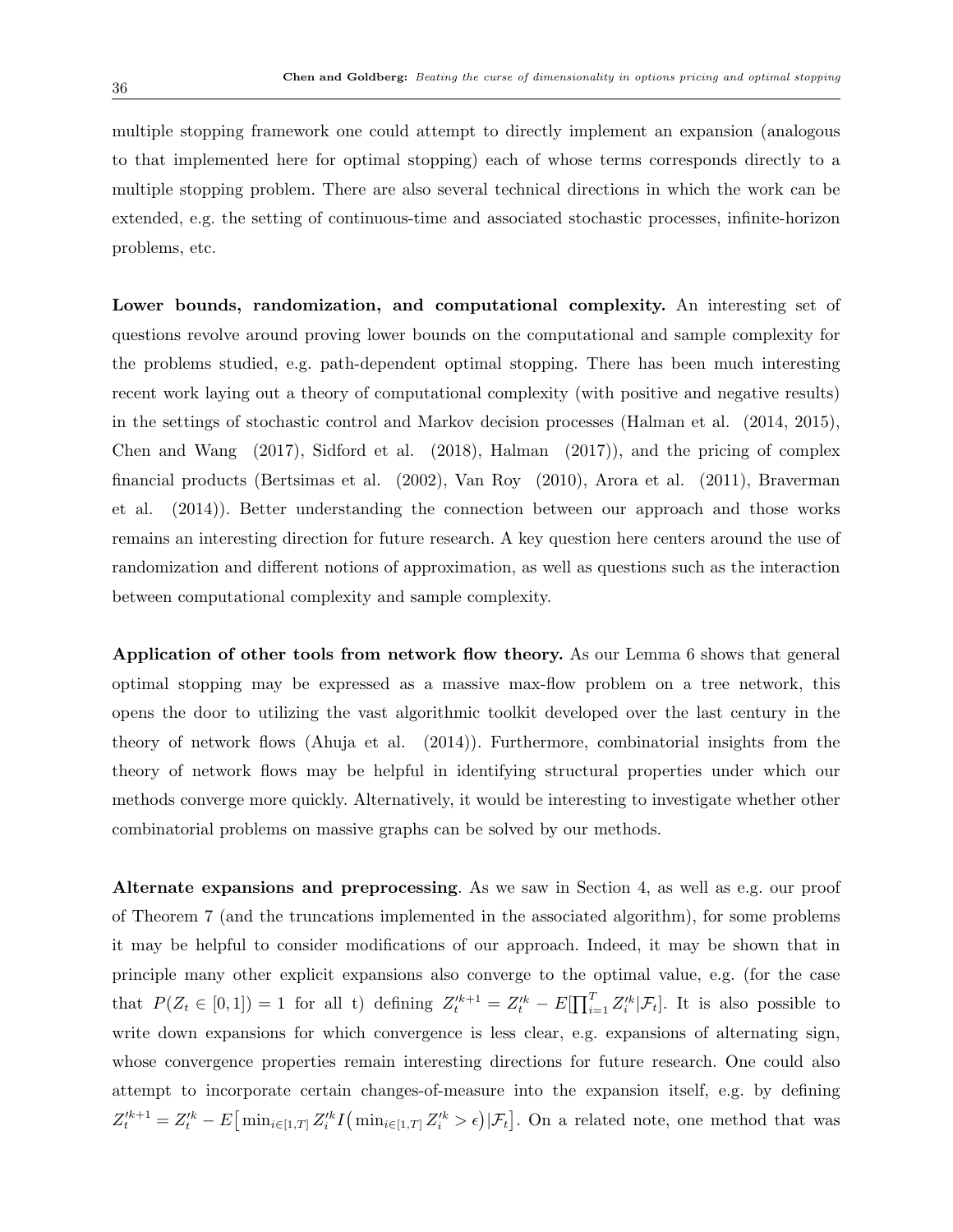multiple stopping framework one could attempt to directly implement an expansion (analogous to that implemented here for optimal stopping) each of whose terms corresponds directly to a multiple stopping problem. There are also several technical directions in which the work can be extended, e.g. the setting of continuous-time and associated stochastic processes, infinite-horizon problems, etc.

**Lower bounds, randomization, and computational complexity.** An interesting set of questions revolve around proving lower bounds on the computational and sample complexity for the problems studied, e.g. path-dependent optimal stopping. There has been much interesting recent work laying out a theory of computational complexity (with positive and negative results) in the settings of stochastic control and Markov decision processes (Halman et al. (2014, 2015), Chen and Wang (2017), Sidford et al. (2018), Halman (2017)), and the pricing of complex financial products (Bertsimas et al. (2002), Van Roy (2010), Arora et al. (2011), Braverman et al. (2014)). Better understanding the connection between our approach and those works remains an interesting direction for future research. A key question here centers around the use of randomization and different notions of approximation, as well as questions such as the interaction between computational complexity and sample complexity.

**Application of other tools from network flow theory.** As our Lemma 6 shows that general optimal stopping may be expressed as a massive max-flow problem on a tree network, this opens the door to utilizing the vast algorithmic toolkit developed over the last century in the theory of network flows (Ahuja et al. (2014)). Furthermore, combinatorial insights from the theory of network flows may be helpful in identifying structural properties under which our methods converge more quickly. Alternatively, it would be interesting to investigate whether other combinatorial problems on massive graphs can be solved by our methods.

**Alternate expansions and preprocessing**. As we saw in Section 4, as well as e.g. our proof of Theorem 7 (and the truncations implemented in the associated algorithm), for some problems it may be helpful to consider modifications of our approach. Indeed, it may be shown that in principle many other explicit expansions also converge to the optimal value, e.g. (for the case that $P(Z_t \in [0,1]) = 1$ for all t) defining $Z'^{k+1}_t = Z'^k_t - E[\prod_{i=1}^T Z'^k_i | \mathcal{F}_t]$. It is also possible to write down expansions for which convergence is less clear, e.g. expansions of alternating sign, whose convergence properties remain interesting directions for future research. One could also attempt to incorporate certain changes-of-measure into the expansion itself, e.g. by defining $Z'^{k+1}_t = Z'^k_t - E\big[\min_{i\in[1,T]} Z'^k_i I\big(\min_{i\in[1,T]} Z'^k_i > \epsilon\big) | \mathcal{F}_t\big]$. On a related note, one method that was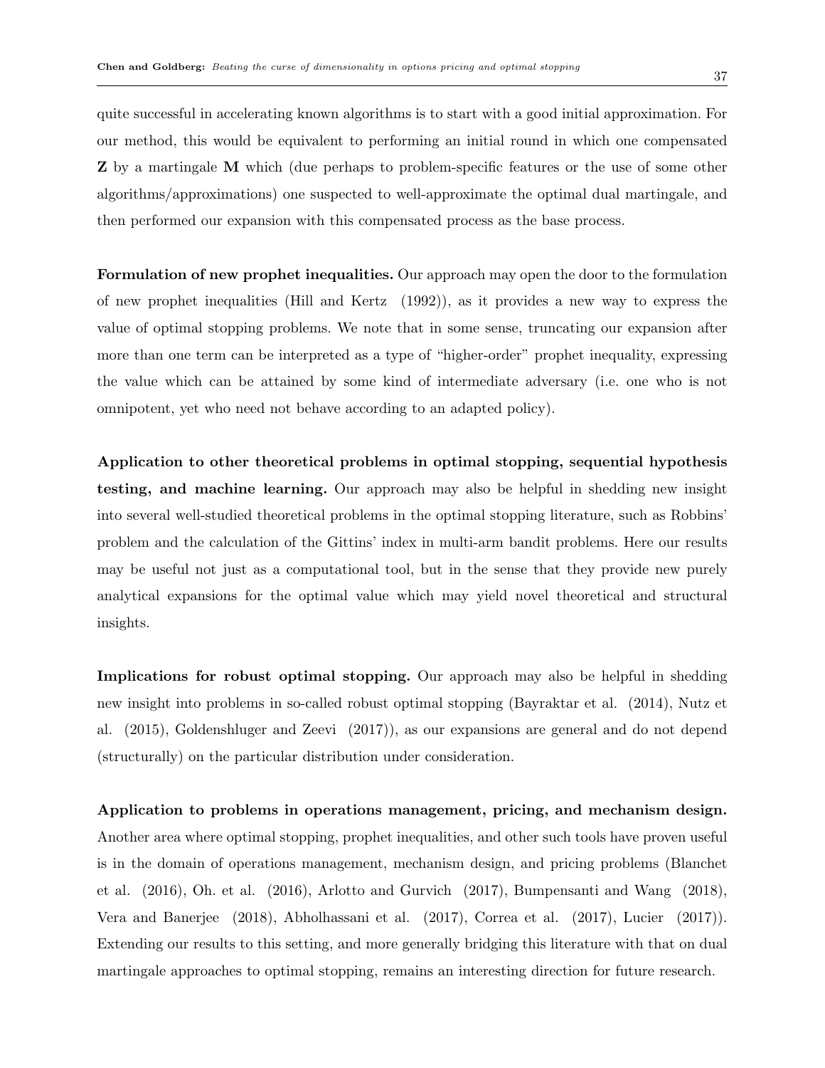quite successful in accelerating known algorithms is to start with a good initial approximation. For our method, this would be equivalent to performing an initial round in which one compensated $\mathbf{Z}$ by a martingale $\mathbf{M}$ which (due perhaps to problem-specific features or the use of some other algorithms/approximations) one suspected to well-approximate the optimal dual martingale, and then performed our expansion with this compensated process as the base process.

**Formulation of new prophet inequalities.** Our approach may open the door to the formulation of new prophet inequalities (Hill and Kertz (1992)), as it provides a new way to express the value of optimal stopping problems. We note that in some sense, truncating our expansion after more than one term can be interpreted as a type of "higher-order" prophet inequality, expressing the value which can be attained by some kind of intermediate adversary (i.e. one who is not omnipotent, yet who need not behave according to an adapted policy).

**Application to other theoretical problems in optimal stopping, sequential hypothesis testing, and machine learning.** Our approach may also be helpful in shedding new insight into several well-studied theoretical problems in the optimal stopping literature, such as Robbins' problem and the calculation of the Gittins' index in multi-arm bandit problems. Here our results may be useful not just as a computational tool, but in the sense that they provide new purely analytical expansions for the optimal value which may yield novel theoretical and structural insights.

**Implications for robust optimal stopping.** Our approach may also be helpful in shedding new insight into problems in so-called robust optimal stopping (Bayraktar et al. (2014), Nutz et al. (2015), Goldenshluger and Zeevi (2017)), as our expansions are general and do not depend (structurally) on the particular distribution under consideration.

**Application to problems in operations management, pricing, and mechanism design.** Another area where optimal stopping, prophet inequalities, and other such tools have proven useful is in the domain of operations management, mechanism design, and pricing problems (Blanchet et al. (2016), Oh. et al. (2016), Arlotto and Gurvich (2017), Bumpensanti and Wang (2018), Vera and Banerjee (2018), Abholhassani et al. (2017), Correa et al. (2017), Lucier (2017)). Extending our results to this setting, and more generally bridging this literature with that on dual martingale approaches to optimal stopping, remains an interesting direction for future research.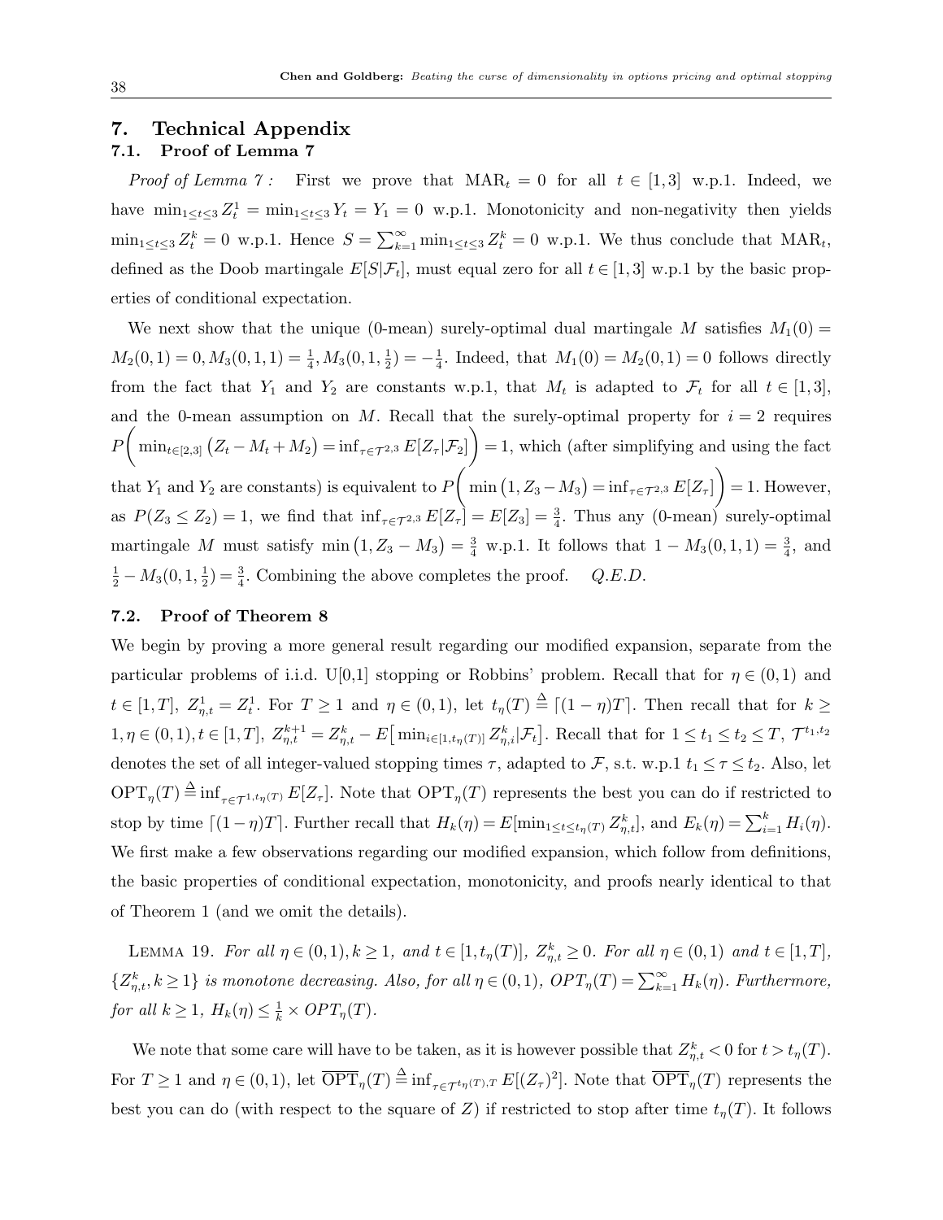## 7. Technical Appendix

### 7.1. Proof of Lemma 7

*Proof of Lemma 7 :* First we prove that $\text{MAR}_t = 0$ for all $t \in [1,3]$ w.p.1. Indeed, we have $\min_{1 \leq t \leq 3} Z^1_t = \min_{1 \leq t \leq 3} Y_t = Y_1 = 0$ w.p.1. Monotonicity and non-negativity then yields $\min_{1 \leq t \leq 3} Z^k_t = 0$ w.p.1. Hence $S = \sum_{k=1}^{\infty} \min_{1 \leq t \leq 3} Z^k_t = 0$ w.p.1. We thus conclude that $\text{MAR}_t$, defined as the Doob martingale $E[S|\mathcal{F}_t]$, must equal zero for all $t \in [1,3]$ w.p.1 by the basic properties of conditional expectation.

We next show that the unique (0-mean) surely-optimal dual martingale $M$ satisfies $M_1(0) = M_2(0,1) = 0, M_3(0,1,1) = \frac{1}{4}, M_3(0,1,\frac{1}{2}) = -\frac{1}{4}$. Indeed, that $M_1(0) = M_2(0,1) = 0$ follows directly from the fact that $Y_1$ and $Y_2$ are constants w.p.1, that $M_t$ is adapted to $\mathcal{F}_t$ for all $t \in [1,3]$, and the 0-mean assumption on $M$. Recall that the surely-optimal property for $i = 2$ requires $P\bigg( \min_{t \in [2,3]} \big(Z_t - M_t + M_2\big) = \inf_{\tau \in \mathcal{T}^{2,3}} E[Z_\tau|\mathcal{F}_2] \bigg) = 1$, which (after simplifying and using the fact that $Y_1$ and $Y_2$ are constants) is equivalent to $P\bigg( \min\big(1, Z_3 - M_3\big) = \inf_{\tau \in \mathcal{T}^{2,3}} E[Z_\tau] \bigg) = 1$. However, as $P(Z_3 \leq Z_2) = 1$, we find that $\inf_{\tau \in \mathcal{T}^{2,3}} E[Z_\tau] = E[Z_3] = \frac{3}{4}$. Thus any (0-mean) surely-optimal martingale $M$ must satisfy $\min\big(1, Z_3 - M_3\big) = \frac{3}{4}$ w.p.1. It follows that $1 - M_3(0,1,1) = \frac{3}{4}$, and $\frac{1}{2} - M_3(0,1,\frac{1}{2}) = \frac{3}{4}$. Combining the above completes the proof. *Q.E.D.*

### 7.2. Proof of Theorem 8

We begin by proving a more general result regarding our modified expansion, separate from the particular problems of i.i.d. U[0,1] stopping or Robbins' problem. Recall that for $\eta \in (0,1)$ and $t \in [1,T]$, $Z^1_{\eta,t} = Z^1_t$. For $T \geq 1$ and $\eta \in (0,1)$, let $t_\eta(T) \stackrel{\Delta}{=} \lceil (1-\eta)T \rceil$. Then recall that for $k \geq 1, \eta \in (0,1), t \in [1,T]$, $Z^{k+1}_{\eta,t} = Z^k_{\eta,t} - E\big[\min_{i \in [1,t_\eta(T)]} Z^k_{\eta,i}|\mathcal{F}_t\big]$. Recall that for $1 \leq t_1 \leq t_2 \leq T$, $\mathcal{T}^{t_1,t_2}$ denotes the set of all integer-valued stopping times $\tau$, adapted to $\mathcal{F}$, s.t. w.p.1 $t_1 \leq \tau \leq t_2$. Also, let $\text{OPT}_\eta(T) \stackrel{\Delta}{=} \inf_{\tau \in \mathcal{T}^{1,t_\eta(T)}} E[Z_\tau]$. Note that $\text{OPT}_\eta(T)$ represents the best you can do if restricted to stop by time $\lceil (1-\eta)T \rceil$. Further recall that $H_k(\eta) = E[\min_{1 \leq t \leq t_\eta(T)} Z^k_{\eta,t}]$, and $E_k(\eta) = \sum_{i=1}^k H_i(\eta)$. We first make a few observations regarding our modified expansion, which follow from definitions, the basic properties of conditional expectation, monotonicity, and proofs nearly identical to that of Theorem 1 (and we omit the details).

Lemma 19. *For all $\eta \in (0,1), k \geq 1$, and $t \in [1, t_\eta(T)]$, $Z^k_{\eta,t} \geq 0$. For all $\eta \in (0,1)$ and $t \in [1,T]$, $\{Z^k_{\eta,t}, k \geq 1\}$ is monotone decreasing. Also, for all $\eta \in (0,1)$, $OPT_\eta(T) = \sum_{k=1}^{\infty} H_k(\eta)$. Furthermore, for all $k \geq 1$, $H_k(\eta) \leq \frac{1}{k} \times OPT_\eta(T)$.*

We note that some care will have to be taken, as it is however possible that $Z^k_{\eta,t} < 0$ for $t > t_\eta(T)$. For $T \geq 1$ and $\eta \in (0,1)$, let $\overline{\text{OPT}}_\eta(T) \stackrel{\Delta}{=} \inf_{\tau \in \mathcal{T}^{t_\eta(T),T}} E[(Z_\tau)^2]$. Note that $\overline{\text{OPT}}_\eta(T)$ represents the best you can do (with respect to the square of $Z$) if restricted to stop after time $t_\eta(T)$. It follows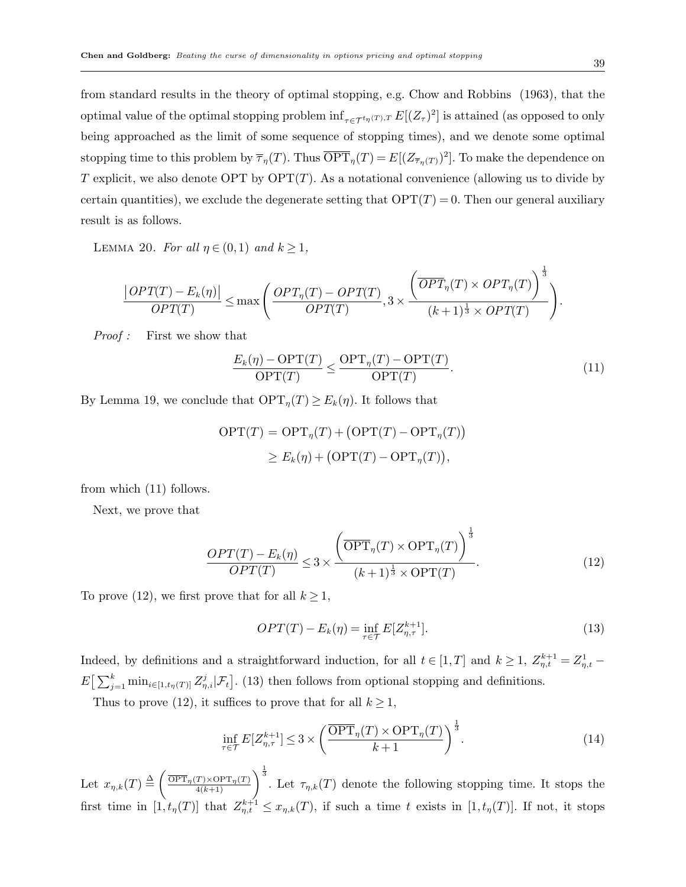from standard results in the theory of optimal stopping, e.g. Chow and Robbins (1963), that the optimal value of the optimal stopping problem $\inf_{\tau \in \mathcal{T}^{t_\eta(T),T}} E[(Z_\tau)^2]$ is attained (as opposed to only being approached as the limit of some sequence of stopping times), and we denote some optimal stopping time to this problem by $\overline{\tau}_\eta(T)$. Thus $\overline{\mathrm{OPT}}_\eta(T) = E[(Z_{\overline{\tau}_\eta(T)})^2]$. To make the dependence on $T$ explicit, we also denote OPT by $\mathrm{OPT}(T)$. As a notational convenience (allowing us to divide by certain quantities), we exclude the degenerate setting that $\mathrm{OPT}(T) = 0$. Then our general auxiliary result is as follows.

LEMMA 20. *For all $\eta \in (0,1)$ and $k \geq 1$,*

$$\frac{\big| OPT(T) - E_k(\eta)\big|}{OPT(T)} \leq \max\left( \frac{OPT_\eta(T) - OPT(T)}{OPT(T)}, 3 \times \frac{\left(\overline{OPT}_\eta(T) \times OPT_\eta(T)\right)^{\frac{1}{3}}}{(k+1)^{\frac{1}{3}} \times OPT(T)} \right).$$

*Proof :* First we show that

$$\frac{E_k(\eta) - \mathrm{OPT}(T)}{\mathrm{OPT}(T)} \leq \frac{\mathrm{OPT}_\eta(T) - \mathrm{OPT}(T)}{\mathrm{OPT}(T)}. \tag{11}$$

By Lemma 19, we conclude that $\mathrm{OPT}_\eta(T) \geq E_k(\eta)$. It follows that

$$\begin{aligned} \mathrm{OPT}(T) &= \mathrm{OPT}_\eta(T) + \big(\mathrm{OPT}(T) - \mathrm{OPT}_\eta(T)\big) \\ &\geq E_k(\eta) + \big(\mathrm{OPT}(T) - \mathrm{OPT}_\eta(T)\big), \end{aligned}$$

from which (11) follows.

Next, we prove that

$$\frac{OPT(T) - E_k(\eta)}{OPT(T)} \leq 3 \times \frac{\left(\overline{\mathrm{OPT}}_\eta(T) \times \mathrm{OPT}_\eta(T)\right)^{\frac{1}{3}}}{(k+1)^{\frac{1}{3}} \times \mathrm{OPT}(T)}. \tag{12}$$

To prove (12), we first prove that for all $k \geq 1$,

$$OPT(T) - E_k(\eta) = \inf_{\tau \in \mathcal{T}} E[Z^{k+1}_{\eta,\tau}]. \tag{13}$$

Indeed, by definitions and a straightforward induction, for all $t \in [1,T]$ and $k \geq 1$, $Z^{k+1}_{\eta,t} = Z^1_{\eta,t} - E\big[\sum_{j=1}^k \min_{i \in [1,t_\eta(T)]} Z^j_{\eta,i} | \mathcal{F}_t\big]$. (13) then follows from optional stopping and definitions.

Thus to prove (12), it suffices to prove that for all $k \geq 1$,

$$\inf_{\tau \in \mathcal{T}} E[Z^{k+1}_{\eta,\tau}] \leq 3 \times \left( \frac{\overline{\mathrm{OPT}}_\eta(T) \times \mathrm{OPT}_\eta(T)}{k+1} \right)^{\frac{1}{3}}. \tag{14}$$

Let $x_{\eta,k}(T) \triangleq \left( \frac{\overline{\mathrm{OPT}}_\eta(T) \times \mathrm{OPT}_\eta(T)}{4(k+1)} \right)^{\frac{1}{3}}$. Let $\tau_{\eta,k}(T)$ denote the following stopping time. It stops the first time in $[1, t_\eta(T)]$ that $Z^{k+1}_{\eta,t} \leq x_{\eta,k}(T)$, if such a time $t$ exists in $[1, t_\eta(T)]$. If not, it stops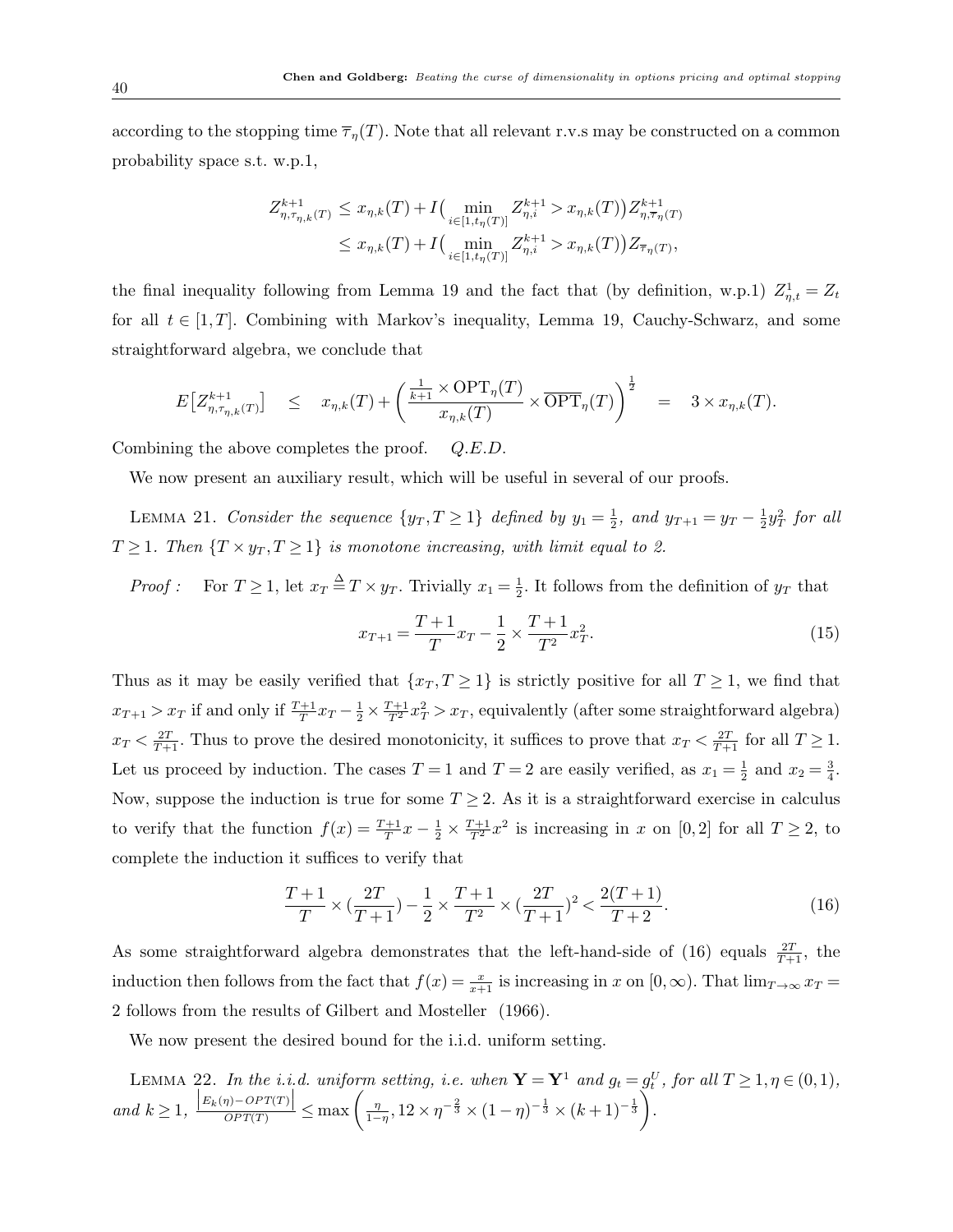according to the stopping time $\overline{\tau}_\eta(T)$. Note that all relevant r.v.s may be constructed on a common probability space s.t. w.p.1,

$$
\begin{aligned}
Z^{k+1}_{\eta,\tau_{\eta,k}(T)} &\leq x_{\eta,k}(T) + I\big(\min_{i\in[1,t_\eta(T)]} Z^{k+1}_{\eta,i} > x_{\eta,k}(T)\big) Z^{k+1}_{\eta,\overline{\tau}_\eta(T)} \\
&\leq x_{\eta,k}(T) + I\big(\min_{i\in[1,t_\eta(T)]} Z^{k+1}_{\eta,i} > x_{\eta,k}(T)\big) Z_{\overline{\tau}_\eta(T)},
\end{aligned}
$$

the final inequality following from Lemma 19 and the fact that (by definition, w.p.1) $Z^1_{\eta,t} = Z_t$ for all $t \in [1,T]$. Combining with Markov's inequality, Lemma 19, Cauchy-Schwarz, and some straightforward algebra, we conclude that

$$
E\big[Z^{k+1}_{\eta,\tau_{\eta,k}(T)}\big] \quad \leq \quad x_{\eta,k}(T) + \left(\frac{\frac{1}{k+1}\times \mathrm{OPT}_\eta(T)}{x_{\eta,k}(T)} \times \overline{\mathrm{OPT}}_\eta(T)\right)^{\frac{1}{2}} \quad = \quad 3 \times x_{\eta,k}(T).
$$

Combining the above completes the proof. *Q.E.D.*

We now present an auxiliary result, which will be useful in several of our proofs.

Lemma 21. *Consider the sequence $\{y_T, T\geq 1\}$ defined by $y_1 = \frac{1}{2}$, and $y_{T+1} = y_T - \frac{1}{2}y_T^2$ for all $T\geq 1$. Then $\{T\times y_T, T\geq 1\}$ is monotone increasing, with limit equal to 2.*

*Proof :* For $T \geq 1$, let $x_T \stackrel{\Delta}{=} T\times y_T$. Trivially $x_1 = \frac{1}{2}$. It follows from the definition of $y_T$ that

$$
x_{T+1} = \frac{T+1}{T}x_T - \frac{1}{2}\times\frac{T+1}{T^2}x_T^2. \tag{15}
$$

Thus as it may be easily verified that $\{x_T, T\geq 1\}$ is strictly positive for all $T\geq 1$, we find that $x_{T+1} > x_T$ if and only if $\frac{T+1}{T}x_T - \frac{1}{2}\times\frac{T+1}{T^2}x_T^2 > x_T$, equivalently (after some straightforward algebra) $x_T < \frac{2T}{T+1}$. Thus to prove the desired monotonicity, it suffices to prove that $x_T < \frac{2T}{T+1}$ for all $T\geq 1$. Let us proceed by induction. The cases $T=1$ and $T=2$ are easily verified, as $x_1 = \frac{1}{2}$ and $x_2 = \frac{3}{4}$. Now, suppose the induction is true for some $T\geq 2$. As it is a straightforward exercise in calculus to verify that the function $f(x) = \frac{T+1}{T}x - \frac{1}{2}\times\frac{T+1}{T^2}x^2$ is increasing in $x$ on $[0,2]$ for all $T\geq 2$, to complete the induction it suffices to verify that

$$
\frac{T+1}{T}\times(\frac{2T}{T+1}) - \frac{1}{2}\times\frac{T+1}{T^2}\times(\frac{2T}{T+1})^2 < \frac{2(T+1)}{T+2}. \tag{16}
$$

As some straightforward algebra demonstrates that the left-hand-side of (16) equals $\frac{2T}{T+1}$, the induction then follows from the fact that $f(x) = \frac{x}{x+1}$ is increasing in $x$ on $[0,\infty)$. That $\lim_{T\to\infty} x_T = 2$ follows from the results of Gilbert and Mosteller (1966).

We now present the desired bound for the i.i.d. uniform setting.

Lemma 22. *In the i.i.d. uniform setting, i.e. when $\mathbf{Y} = \mathbf{Y}^1$ and $g_t = g_t^U$, for all $T\geq 1, \eta\in(0,1)$, and $k\geq 1$, $\frac{\left|E_k(\eta) - OPT(T)\right|}{OPT(T)} \leq \max\left(\frac{\eta}{1-\eta}, 12\times\eta^{-\frac{2}{3}}\times(1-\eta)^{-\frac{1}{3}}\times(k+1)^{-\frac{1}{3}}\right)$.*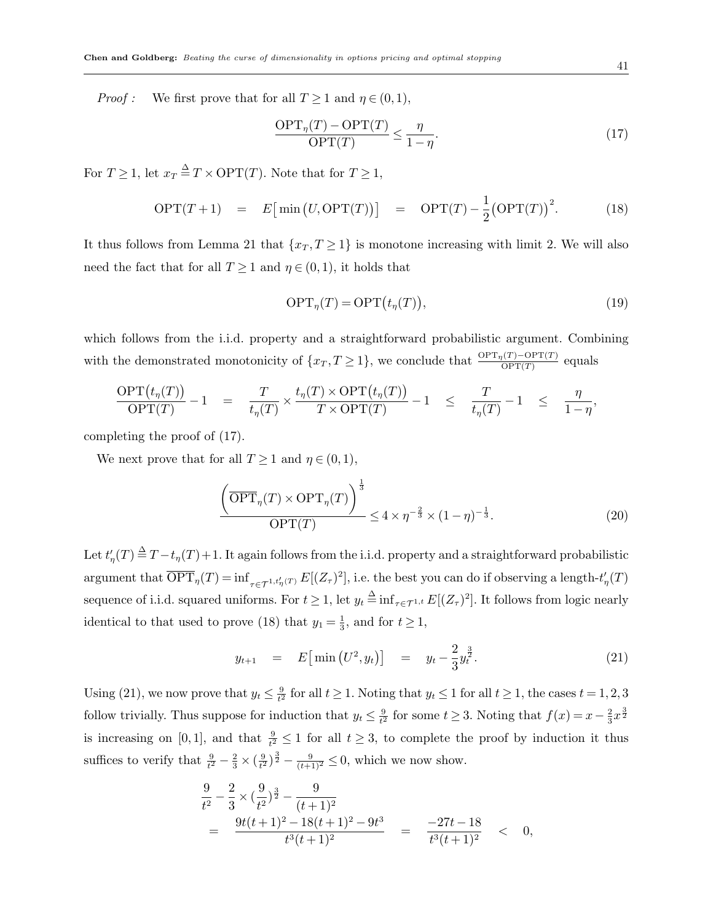*Proof :* We first prove that for all $T \geq 1$ and $\eta \in (0,1)$,

$$\frac{\mathrm{OPT}_\eta(T) - \mathrm{OPT}(T)}{\mathrm{OPT}(T)} \leq \frac{\eta}{1-\eta}. \tag{17}$$

For $T \geq 1$, let $x_T \stackrel{\Delta}{=} T \times \mathrm{OPT}(T)$. Note that for $T \geq 1$,

$$\mathrm{OPT}(T+1) \quad = \quad E\big[\min\big(U, \mathrm{OPT}(T)\big)\big] \quad = \quad \mathrm{OPT}(T) - \frac{1}{2}\big(\mathrm{OPT}(T)\big)^2. \tag{18}$$

It thus follows from Lemma 21 that $\{x_T, T \geq 1\}$ is monotone increasing with limit 2. We will also need the fact that for all $T \geq 1$ and $\eta \in (0,1)$, it holds that

$$\mathrm{OPT}_\eta(T) = \mathrm{OPT}\big(t_\eta(T)\big), \tag{19}$$

which follows from the i.i.d. property and a straightforward probabilistic argument. Combining with the demonstrated monotonicity of $\{x_T, T \geq 1\}$, we conclude that $\frac{\mathrm{OPT}_\eta(T) - \mathrm{OPT}(T)}{\mathrm{OPT}(T)}$ equals

$$\frac{\mathrm{OPT}\big(t_\eta(T)\big)}{\mathrm{OPT}(T)} - 1 \quad = \quad \frac{T}{t_\eta(T)} \times \frac{t_\eta(T) \times \mathrm{OPT}\big(t_\eta(T)\big)}{T \times \mathrm{OPT}(T)} - 1 \quad \leq \quad \frac{T}{t_\eta(T)} - 1 \quad \leq \quad \frac{\eta}{1-\eta},$$

completing the proof of (17).

We next prove that for all $T \geq 1$ and $\eta \in (0,1)$,

$$\frac{\Big(\overline{\mathrm{OPT}}_\eta(T) \times \mathrm{OPT}_\eta(T)\Big)^{\frac{1}{3}}}{\mathrm{OPT}(T)} \leq 4 \times \eta^{-\frac{2}{3}} \times (1-\eta)^{-\frac{1}{3}}. \tag{20}$$

Let $t'_\eta(T) \stackrel{\Delta}{=} T - t_\eta(T) + 1$. It again follows from the i.i.d. property and a straightforward probabilistic argument that $\overline{\mathrm{OPT}}_\eta(T) = \inf_{\tau \in \mathcal{T}^{1,t'_\eta(T)}} E[(Z_\tau)^2]$, i.e. the best you can do if observing a length-$t'_\eta(T)$ sequence of i.i.d. squared uniforms. For $t \geq 1$, let $y_t \stackrel{\Delta}{=} \inf_{\tau \in \mathcal{T}^{1,t}} E[(Z_\tau)^2]$. It follows from logic nearly identical to that used to prove (18) that $y_1 = \frac{1}{3}$, and for $t \geq 1$,

$$y_{t+1} \quad = \quad E\big[\min\big(U^2, y_t\big)\big] \quad = \quad y_t - \frac{2}{3}y_t^{\frac{3}{2}}. \tag{21}$$

Using (21), we now prove that $y_t \leq \frac{9}{t^2}$ for all $t \geq 1$. Noting that $y_t \leq 1$ for all $t \geq 1$, the cases $t = 1, 2, 3$ follow trivially. Thus suppose for induction that $y_t \leq \frac{9}{t^2}$ for some $t \geq 3$. Noting that $f(x) = x - \frac{2}{3}x^{\frac{3}{2}}$ is increasing on $[0,1]$, and that $\frac{9}{t^2} \leq 1$ for all $t \geq 3$, to complete the proof by induction it thus suffices to verify that $\frac{9}{t^2} - \frac{2}{3} \times (\frac{9}{t^2})^{\frac{3}{2}} - \frac{9}{(t+1)^2} \leq 0$, which we now show.

$$\begin{aligned}
&\frac{9}{t^2} - \frac{2}{3} \times (\frac{9}{t^2})^{\frac{3}{2}} - \frac{9}{(t+1)^2} \\
&= \quad \frac{9t(t+1)^2 - 18(t+1)^2 - 9t^3}{t^3(t+1)^2} \quad = \quad \frac{-27t - 18}{t^3(t+1)^2} \quad < \quad 0,
\end{aligned}$$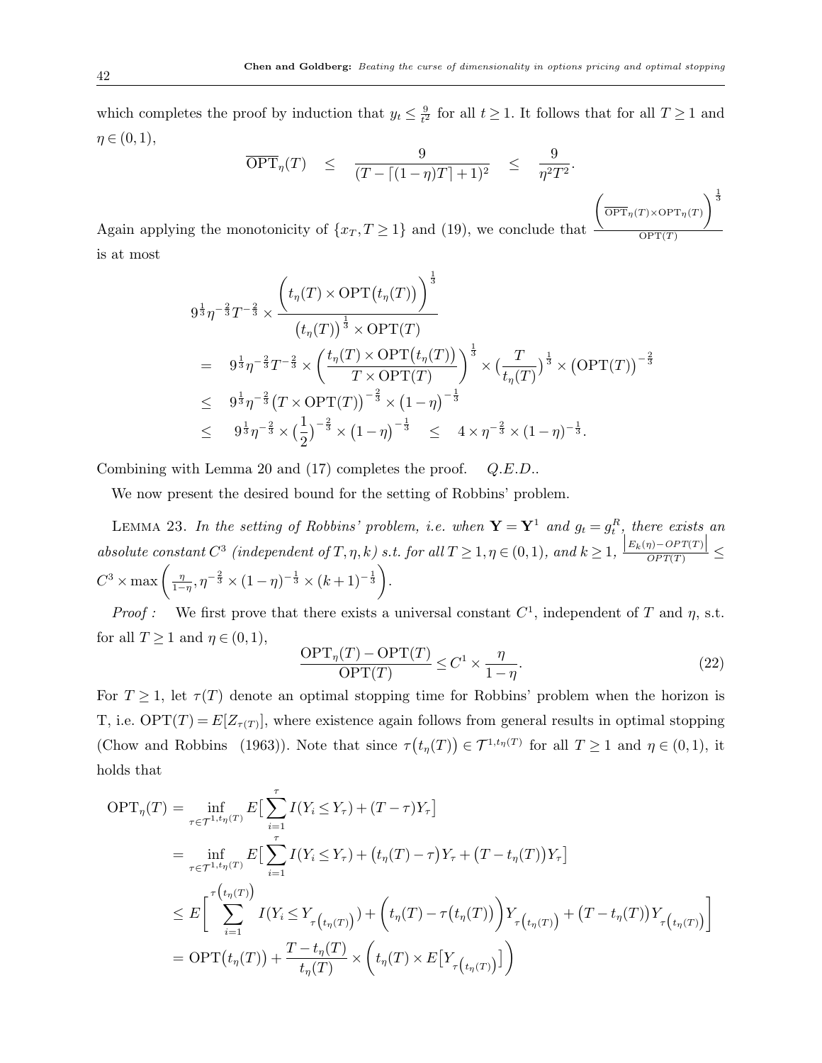which completes the proof by induction that $y_t \leq \frac{9}{t^2}$ for all $t \geq 1$. It follows that for all $T \geq 1$ and $\eta \in (0,1)$,

$$\overline{\text{OPT}}_\eta(T) \quad \leq \quad \frac{9}{(T - \lceil (1-\eta)T \rceil + 1)^2} \quad \leq \quad \frac{9}{\eta^2 T^2}.$$

Again applying the monotonicity of $\{x_T, T \geq 1\}$ and (19), we conclude that $\frac{\left(\overline{\text{OPT}}_\eta(T) \times \text{OPT}_\eta(T)\right)^{\frac{1}{3}}}{\text{OPT}(T)}$ is at most

$$\begin{aligned}
& 9^{\frac{1}{3}} \eta^{-\frac{2}{3}} T^{-\frac{2}{3}} \times \frac{\left(t_\eta(T) \times \text{OPT}\big(t_\eta(T)\big)\right)^{\frac{1}{3}}}{\big(t_\eta(T)\big)^{\frac{1}{3}} \times \text{OPT}(T)} \\
= \quad & 9^{\frac{1}{3}} \eta^{-\frac{2}{3}} T^{-\frac{2}{3}} \times \left(\frac{t_\eta(T) \times \text{OPT}\big(t_\eta(T)\big)}{T \times \text{OPT}(T)}\right)^{\frac{1}{3}} \times \big(\frac{T}{t_\eta(T)}\big)^{\frac{1}{3}} \times \big(\text{OPT}(T)\big)^{-\frac{2}{3}} \\
\leq \quad & 9^{\frac{1}{3}} \eta^{-\frac{2}{3}} \big(T \times \text{OPT}(T)\big)^{-\frac{2}{3}} \times \big(1-\eta\big)^{-\frac{1}{3}} \\
\leq \quad & 9^{\frac{1}{3}} \eta^{-\frac{2}{3}} \times \big(\frac{1}{2}\big)^{-\frac{2}{3}} \times \big(1-\eta\big)^{-\frac{1}{3}} \quad \leq \quad 4 \times \eta^{-\frac{2}{3}} \times (1-\eta)^{-\frac{1}{3}}.
\end{aligned}$$

Combining with Lemma 20 and (17) completes the proof. *Q.E.D.*.

We now present the desired bound for the setting of Robbins' problem.

LEMMA 23. *In the setting of Robbins' problem, i.e. when $\mathbf{Y} = \mathbf{Y}^1$ and $g_t = g_t^R$, there exists an absolute constant $C^3$ (independent of $T, \eta, k$) s.t. for all $T \geq 1, \eta \in (0,1)$, and $k \geq 1$,* $\frac{\left|E_k(\eta) - OPT(T)\right|}{OPT(T)} \leq C^3 \times \max\left(\frac{\eta}{1-\eta}, \eta^{-\frac{2}{3}} \times (1-\eta)^{-\frac{1}{3}} \times (k+1)^{-\frac{1}{3}}\right)$.

*Proof:* We first prove that there exists a universal constant $C^1$, independent of $T$ and $\eta$, s.t. for all $T \geq 1$ and $\eta \in (0,1)$,

$$\frac{\text{OPT}_\eta(T) - \text{OPT}(T)}{\text{OPT}(T)} \leq C^1 \times \frac{\eta}{1-\eta}. \tag{22}$$

For $T \geq 1$, let $\tau(T)$ denote an optimal stopping time for Robbins' problem when the horizon is T, i.e. $\text{OPT}(T) = E[Z_{\tau(T)}]$, where existence again follows from general results in optimal stopping (Chow and Robbins (1963)). Note that since $\tau\big(t_\eta(T)\big) \in \mathcal{T}^{1,t_\eta(T)}$ for all $T \geq 1$ and $\eta \in (0,1)$, it holds that

$$\begin{aligned}
\text{OPT}_\eta(T) &= \inf_{\tau \in \mathcal{T}^{1,t_\eta(T)}} E\big[\sum_{i=1}^{\tau} I(Y_i \leq Y_\tau) + (T-\tau)Y_\tau\big] \\
&= \inf_{\tau \in \mathcal{T}^{1,t_\eta(T)}} E\big[\sum_{i=1}^{\tau} I(Y_i \leq Y_\tau) + \big(t_\eta(T) - \tau\big)Y_\tau + \big(T - t_\eta(T)\big)Y_\tau\big] \\
&\leq E\Big[\sum_{i=1}^{\tau\left(t_\eta(T)\right)} I(Y_i \leq Y_{\tau\left(t_\eta(T)\right)}) + \Big(t_\eta(T) - \tau\big(t_\eta(T)\big)\Big)Y_{\tau\left(t_\eta(T)\right)} + \big(T - t_\eta(T)\big)Y_{\tau\left(t_\eta(T)\right)}\Big] \\
&= \text{OPT}\big(t_\eta(T)\big) + \frac{T - t_\eta(T)}{t_\eta(T)} \times \Big(t_\eta(T) \times E\big[Y_{\tau\left(t_\eta(T)\right)}\big]\Big)
\end{aligned}$$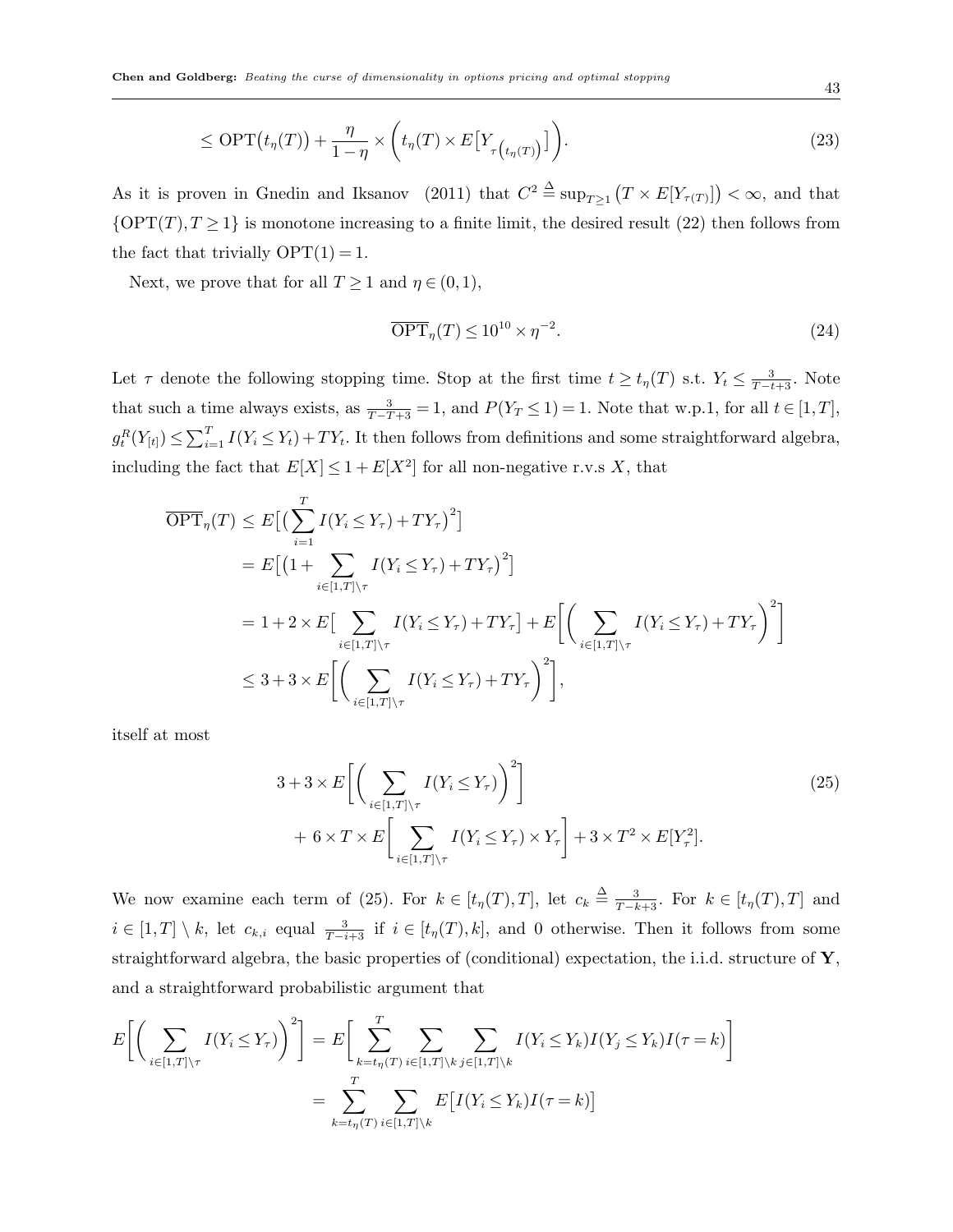$$\leq \mathrm{OPT}\big(t_\eta(T)\big) + \frac{\eta}{1-\eta} \times \left( t_\eta(T) \times E\big[Y_{\tau\left(t_\eta(T)\right)}\big] \right). \tag{23}$$

As it is proven in Gnedin and Iksanov (2011) that $C^2 \overset{\Delta}{=} \sup_{T \geq 1} \big(T \times E[Y_{\tau(T)}]\big) < \infty$, and that $\{\mathrm{OPT}(T), T \geq 1\}$ is monotone increasing to a finite limit, the desired result (22) then follows from the fact that trivially $\mathrm{OPT}(1) = 1$.

Next, we prove that for all $T \geq 1$ and $\eta \in (0,1)$,

$$\overline{\mathrm{OPT}}_\eta(T) \leq 10^{10} \times \eta^{-2}. \tag{24}$$

Let $\tau$ denote the following stopping time. Stop at the first time $t \geq t_\eta(T)$ s.t. $Y_t \leq \frac{3}{T-t+3}$. Note that such a time always exists, as $\frac{3}{T-T+3} = 1$, and $P(Y_T \leq 1) = 1$. Note that w.p.1, for all $t \in [1,T]$, $g^R_t(Y_{[t]}) \leq \sum_{i=1}^T I(Y_i \leq Y_t) + TY_t$. It then follows from definitions and some straightforward algebra, including the fact that $E[X] \leq 1 + E[X^2]$ for all non-negative r.v.s $X$, that

$$\begin{aligned}
\overline{\mathrm{OPT}}_\eta(T) &\leq E\big[\big(\sum_{i=1}^T I(Y_i \leq Y_\tau) + TY_\tau\big)^2\big] \\
&= E\big[\big(1 + \sum_{i \in [1,T]\setminus\tau} I(Y_i \leq Y_\tau) + TY_\tau\big)^2\big] \\
&= 1 + 2 \times E\big[\sum_{i \in [1,T]\setminus\tau} I(Y_i \leq Y_\tau) + TY_\tau\big] + E\bigg[\bigg(\sum_{i \in [1,T]\setminus\tau} I(Y_i \leq Y_\tau) + TY_\tau\bigg)^2\bigg] \\
&\leq 3 + 3 \times E\bigg[\bigg(\sum_{i \in [1,T]\setminus\tau} I(Y_i \leq Y_\tau) + TY_\tau\bigg)^2\bigg],
\end{aligned}$$

itself at most

$$\begin{aligned}
&3 + 3 \times E\bigg[\bigg(\sum_{i \in [1,T]\setminus\tau} I(Y_i \leq Y_\tau)\bigg)^2\bigg] \\
&\quad + 6 \times T \times E\bigg[\sum_{i \in [1,T]\setminus\tau} I(Y_i \leq Y_\tau) \times Y_\tau\bigg] + 3 \times T^2 \times E[Y_\tau^2].
\end{aligned} \tag{25}$$

We now examine each term of (25). For $k \in [t_\eta(T), T]$, let $c_k \overset{\Delta}{=} \frac{3}{T-k+3}$. For $k \in [t_\eta(T), T]$ and $i \in [1,T] \setminus k$, let $c_{k,i}$ equal $\frac{3}{T-i+3}$ if $i \in [t_\eta(T), k]$, and 0 otherwise. Then it follows from some straightforward algebra, the basic properties of (conditional) expectation, the i.i.d. structure of $\mathbf{Y}$, and a straightforward probabilistic argument that

$$\begin{aligned}
E\bigg[\bigg(\sum_{i \in [1,T]\setminus\tau} I(Y_i \leq Y_\tau)\bigg)^2\bigg] &= E\bigg[\sum_{k=t_\eta(T)}^T \sum_{i \in [1,T]\setminus k} \sum_{j \in [1,T]\setminus k} I(Y_i \leq Y_k) I(Y_j \leq Y_k) I(\tau = k)\bigg] \\
&= \sum_{k=t_\eta(T)}^T \sum_{i \in [1,T]\setminus k} E\big[I(Y_i \leq Y_k) I(\tau = k)\big]
\end{aligned}$$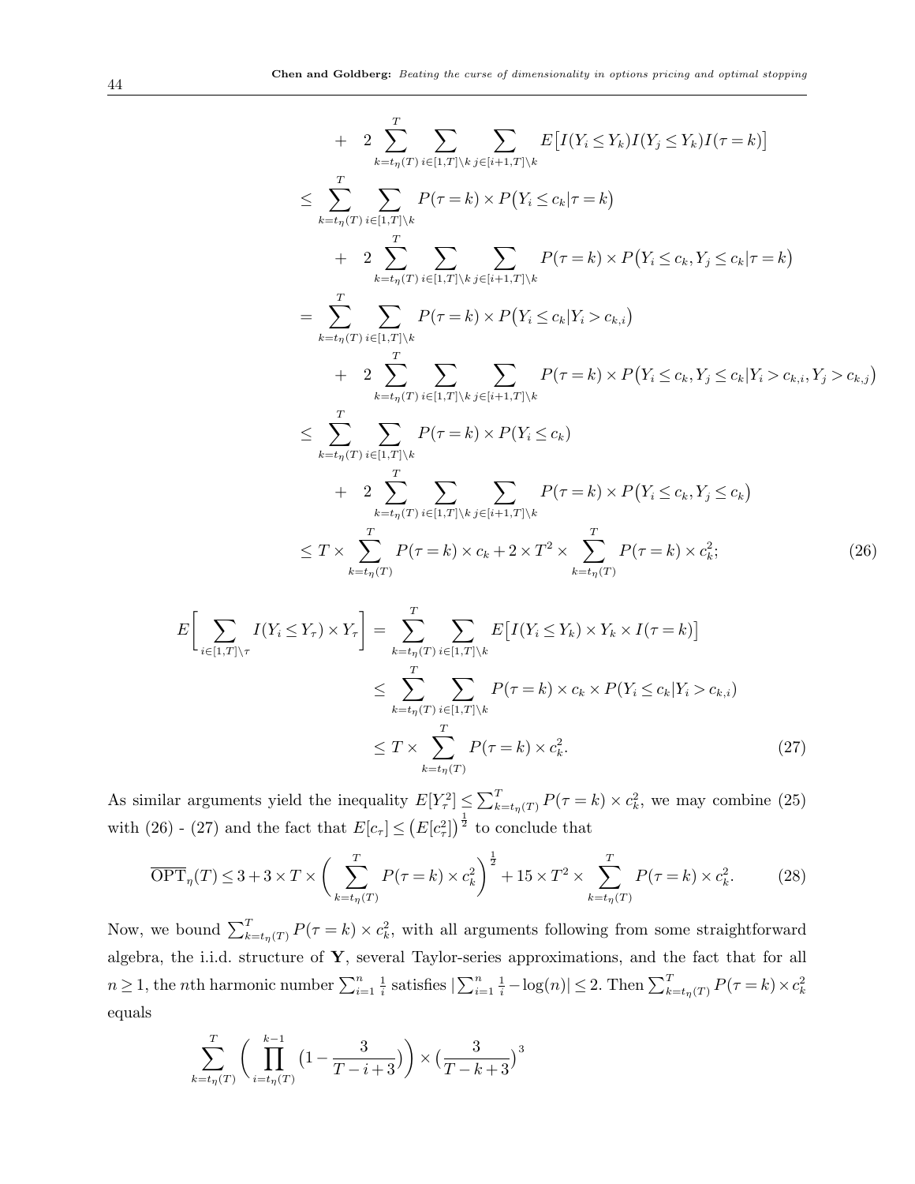$$
\begin{aligned}
&\quad + \ 2\sum_{k=t_\eta(T)}^{T}\sum_{i\in[1,T]\setminus k}\sum_{j\in[i+1,T]\setminus k} E\big[I(Y_i\le Y_k)I(Y_j\le Y_k)I(\tau=k)\big]\\
&\le \sum_{k=t_\eta(T)}^{T}\sum_{i\in[1,T]\setminus k} P(\tau=k)\times P\big(Y_i\le c_k|\tau=k\big)\\
&\quad + \ 2\sum_{k=t_\eta(T)}^{T}\sum_{i\in[1,T]\setminus k}\sum_{j\in[i+1,T]\setminus k} P(\tau=k)\times P\big(Y_i\le c_k, Y_j\le c_k|\tau=k\big)\\
&= \sum_{k=t_\eta(T)}^{T}\sum_{i\in[1,T]\setminus k} P(\tau=k)\times P\big(Y_i\le c_k|Y_i> c_{k,i}\big)\\
&\quad + \ 2\sum_{k=t_\eta(T)}^{T}\sum_{i\in[1,T]\setminus k}\sum_{j\in[i+1,T]\setminus k} P(\tau=k)\times P\big(Y_i\le c_k, Y_j\le c_k|Y_i>c_{k,i}, Y_j>c_{k,j}\big)\\
&\le \sum_{k=t_\eta(T)}^{T}\sum_{i\in[1,T]\setminus k} P(\tau=k)\times P(Y_i\le c_k)\\
&\quad + \ 2\sum_{k=t_\eta(T)}^{T}\sum_{i\in[1,T]\setminus k}\sum_{j\in[i+1,T]\setminus k} P(\tau=k)\times P\big(Y_i\le c_k, Y_j\le c_k\big)\\
&\le T\times\sum_{k=t_\eta(T)}^{T} P(\tau=k)\times c_k + 2\times T^2\times\sum_{k=t_\eta(T)}^{T} P(\tau=k)\times c_k^2; \qquad (26)
\end{aligned}
$$

$$
\begin{aligned}
E\Big[\sum_{i\in[1,T]\setminus\tau} I(Y_i\le Y_\tau)\times Y_\tau\Big] &= \sum_{k=t_\eta(T)}^{T}\sum_{i\in[1,T]\setminus k} E\big[I(Y_i\le Y_k)\times Y_k\times I(\tau=k)\big]\\
&\le \sum_{k=t_\eta(T)}^{T}\sum_{i\in[1,T]\setminus k} P(\tau=k)\times c_k\times P(Y_i\le c_k|Y_i>c_{k,i})\\
&\le T\times\sum_{k=t_\eta(T)}^{T} P(\tau=k)\times c_k^2. \qquad (27)
\end{aligned}
$$

As similar arguments yield the inequality $E[Y_\tau^2]\le\sum_{k=t_\eta(T)}^{T}P(\tau=k)\times c_k^2$, we may combine (25) with (26) - (27) and the fact that $E[c_\tau]\le\big(E[c_\tau^2]\big)^{\frac{1}{2}}$ to conclude that

$$
\overline{\text{OPT}}_\eta(T)\le 3+3\times T\times\Big(\sum_{k=t_\eta(T)}^{T}P(\tau=k)\times c_k^2\Big)^{\frac{1}{2}}+15\times T^2\times\sum_{k=t_\eta(T)}^{T}P(\tau=k)\times c_k^2. \qquad (28)
$$

Now, we bound $\sum_{k=t_\eta(T)}^{T}P(\tau=k)\times c_k^2$, with all arguments following from some straightforward algebra, the i.i.d. structure of $\mathbf{Y}$, several Taylor-series approximations, and the fact that for all $n\ge 1$, the $n$th harmonic number $\sum_{i=1}^{n}\frac{1}{i}$ satisfies $|\sum_{i=1}^{n}\frac{1}{i}-\log(n)|\le 2$. Then $\sum_{k=t_\eta(T)}^{T}P(\tau=k)\times c_k^2$ equals

$$
\sum_{k=t_\eta(T)}^{T}\Big(\prod_{i=t_\eta(T)}^{k-1}\big(1-\frac{3}{T-i+3}\big)\Big)\times\big(\frac{3}{T-k+3}\big)^3
$$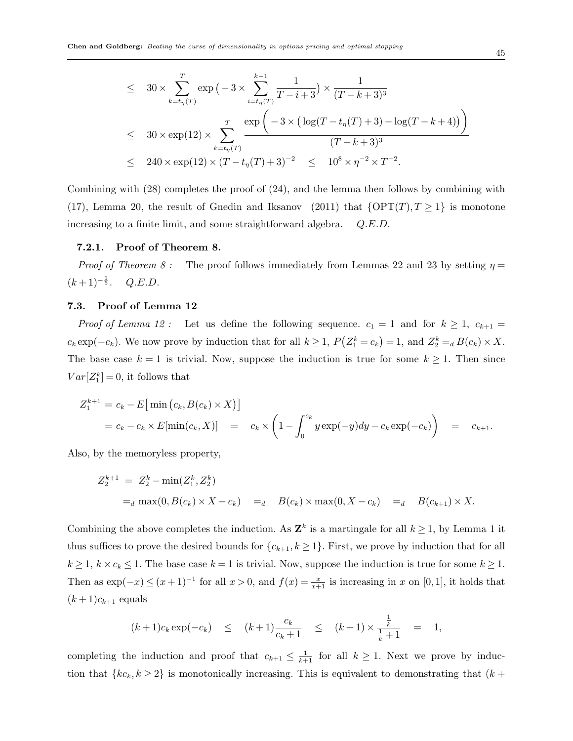$$
\begin{aligned}
&\leq \quad 30 \times \sum_{k=t_\eta(T)}^{T} \exp\big(-3 \times \sum_{i=t_\eta(T)}^{k-1} \frac{1}{T-i+3}\big) \times \frac{1}{(T-k+3)^3} \\
&\leq \quad 30 \times \exp(12) \times \sum_{k=t_\eta(T)}^{T} \frac{\exp\bigg(-3 \times \big(\log(T-t_\eta(T)+3) - \log(T-k+4)\big)\bigg)}{(T-k+3)^3} \\
&\leq \quad 240 \times \exp(12) \times (T-t_\eta(T)+3)^{-2} \quad \leq \quad 10^8 \times \eta^{-2} \times T^{-2}.
\end{aligned}
$$

Combining with (28) completes the proof of (24), and the lemma then follows by combining with (17), Lemma 20, the result of Gnedin and Iksanov (2011) that $\{\text{OPT}(T), T \geq 1\}$ is monotone increasing to a finite limit, and some straightforward algebra. *Q.E.D.*

#### 7.2.1. Proof of Theorem 8.

*Proof of Theorem 8 :* The proof follows immediately from Lemmas 22 and 23 by setting $\eta = (k+1)^{-\frac{1}{5}}$. *Q.E.D.*

### 7.3. Proof of Lemma 12

*Proof of Lemma 12 :* Let us define the following sequence. $c_1 = 1$ and for $k \geq 1$, $c_{k+1} = c_k \exp(-c_k)$. We now prove by induction that for all $k \geq 1$, $P\big(Z_1^k = c_k\big) = 1$, and $Z_2^k =_d B(c_k) \times X$. The base case $k = 1$ is trivial. Now, suppose the induction is true for some $k \geq 1$. Then since $Var[Z_1^k] = 0$, it follows that

$$
\begin{aligned}
Z_1^{k+1} &= c_k - E\big[\min\big(c_k, B(c_k) \times X\big)\big] \\
&= c_k - c_k \times E[\min(c_k, X)] \quad = \quad c_k \times \left(1 - \int_0^{c_k} y \exp(-y) dy - c_k \exp(-c_k)\right) \quad = \quad c_{k+1}.
\end{aligned}
$$

Also, by the memoryless property,

$$
\begin{aligned}
Z_2^{k+1} \;&=\; Z_2^k - \min(Z_1^k, Z_2^k) \\
&=_d \max(0, B(c_k) \times X - c_k) \quad =_d \quad B(c_k) \times \max(0, X - c_k) \quad =_d \quad B(c_{k+1}) \times X.
\end{aligned}
$$

Combining the above completes the induction. As $\mathbf{Z}^k$ is a martingale for all $k \geq 1$, by Lemma 1 it thus suffices to prove the desired bounds for $\{c_{k+1}, k \geq 1\}$. First, we prove by induction that for all $k \geq 1$, $k \times c_k \leq 1$. The base case $k = 1$ is trivial. Now, suppose the induction is true for some $k \geq 1$. Then as $\exp(-x) \leq (x+1)^{-1}$ for all $x > 0$, and $f(x) = \frac{x}{x+1}$ is increasing in $x$ on $[0, 1]$, it holds that $(k+1)c_{k+1}$ equals

$$
(k+1)c_k \exp(-c_k) \quad \leq \quad (k+1)\frac{c_k}{c_k + 1} \quad \leq \quad (k+1) \times \frac{\frac{1}{k}}{\frac{1}{k} + 1} \quad = \quad 1,
$$

completing the induction and proof that $c_{k+1} \leq \frac{1}{k+1}$ for all $k \geq 1$. Next we prove by induction that $\{kc_k, k \geq 2\}$ is monotonically increasing. This is equivalent to demonstrating that $(k +$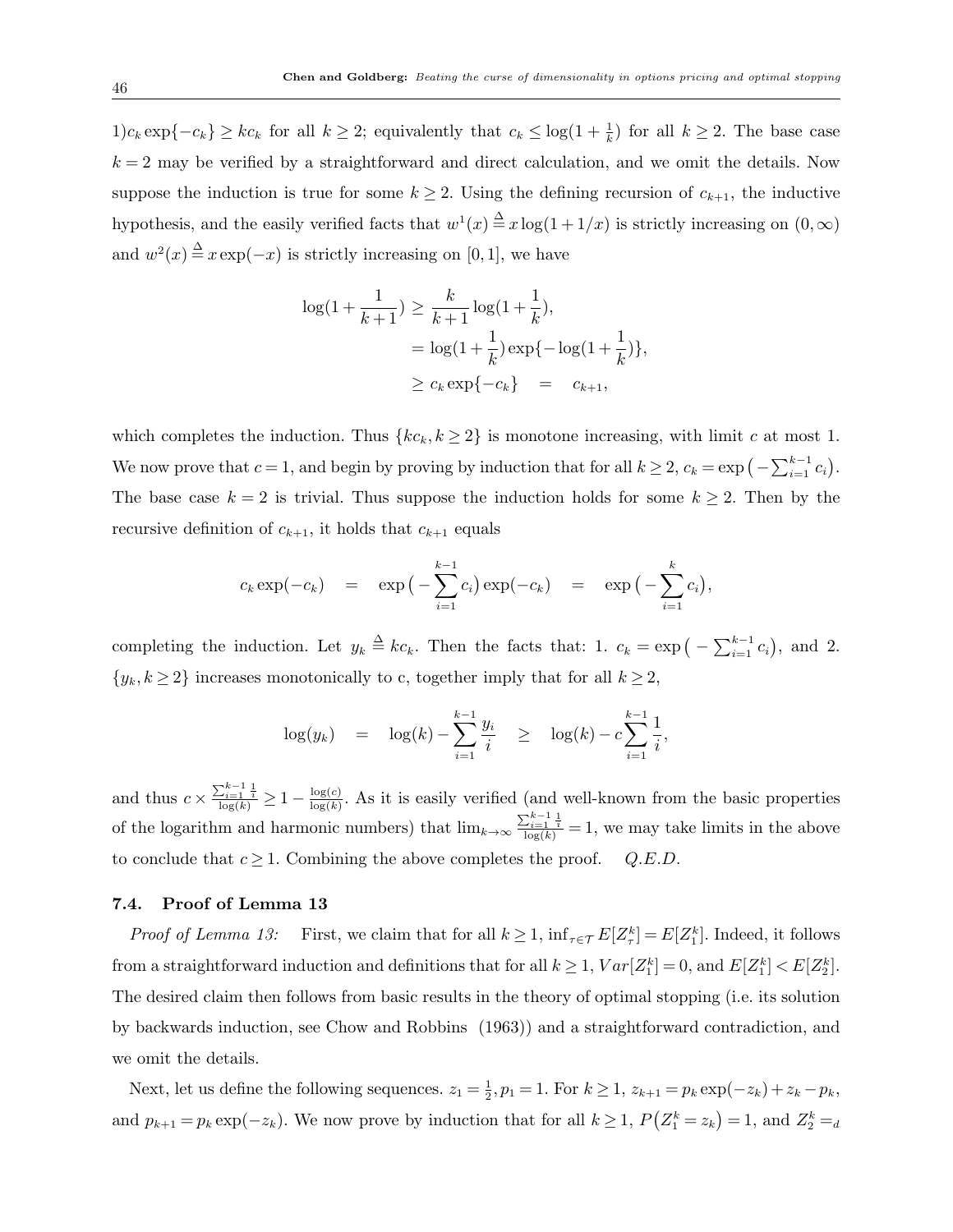$1)c_k \exp\{-c_k\} \geq kc_k$ for all $k \geq 2$; equivalently that $c_k \leq \log(1+\frac{1}{k})$ for all $k \geq 2$. The base case $k=2$ may be verified by a straightforward and direct calculation, and we omit the details. Now suppose the induction is true for some $k \geq 2$. Using the defining recursion of $c_{k+1}$, the inductive hypothesis, and the easily verified facts that $w^1(x) \stackrel{\Delta}{=} x\log(1+1/x)$ is strictly increasing on $(0,\infty)$ and $w^2(x) \stackrel{\Delta}{=} x\exp(-x)$ is strictly increasing on $[0,1]$, we have

$$
\begin{aligned}
\log(1+\frac{1}{k+1}) &\geq \frac{k}{k+1}\log(1+\frac{1}{k}), \\
&= \log(1+\frac{1}{k})\exp\{-\log(1+\frac{1}{k})\}, \\
&\geq c_k \exp\{-c_k\} \quad = \quad c_{k+1},
\end{aligned}
$$

which completes the induction. Thus $\{kc_k, k \geq 2\}$ is monotone increasing, with limit $c$ at most 1. We now prove that $c=1$, and begin by proving by induction that for all $k \geq 2$, $c_k = \exp\big(-\sum_{i=1}^{k-1} c_i\big)$. The base case $k=2$ is trivial. Thus suppose the induction holds for some $k \geq 2$. Then by the recursive definition of $c_{k+1}$, it holds that $c_{k+1}$ equals

$$
c_k \exp(-c_k) \quad = \quad \exp\big(-\sum_{i=1}^{k-1} c_i\big)\exp(-c_k) \quad = \quad \exp\big(-\sum_{i=1}^{k} c_i\big),
$$

completing the induction. Let $y_k \stackrel{\Delta}{=} kc_k$. Then the facts that: 1. $c_k = \exp\big(-\sum_{i=1}^{k-1} c_i\big)$, and 2. $\{y_k, k \geq 2\}$ increases monotonically to c, together imply that for all $k \geq 2$,

$$
\log(y_k) \quad = \quad \log(k) - \sum_{i=1}^{k-1} \frac{y_i}{i} \quad \geq \quad \log(k) - c\sum_{i=1}^{k-1} \frac{1}{i},
$$

and thus $c \times \frac{\sum_{i=1}^{k-1}\frac{1}{i}}{\log(k)} \geq 1 - \frac{\log(c)}{\log(k)}$. As it is easily verified (and well-known from the basic properties of the logarithm and harmonic numbers) that $\lim_{k\to\infty} \frac{\sum_{i=1}^{k-1}\frac{1}{i}}{\log(k)} = 1$, we may take limits in the above to conclude that $c \geq 1$. Combining the above completes the proof. *Q.E.D.*

### 7.4. Proof of Lemma 13

*Proof of Lemma 13:* First, we claim that for all $k \geq 1$, $\inf_{\tau \in \mathcal{T}} E[Z^k_\tau] = E[Z^k_1]$. Indeed, it follows from a straightforward induction and definitions that for all $k \geq 1$, $Var[Z^k_1] = 0$, and $E[Z^k_1] < E[Z^k_2]$. The desired claim then follows from basic results in the theory of optimal stopping (i.e. its solution by backwards induction, see Chow and Robbins (1963)) and a straightforward contradiction, and we omit the details.

Next, let us define the following sequences. $z_1 = \frac{1}{2}, p_1 = 1$. For $k \geq 1$, $z_{k+1} = p_k \exp(-z_k) + z_k - p_k$, and $p_{k+1} = p_k \exp(-z_k)$. We now prove by induction that for all $k \geq 1$, $P\big(Z^k_1 = z_k\big) = 1$, and $Z^k_2 =_d$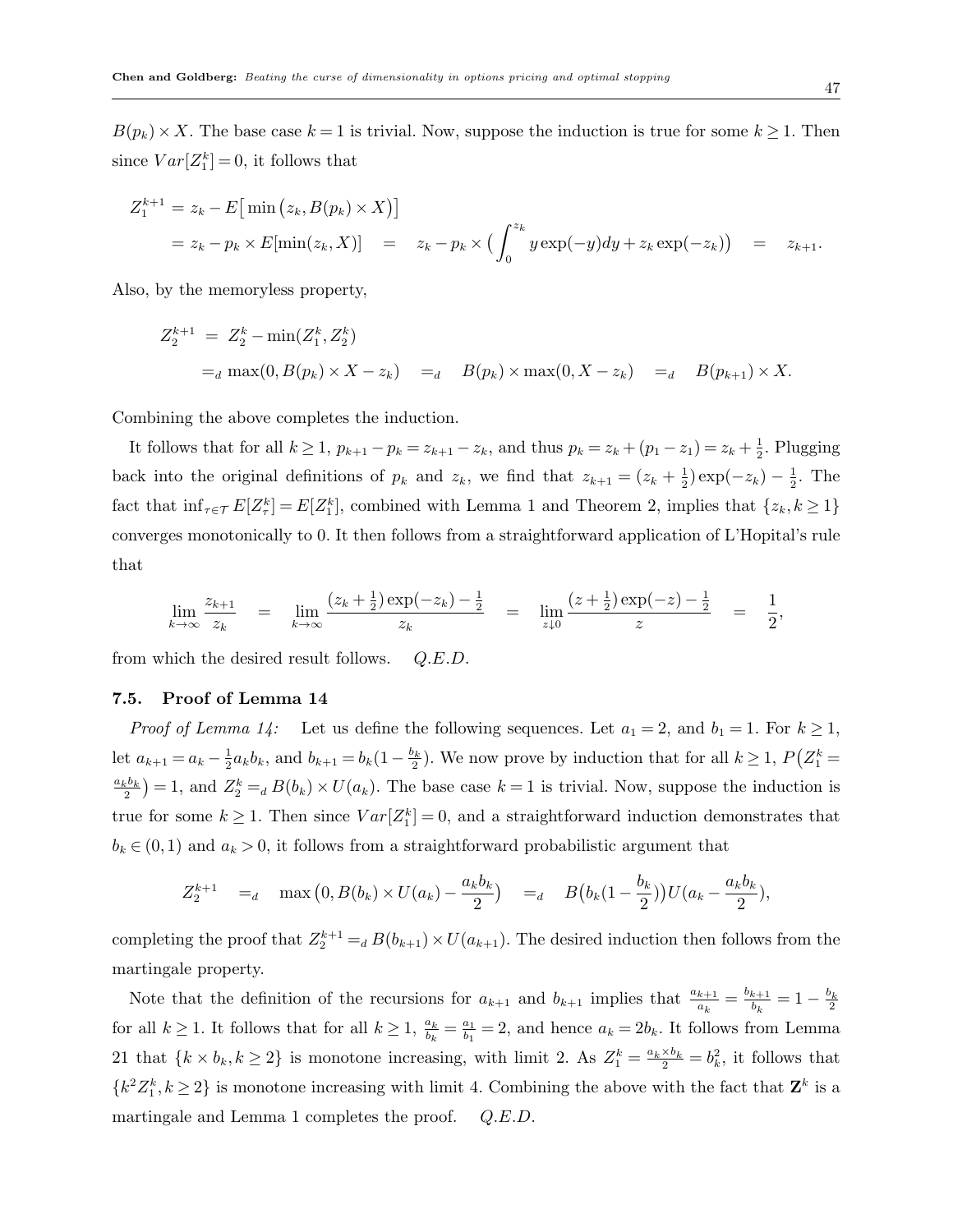$B(p_k) \times X$. The base case $k = 1$ is trivial. Now, suppose the induction is true for some $k \geq 1$. Then since $Var[Z_1^k] = 0$, it follows that

$$
\begin{aligned}
Z_1^{k+1} &= z_k - E\big[\min\big(z_k, B(p_k) \times X\big)\big] \\
&= z_k - p_k \times E[\min(z_k, X)] \quad = \quad z_k - p_k \times \Big(\int_0^{z_k} y \exp(-y) dy + z_k \exp(-z_k)\Big) \quad = \quad z_{k+1}.
\end{aligned}
$$

Also, by the memoryless property,

$$
\begin{aligned}
Z_2^{k+1} \ &= \ Z_2^k - \min(Z_1^k, Z_2^k) \\
&=_d \max(0, B(p_k) \times X - z_k) \quad =_d \quad B(p_k) \times \max(0, X - z_k) \quad =_d \quad B(p_{k+1}) \times X.
\end{aligned}
$$

Combining the above completes the induction.

It follows that for all $k \geq 1$, $p_{k+1} - p_k = z_{k+1} - z_k$, and thus $p_k = z_k + (p_1 - z_1) = z_k + \frac{1}{2}$. Plugging back into the original definitions of $p_k$ and $z_k$, we find that $z_{k+1} = (z_k + \frac{1}{2})\exp(-z_k) - \frac{1}{2}$. The fact that $\inf_{\tau \in \mathcal{T}} E[Z_\tau^k] = E[Z_1^k]$, combined with Lemma 1 and Theorem 2, implies that $\{z_k, k \geq 1\}$ converges monotonically to 0. It then follows from a straightforward application of L'Hopital's rule that

$$
\lim_{k \to \infty} \frac{z_{k+1}}{z_k} \quad = \quad \lim_{k \to \infty} \frac{(z_k + \frac{1}{2})\exp(-z_k) - \frac{1}{2}}{z_k} \quad = \quad \lim_{z \downarrow 0} \frac{(z + \frac{1}{2})\exp(-z) - \frac{1}{2}}{z} \quad = \quad \frac{1}{2},
$$

from which the desired result follows. *Q.E.D.*

### 7.5. Proof of Lemma 14

*Proof of Lemma 14:* Let us define the following sequences. Let $a_1 = 2$, and $b_1 = 1$. For $k \geq 1$, let $a_{k+1} = a_k - \frac{1}{2} a_k b_k$, and $b_{k+1} = b_k(1 - \frac{b_k}{2})$. We now prove by induction that for all $k \geq 1$, $P\big(Z_1^k = \frac{a_k b_k}{2}\big) = 1$, and $Z_2^k =_d B(b_k) \times U(a_k)$. The base case $k = 1$ is trivial. Now, suppose the induction is true for some $k \geq 1$. Then since $Var[Z_1^k] = 0$, and a straightforward induction demonstrates that $b_k \in (0, 1)$ and $a_k > 0$, it follows from a straightforward probabilistic argument that

$$
Z_2^{k+1} \quad =_d \quad \max\big(0, B(b_k) \times U(a_k) - \frac{a_k b_k}{2}\big) \quad =_d \quad B\big(b_k(1 - \frac{b_k}{2})\big) U(a_k - \frac{a_k b_k}{2}),
$$

completing the proof that $Z_2^{k+1} =_d B(b_{k+1}) \times U(a_{k+1})$. The desired induction then follows from the martingale property.

Note that the definition of the recursions for $a_{k+1}$ and $b_{k+1}$ implies that $\frac{a_{k+1}}{a_k} = \frac{b_{k+1}}{b_k} = 1 - \frac{b_k}{2}$ for all $k \geq 1$. It follows that for all $k \geq 1$, $\frac{a_k}{b_k} = \frac{a_1}{b_1} = 2$, and hence $a_k = 2b_k$. It follows from Lemma 21 that $\{k \times b_k, k \geq 2\}$ is monotone increasing, with limit 2. As $Z_1^k = \frac{a_k \times b_k}{2} = b_k^2$, it follows that $\{k^2 Z_1^k, k \geq 2\}$ is monotone increasing with limit 4. Combining the above with the fact that $\mathbf{Z}^k$ is a martingale and Lemma 1 completes the proof. *Q.E.D.*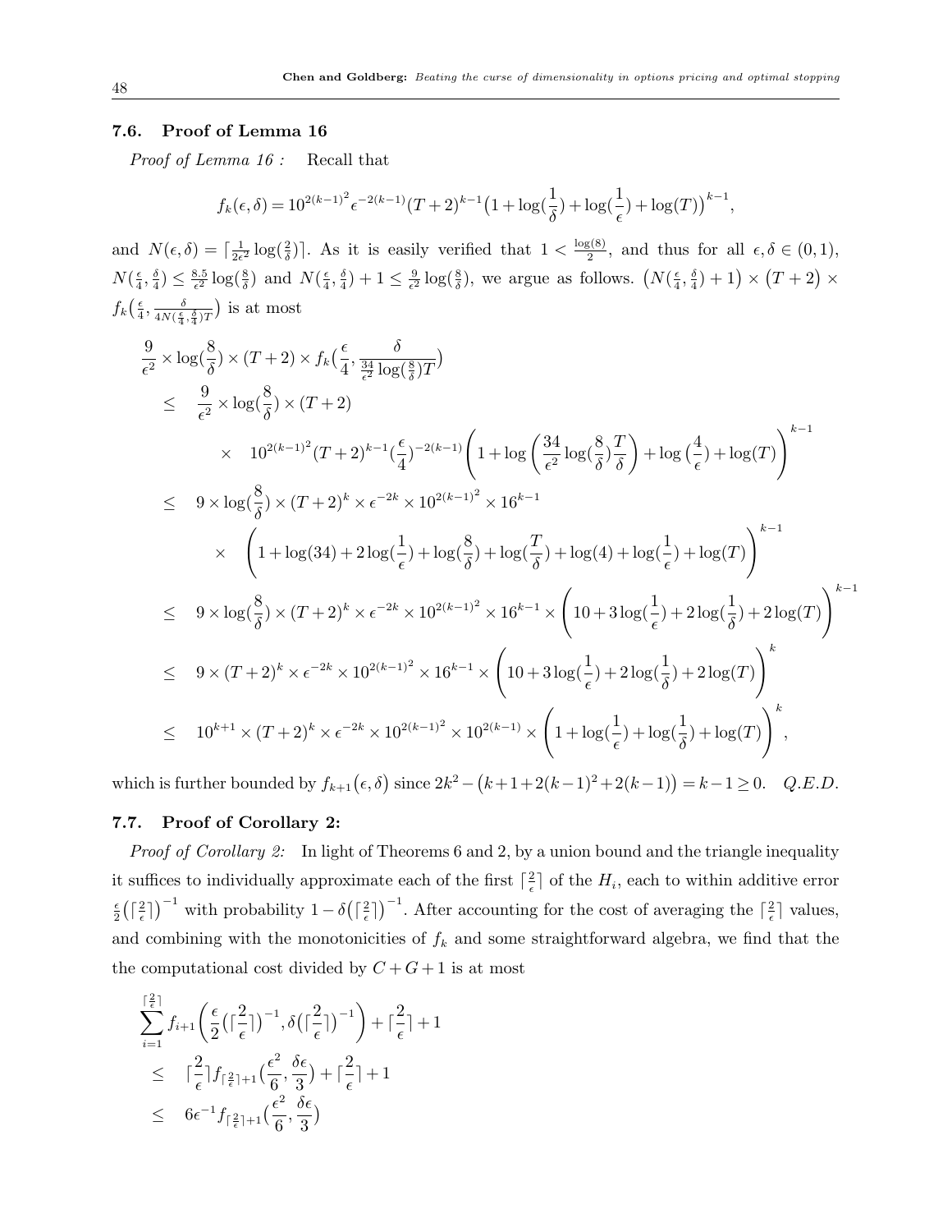### 7.6. Proof of Lemma 16

*Proof of Lemma 16 :* Recall that

$$f_k(\epsilon,\delta) = 10^{2(k-1)^2}\epsilon^{-2(k-1)}(T+2)^{k-1}\big(1+\log(\frac{1}{\delta})+\log(\frac{1}{\epsilon})+\log(T)\big)^{k-1},$$

and $N(\epsilon,\delta)=\lceil\frac{1}{2\epsilon^2}\log(\frac{2}{\delta})\rceil$. As it is easily verified that $1<\frac{\log(8)}{2}$, and thus for all $\epsilon,\delta\in(0,1)$, $N(\frac{\epsilon}{4},\frac{\delta}{4})\le\frac{8.5}{\epsilon^2}\log(\frac{8}{\delta})$ and $N(\frac{\epsilon}{4},\frac{\delta}{4})+1\le\frac{9}{\epsilon^2}\log(\frac{8}{\delta})$, we argue as follows. $\big(N(\frac{\epsilon}{4},\frac{\delta}{4})+1\big)\times\big(T+2\big)\times f_k\big(\frac{\epsilon}{4},\frac{\delta}{4N(\frac{\epsilon}{4},\frac{\delta}{4})T}\big)$ is at most

$$
\begin{aligned}
&\frac{9}{\epsilon^2}\times\log(\frac{8}{\delta})\times(T+2)\times f_k\big(\frac{\epsilon}{4},\frac{\delta}{\frac{34}{\epsilon^2}\log(\frac{8}{\delta})T}\big)\\
\le\quad&\frac{9}{\epsilon^2}\times\log(\frac{8}{\delta})\times(T+2)\\
&\times\quad 10^{2(k-1)^2}(T+2)^{k-1}(\frac{\epsilon}{4})^{-2(k-1)}\left(1+\log\left(\frac{34}{\epsilon^2}\log(\frac{8}{\delta})\frac{T}{\delta}\right)+\log\big(\frac{4}{\epsilon}\big)+\log(T)\right)^{k-1}\\
\le\quad&9\times\log(\frac{8}{\delta})\times(T+2)^k\times\epsilon^{-2k}\times10^{2(k-1)^2}\times16^{k-1}\\
&\times\quad\left(1+\log(34)+2\log(\frac{1}{\epsilon})+\log(\frac{8}{\delta})+\log(\frac{T}{\delta})+\log(4)+\log(\frac{1}{\epsilon})+\log(T)\right)^{k-1}\\
\le\quad&9\times\log(\frac{8}{\delta})\times(T+2)^k\times\epsilon^{-2k}\times10^{2(k-1)^2}\times16^{k-1}\times\left(10+3\log(\frac{1}{\epsilon})+2\log(\frac{1}{\delta})+2\log(T)\right)^{k-1}\\
\le\quad&9\times(T+2)^k\times\epsilon^{-2k}\times10^{2(k-1)^2}\times16^{k-1}\times\left(10+3\log(\frac{1}{\epsilon})+2\log(\frac{1}{\delta})+2\log(T)\right)^{k}\\
\le\quad&10^{k+1}\times(T+2)^k\times\epsilon^{-2k}\times10^{2(k-1)^2}\times10^{2(k-1)}\times\left(1+\log(\frac{1}{\epsilon})+\log(\frac{1}{\delta})+\log(T)\right)^{k},
\end{aligned}
$$

which is further bounded by $f_{k+1}\big(\epsilon,\delta\big)$ since $2k^2-\big(k+1+2(k-1)^2+2(k-1)\big)=k-1\ge0$. *Q.E.D.*

### 7.7. Proof of Corollary 2:

*Proof of Corollary 2:* In light of Theorems 6 and 2, by a union bound and the triangle inequality it suffices to individually approximate each of the first $\lceil\frac{2}{\epsilon}\rceil$ of the $H_i$, each to within additive error $\frac{\epsilon}{2}\big(\lceil\frac{2}{\epsilon}\rceil\big)^{-1}$ with probability $1-\delta\big(\lceil\frac{2}{\epsilon}\rceil\big)^{-1}$. After accounting for the cost of averaging the $\lceil\frac{2}{\epsilon}\rceil$ values, and combining with the monotonicities of $f_k$ and some straightforward algebra, we find that the the computational cost divided by $C+G+1$ is at most

$$
\begin{aligned}
&\sum_{i=1}^{\lceil\frac{2}{\epsilon}\rceil}f_{i+1}\left(\frac{\epsilon}{2}\big(\lceil\frac{2}{\epsilon}\rceil\big)^{-1},\delta\big(\lceil\frac{2}{\epsilon}\rceil\big)^{-1}\right)+\lceil\frac{2}{\epsilon}\rceil+1\\
\le\quad&\lceil\frac{2}{\epsilon}\rceil f_{\lceil\frac{2}{\epsilon}\rceil+1}\big(\frac{\epsilon^2}{6},\frac{\delta\epsilon}{3}\big)+\lceil\frac{2}{\epsilon}\rceil+1\\
\le\quad&6\epsilon^{-1}f_{\lceil\frac{2}{\epsilon}\rceil+1}\big(\frac{\epsilon^2}{6},\frac{\delta\epsilon}{3}\big)
\end{aligned}
$$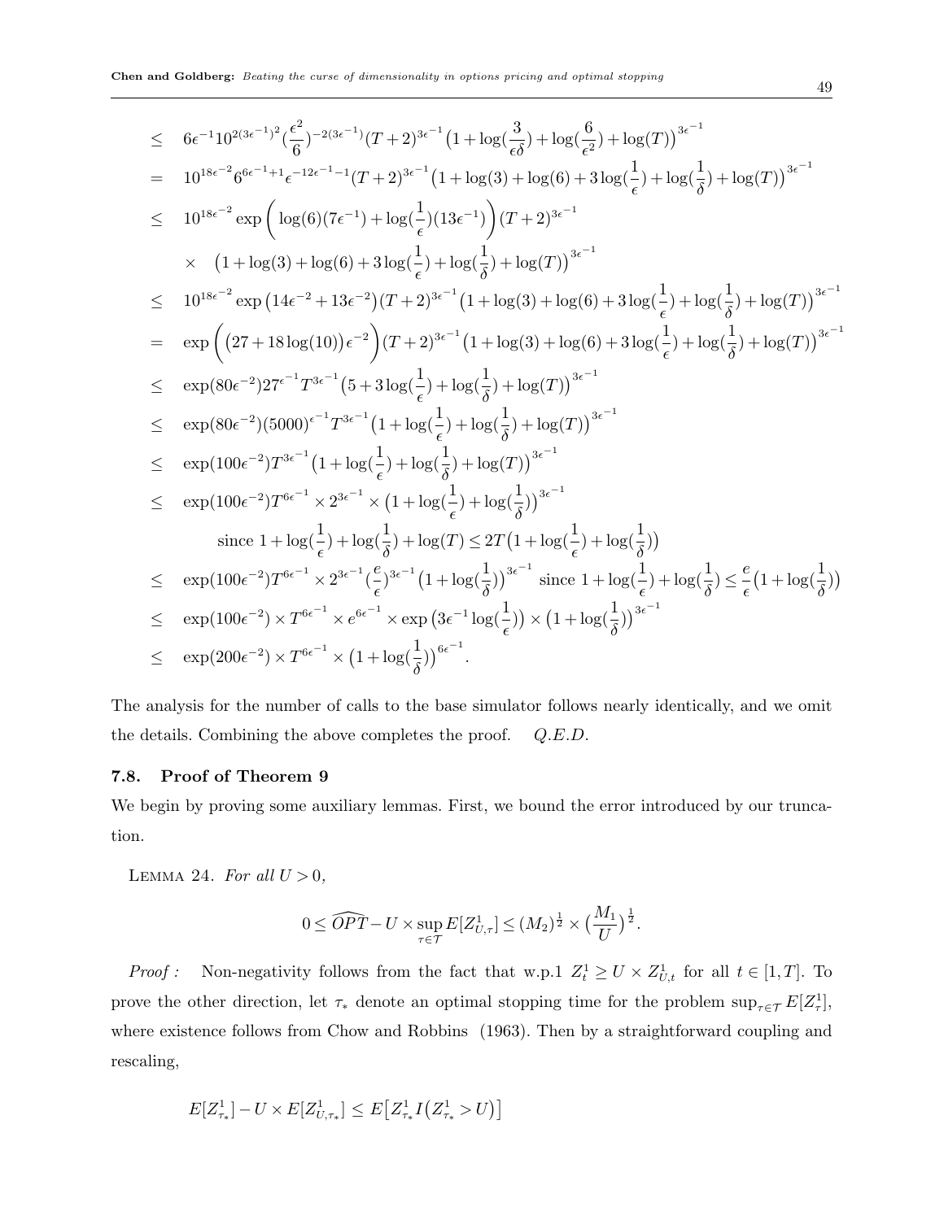$$
\begin{aligned}
&\leq \quad 6\epsilon^{-1}10^{2(3\epsilon^{-1})^2}(\frac{\epsilon^2}{6})^{-2(3\epsilon^{-1})}(T+2)^{3\epsilon^{-1}}\big(1+\log(\frac{3}{\epsilon\delta})+\log(\frac{6}{\epsilon^2})+\log(T)\big)^{3\epsilon^{-1}} \\
&= \quad 10^{18\epsilon^{-2}}6^{6\epsilon^{-1}+1}\epsilon^{-12\epsilon^{-1}-1}(T+2)^{3\epsilon^{-1}}\big(1+\log(3)+\log(6)+3\log(\frac{1}{\epsilon})+\log(\frac{1}{\delta})+\log(T)\big)^{3\epsilon^{-1}} \\
&\leq \quad 10^{18\epsilon^{-2}}\exp\bigg(\log(6)(7\epsilon^{-1})+\log(\frac{1}{\epsilon})(13\epsilon^{-1})\bigg)(T+2)^{3\epsilon^{-1}} \\
&\quad\ \times \quad \big(1+\log(3)+\log(6)+3\log(\frac{1}{\epsilon})+\log(\frac{1}{\delta})+\log(T)\big)^{3\epsilon^{-1}} \\
&\leq \quad 10^{18\epsilon^{-2}}\exp\big(14\epsilon^{-2}+13\epsilon^{-2}\big)(T+2)^{3\epsilon^{-1}}\big(1+\log(3)+\log(6)+3\log(\frac{1}{\epsilon})+\log(\frac{1}{\delta})+\log(T)\big)^{3\epsilon^{-1}} \\
&= \quad \exp\bigg(\big(27+18\log(10)\big)\epsilon^{-2}\bigg)(T+2)^{3\epsilon^{-1}}\big(1+\log(3)+\log(6)+3\log(\frac{1}{\epsilon})+\log(\frac{1}{\delta})+\log(T)\big)^{3\epsilon^{-1}} \\
&\leq \quad \exp(80\epsilon^{-2})27^{\epsilon^{-1}}T^{3\epsilon^{-1}}\big(5+3\log(\frac{1}{\epsilon})+\log(\frac{1}{\delta})+\log(T)\big)^{3\epsilon^{-1}} \\
&\leq \quad \exp(80\epsilon^{-2})(5000)^{\epsilon^{-1}}T^{3\epsilon^{-1}}\big(1+\log(\frac{1}{\epsilon})+\log(\frac{1}{\delta})+\log(T)\big)^{3\epsilon^{-1}} \\
&\leq \quad \exp(100\epsilon^{-2})T^{3\epsilon^{-1}}\big(1+\log(\frac{1}{\epsilon})+\log(\frac{1}{\delta})+\log(T)\big)^{3\epsilon^{-1}} \\
&\leq \quad \exp(100\epsilon^{-2})T^{6\epsilon^{-1}}\times 2^{3\epsilon^{-1}}\times\big(1+\log(\frac{1}{\epsilon})+\log(\frac{1}{\delta})\big)^{3\epsilon^{-1}} \\
&\qquad\qquad \text{since } 1+\log(\frac{1}{\epsilon})+\log(\frac{1}{\delta})+\log(T)\leq 2T\big(1+\log(\frac{1}{\epsilon})+\log(\frac{1}{\delta})\big) \\
&\leq \quad \exp(100\epsilon^{-2})T^{6\epsilon^{-1}}\times 2^{3\epsilon^{-1}}(\frac{e}{\epsilon})^{3\epsilon^{-1}}\big(1+\log(\frac{1}{\delta})\big)^{3\epsilon^{-1}} \text{ since } 1+\log(\frac{1}{\epsilon})+\log(\frac{1}{\delta})\leq\frac{e}{\epsilon}\big(1+\log(\frac{1}{\delta})\big) \\
&\leq \quad \exp(100\epsilon^{-2})\times T^{6\epsilon^{-1}}\times e^{6\epsilon^{-1}}\times\exp\big(3\epsilon^{-1}\log(\frac{1}{\epsilon})\big)\times\big(1+\log(\frac{1}{\delta})\big)^{3\epsilon^{-1}} \\
&\leq \quad \exp(200\epsilon^{-2})\times T^{6\epsilon^{-1}}\times\big(1+\log(\frac{1}{\delta})\big)^{6\epsilon^{-1}}.
\end{aligned}
$$

The analysis for the number of calls to the base simulator follows nearly identically, and we omit the details. Combining the above completes the proof. *Q.E.D.*

### 7.8. Proof of Theorem 9

We begin by proving some auxiliary lemmas. First, we bound the error introduced by our truncation.

LEMMA 24. *For all $U>0$,*

$$
0\leq\widehat{OPT}-U\times\sup_{\tau\in\mathcal{T}}E[Z^1_{U,\tau}]\leq(M_2)^{\frac{1}{2}}\times\big(\frac{M_1}{U}\big)^{\frac{1}{2}}.
$$

*Proof :* Non-negativity follows from the fact that w.p.1 $Z^1_t\geq U\times Z^1_{U,t}$ for all $t\in[1,T]$. To prove the other direction, let $\tau_*$ denote an optimal stopping time for the problem $\sup_{\tau\in\mathcal{T}}E[Z^1_\tau]$, where existence follows from Chow and Robbins (1963). Then by a straightforward coupling and rescaling,

$$
E[Z^1_{\tau_*}]-U\times E[Z^1_{U,\tau_*}]\leq E\big[Z^1_{\tau_*}I\big(Z^1_{\tau_*}>U\big)\big]
$$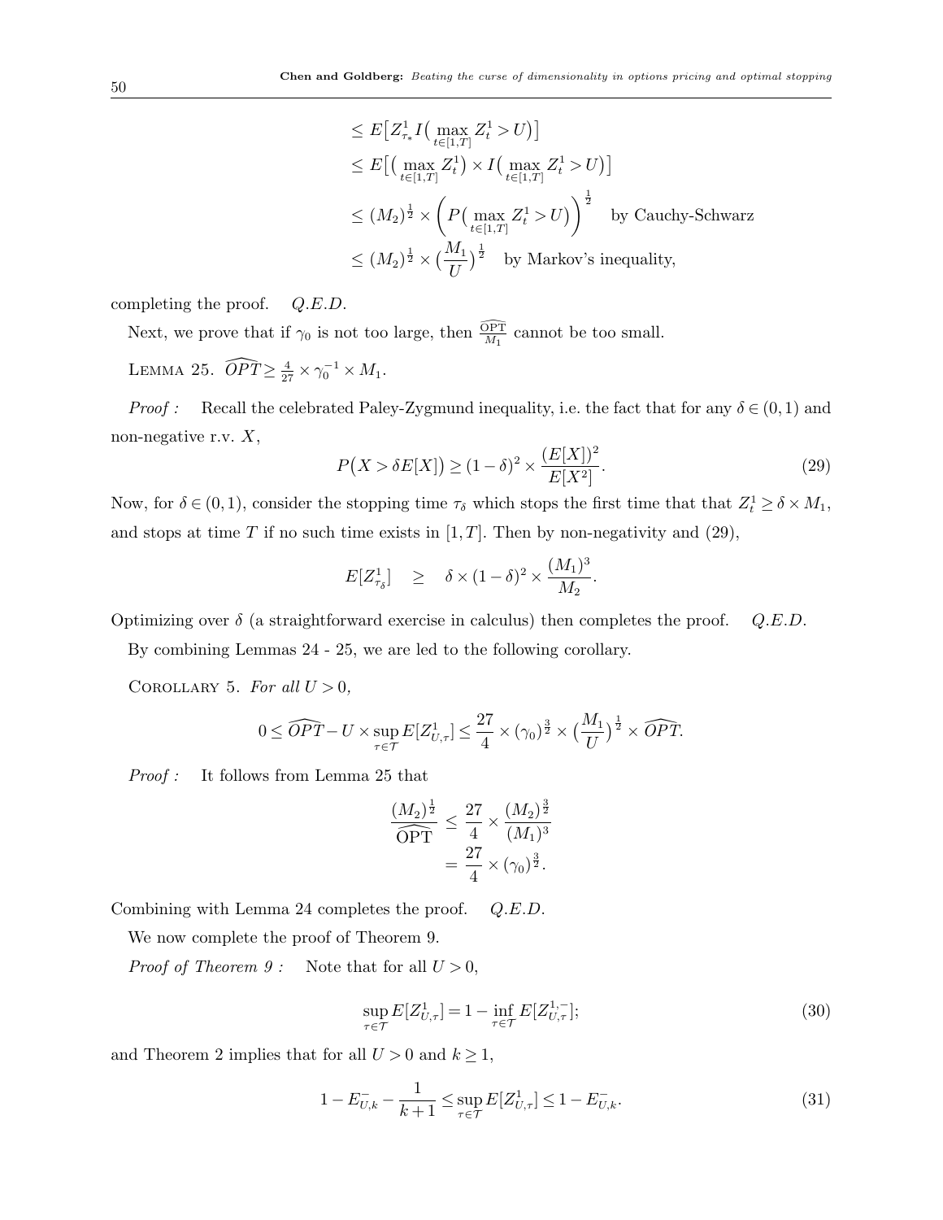$$
\begin{aligned}
&\leq E\big[Z^1_{\tau_*} I\big(\max_{t\in[1,T]} Z^1_t > U\big)\big] \\
&\leq E\big[\big(\max_{t\in[1,T]} Z^1_t\big) \times I\big(\max_{t\in[1,T]} Z^1_t > U\big)\big] \\
&\leq (M_2)^{\frac{1}{2}} \times \left(P\big(\max_{t\in[1,T]} Z^1_t > U\big)\right)^{\frac{1}{2}} \quad \text{by Cauchy-Schwarz} \\
&\leq (M_2)^{\frac{1}{2}} \times \big(\frac{M_1}{U}\big)^{\frac{1}{2}} \quad \text{by Markov's inequality,}
\end{aligned}
$$

completing the proof. *Q.E.D.*

Next, we prove that if $\gamma_0$ is not too large, then $\frac{\widehat{\text{OPT}}}{M_1}$ cannot be too small.

Lemma 25. $\widehat{OPT} \geq \frac{4}{27} \times \gamma_0^{-1} \times M_1$.

*Proof :* Recall the celebrated Paley-Zygmund inequality, i.e. the fact that for any $\delta \in (0,1)$ and non-negative r.v. $X$,

$$
P\big(X > \delta E[X]\big) \geq (1-\delta)^2 \times \frac{(E[X])^2}{E[X^2]}. \tag{29}
$$

Now, for $\delta \in (0,1)$, consider the stopping time $\tau_\delta$ which stops the first time that that $Z^1_t \geq \delta \times M_1$, and stops at time $T$ if no such time exists in $[1,T]$. Then by non-negativity and (29),

$$
E[Z^1_{\tau_\delta}] \quad \geq \quad \delta \times (1-\delta)^2 \times \frac{(M_1)^3}{M_2}.
$$

Optimizing over $\delta$ (a straightforward exercise in calculus) then completes the proof. *Q.E.D.*

By combining Lemmas 24 - 25, we are led to the following corollary.

Corollary 5. *For all $U > 0$,*

$$
0 \leq \widehat{OPT} - U \times \sup_{\tau\in\mathcal{T}} E[Z^1_{U,\tau}] \leq \frac{27}{4} \times (\gamma_0)^{\frac{3}{2}} \times \big(\frac{M_1}{U}\big)^{\frac{1}{2}} \times \widehat{OPT}.
$$

*Proof :* It follows from Lemma 25 that

$$
\begin{aligned}
\frac{(M_2)^{\frac{1}{2}}}{\widehat{\text{OPT}}} &\leq \frac{27}{4} \times \frac{(M_2)^{\frac{3}{2}}}{(M_1)^3} \\
&= \frac{27}{4} \times (\gamma_0)^{\frac{3}{2}}.
\end{aligned}
$$

Combining with Lemma 24 completes the proof. *Q.E.D.*

We now complete the proof of Theorem 9.

*Proof of Theorem 9 :* Note that for all $U > 0$,

$$
\sup_{\tau\in\mathcal{T}} E[Z^1_{U,\tau}] = 1 - \inf_{\tau\in\mathcal{T}} E[Z^{1,-}_{U,\tau}]; \tag{30}
$$

and Theorem 2 implies that for all $U > 0$ and $k \geq 1$,

$$
1 - E^-_{U,k} - \frac{1}{k+1} \leq \sup_{\tau\in\mathcal{T}} E[Z^1_{U,\tau}] \leq 1 - E^-_{U,k}. \tag{31}
$$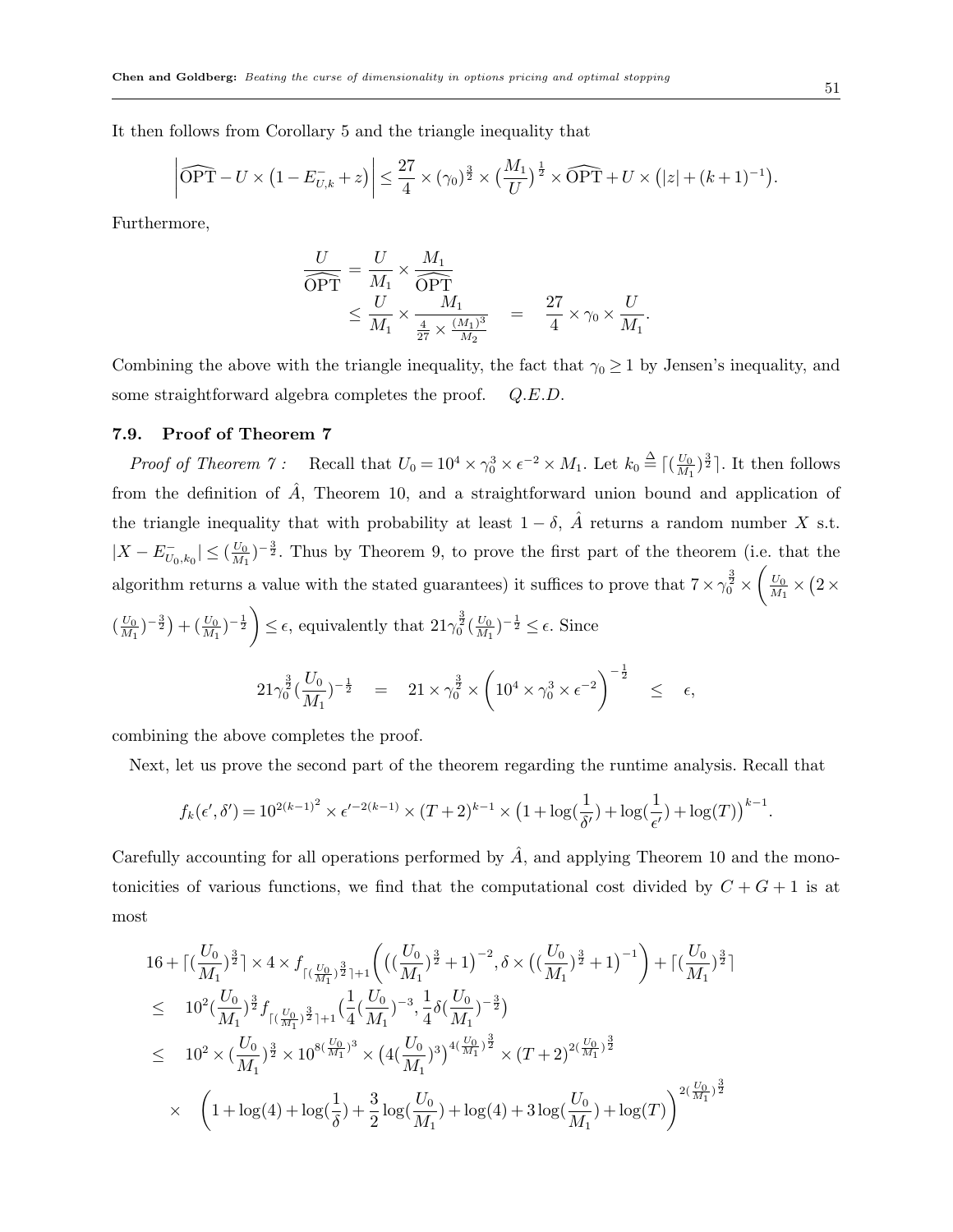It then follows from Corollary 5 and the triangle inequality that

$$\left|\widehat{\text{OPT}} - U \times \left(1 - E^-_{U,k} + z\right)\right| \le \frac{27}{4} \times (\gamma_0)^{\frac{3}{2}} \times \left(\frac{M_1}{U}\right)^{\frac{1}{2}} \times \widehat{\text{OPT}} + U \times \left(|z| + (k+1)^{-1}\right).$$

Furthermore,

$$\begin{aligned}
\frac{U}{\widehat{\text{OPT}}} &= \frac{U}{M_1} \times \frac{M_1}{\widehat{\text{OPT}}} \\
&\le \frac{U}{M_1} \times \frac{M_1}{\frac{4}{27} \times \frac{(M_1)^3}{M_2}} \quad = \quad \frac{27}{4} \times \gamma_0 \times \frac{U}{M_1}.
\end{aligned}$$

Combining the above with the triangle inequality, the fact that $\gamma_0 \ge 1$ by Jensen's inequality, and some straightforward algebra completes the proof. *Q.E.D.*

### 7.9. Proof of Theorem 7

*Proof of Theorem 7 :* Recall that $U_0 = 10^4 \times \gamma_0^3 \times \epsilon^{-2} \times M_1$. Let $k_0 \stackrel{\Delta}{=} \lceil (\frac{U_0}{M_1})^{\frac{3}{2}} \rceil$. It then follows from the definition of $\hat{A}$, Theorem 10, and a straightforward union bound and application of the triangle inequality that with probability at least $1 - \delta$, $\hat{A}$ returns a random number $X$ s.t. $|X - E^-_{U_0,k_0}| \le (\frac{U_0}{M_1})^{-\frac{3}{2}}$. Thus by Theorem 9, to prove the first part of the theorem (i.e. that the algorithm returns a value with the stated guarantees) it suffices to prove that $7 \times \gamma_0^{\frac{3}{2}} \times \left( \frac{U_0}{M_1} \times \left(2 \times (\frac{U_0}{M_1})^{-\frac{3}{2}}\right) + (\frac{U_0}{M_1})^{-\frac{1}{2}} \right) \le \epsilon$, equivalently that $21 \gamma_0^{\frac{3}{2}} (\frac{U_0}{M_1})^{-\frac{1}{2}} \le \epsilon$. Since

$$21 \gamma_0^{\frac{3}{2}} (\frac{U_0}{M_1})^{-\frac{1}{2}} \quad = \quad 21 \times \gamma_0^{\frac{3}{2}} \times \left(10^4 \times \gamma_0^3 \times \epsilon^{-2}\right)^{-\frac{1}{2}} \quad \le \quad \epsilon,$$

combining the above completes the proof.

Next, let us prove the second part of the theorem regarding the runtime analysis. Recall that

$$f_k(\epsilon', \delta') = 10^{2(k-1)^2} \times \epsilon'^{-2(k-1)} \times (T+2)^{k-1} \times \left(1 + \log(\frac{1}{\delta'}) + \log(\frac{1}{\epsilon'}) + \log(T)\right)^{k-1}.$$

Carefully accounting for all operations performed by $\hat{A}$, and applying Theorem 10 and the monotonicities of various functions, we find that the computational cost divided by $C + G + 1$ is at most

$$\begin{aligned}
&16 + \lceil (\frac{U_0}{M_1})^{\frac{3}{2}} \rceil \times 4 \times f_{\lceil (\frac{U_0}{M_1})^{\frac{3}{2}} \rceil + 1}\left( \left( (\frac{U_0}{M_1})^{\frac{3}{2}} + 1 \right)^{-2}, \delta \times \left( (\frac{U_0}{M_1})^{\frac{3}{2}} + 1 \right)^{-1} \right) + \lceil (\frac{U_0}{M_1})^{\frac{3}{2}} \rceil \\
\le \quad & 10^2 (\frac{U_0}{M_1})^{\frac{3}{2}} f_{\lceil (\frac{U_0}{M_1})^{\frac{3}{2}} \rceil + 1}\left( \frac{1}{4} (\frac{U_0}{M_1})^{-3}, \frac{1}{4} \delta (\frac{U_0}{M_1})^{-\frac{3}{2}} \right) \\
\le \quad & 10^2 \times (\frac{U_0}{M_1})^{\frac{3}{2}} \times 10^{8 (\frac{U_0}{M_1})^3} \times \left(4 (\frac{U_0}{M_1})^3\right)^{4 (\frac{U_0}{M_1})^{\frac{3}{2}}} \times (T+2)^{2 (\frac{U_0}{M_1})^{\frac{3}{2}}} \\
\times \quad & \left(1 + \log(4) + \log(\frac{1}{\delta}) + \frac{3}{2} \log(\frac{U_0}{M_1}) + \log(4) + 3 \log(\frac{U_0}{M_1}) + \log(T)\right)^{2 (\frac{U_0}{M_1})^{\frac{3}{2}}}
\end{aligned}$$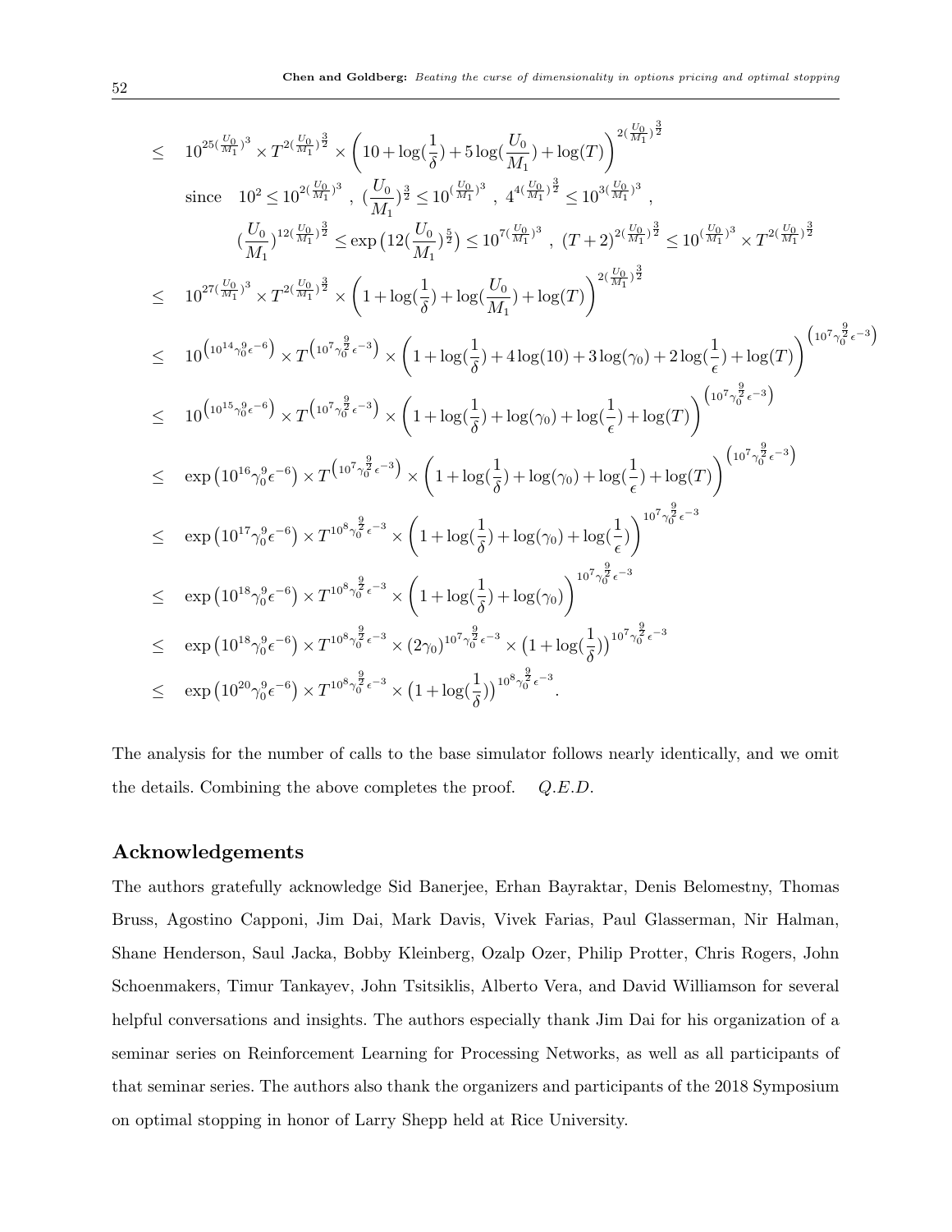$$
\begin{aligned}
&\leq \quad 10^{25(\frac{U_0}{M_1})^3} \times T^{2(\frac{U_0}{M_1})^{\frac{3}{2}}} \times \left(10 + \log(\frac{1}{\delta}) + 5\log(\frac{U_0}{M_1}) + \log(T)\right)^{2(\frac{U_0}{M_1})^{\frac{3}{2}}} \\
&\quad \text{since} \quad 10^2 \leq 10^{2(\frac{U_0}{M_1})^3} \ , \ (\frac{U_0}{M_1})^{\frac{3}{2}} \leq 10^{(\frac{U_0}{M_1})^3} \ , \ 4^{4(\frac{U_0}{M_1})^{\frac{3}{2}}} \leq 10^{3(\frac{U_0}{M_1})^3} \ , \\
&\qquad\qquad (\frac{U_0}{M_1})^{12(\frac{U_0}{M_1})^{\frac{3}{2}}} \leq \exp\left(12(\frac{U_0}{M_1})^{\frac{5}{2}}\right) \leq 10^{7(\frac{U_0}{M_1})^3} \ , \ (T+2)^{2(\frac{U_0}{M_1})^{\frac{3}{2}}} \leq 10^{(\frac{U_0}{M_1})^3} \times T^{2(\frac{U_0}{M_1})^{\frac{3}{2}}} \\
&\leq \quad 10^{27(\frac{U_0}{M_1})^3} \times T^{2(\frac{U_0}{M_1})^{\frac{3}{2}}} \times \left(1 + \log(\frac{1}{\delta}) + \log(\frac{U_0}{M_1}) + \log(T)\right)^{2(\frac{U_0}{M_1})^{\frac{3}{2}}} \\
&\leq \quad 10^{\left(10^{14}\gamma_0^9\epsilon^{-6}\right)} \times T^{\left(10^7\gamma_0^{\frac{9}{2}}\epsilon^{-3}\right)} \times \left(1 + \log(\frac{1}{\delta}) + 4\log(10) + 3\log(\gamma_0) + 2\log(\frac{1}{\epsilon}) + \log(T)\right)^{\left(10^7\gamma_0^{\frac{9}{2}}\epsilon^{-3}\right)} \\
&\leq \quad 10^{\left(10^{15}\gamma_0^9\epsilon^{-6}\right)} \times T^{\left(10^7\gamma_0^{\frac{9}{2}}\epsilon^{-3}\right)} \times \left(1 + \log(\frac{1}{\delta}) + \log(\gamma_0) + \log(\frac{1}{\epsilon}) + \log(T)\right)^{\left(10^7\gamma_0^{\frac{9}{2}}\epsilon^{-3}\right)} \\
&\leq \quad \exp\left(10^{16}\gamma_0^9\epsilon^{-6}\right) \times T^{\left(10^7\gamma_0^{\frac{9}{2}}\epsilon^{-3}\right)} \times \left(1 + \log(\frac{1}{\delta}) + \log(\gamma_0) + \log(\frac{1}{\epsilon}) + \log(T)\right)^{\left(10^7\gamma_0^{\frac{9}{2}}\epsilon^{-3}\right)} \\
&\leq \quad \exp\left(10^{17}\gamma_0^9\epsilon^{-6}\right) \times T^{10^8\gamma_0^{\frac{9}{2}}\epsilon^{-3}} \times \left(1 + \log(\frac{1}{\delta}) + \log(\gamma_0) + \log(\frac{1}{\epsilon})\right)^{10^7\gamma_0^{\frac{9}{2}}\epsilon^{-3}} \\
&\leq \quad \exp\left(10^{18}\gamma_0^9\epsilon^{-6}\right) \times T^{10^8\gamma_0^{\frac{9}{2}}\epsilon^{-3}} \times \left(1 + \log(\frac{1}{\delta}) + \log(\gamma_0)\right)^{10^7\gamma_0^{\frac{9}{2}}\epsilon^{-3}} \\
&\leq \quad \exp\left(10^{18}\gamma_0^9\epsilon^{-6}\right) \times T^{10^8\gamma_0^{\frac{9}{2}}\epsilon^{-3}} \times (2\gamma_0)^{10^7\gamma_0^{\frac{9}{2}}\epsilon^{-3}} \times \left(1 + \log(\frac{1}{\delta})\right)^{10^7\gamma_0^{\frac{9}{2}}\epsilon^{-3}} \\
&\leq \quad \exp\left(10^{20}\gamma_0^9\epsilon^{-6}\right) \times T^{10^8\gamma_0^{\frac{9}{2}}\epsilon^{-3}} \times \left(1 + \log(\frac{1}{\delta})\right)^{10^8\gamma_0^{\frac{9}{2}}\epsilon^{-3}}.
\end{aligned}
$$

The analysis for the number of calls to the base simulator follows nearly identically, and we omit the details. Combining the above completes the proof. *Q.E.D.*

## Acknowledgements

The authors gratefully acknowledge Sid Banerjee, Erhan Bayraktar, Denis Belomestny, Thomas Bruss, Agostino Capponi, Jim Dai, Mark Davis, Vivek Farias, Paul Glasserman, Nir Halman, Shane Henderson, Saul Jacka, Bobby Kleinberg, Ozalp Ozer, Philip Protter, Chris Rogers, John Schoenmakers, Timur Tankayev, John Tsitsiklis, Alberto Vera, and David Williamson for several helpful conversations and insights. The authors especially thank Jim Dai for his organization of a seminar series on Reinforcement Learning for Processing Networks, as well as all participants of that seminar series. The authors also thank the organizers and participants of the 2018 Symposium on optimal stopping in honor of Larry Shepp held at Rice University.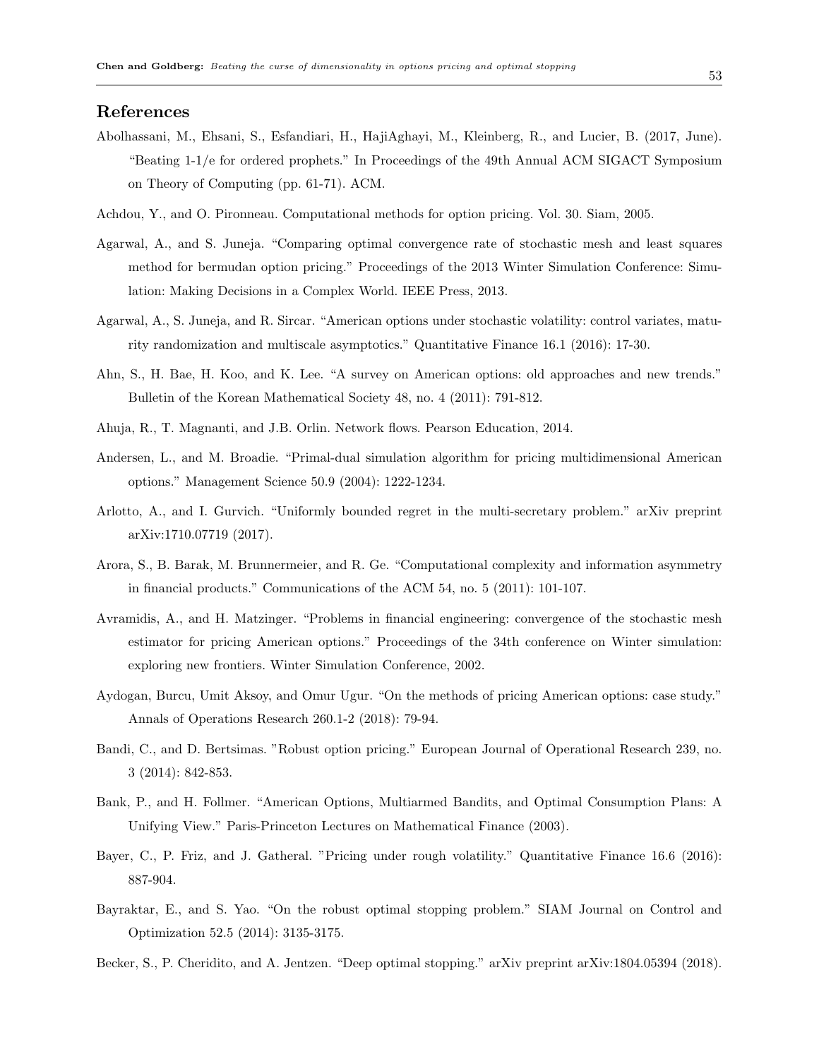## References

Abolhassani, M., Ehsani, S., Esfandiari, H., HajiAghayi, M., Kleinberg, R., and Lucier, B. (2017, June). "Beating 1-1/e for ordered prophets." In Proceedings of the 49th Annual ACM SIGACT Symposium on Theory of Computing (pp. 61-71). ACM.

Achdou, Y., and O. Pironneau. Computational methods for option pricing. Vol. 30. Siam, 2005.

Agarwal, A., and S. Juneja. "Comparing optimal convergence rate of stochastic mesh and least squares method for bermudan option pricing." Proceedings of the 2013 Winter Simulation Conference: Simulation: Making Decisions in a Complex World. IEEE Press, 2013.

Agarwal, A., S. Juneja, and R. Sircar. "American options under stochastic volatility: control variates, maturity randomization and multiscale asymptotics." Quantitative Finance 16.1 (2016): 17-30.

Ahn, S., H. Bae, H. Koo, and K. Lee. "A survey on American options: old approaches and new trends." Bulletin of the Korean Mathematical Society 48, no. 4 (2011): 791-812.

Ahuja, R., T. Magnanti, and J.B. Orlin. Network flows. Pearson Education, 2014.

Andersen, L., and M. Broadie. "Primal-dual simulation algorithm for pricing multidimensional American options." Management Science 50.9 (2004): 1222-1234.

Arlotto, A., and I. Gurvich. "Uniformly bounded regret in the multi-secretary problem." arXiv preprint arXiv:1710.07719 (2017).

Arora, S., B. Barak, M. Brunnermeier, and R. Ge. "Computational complexity and information asymmetry in financial products." Communications of the ACM 54, no. 5 (2011): 101-107.

Avramidis, A., and H. Matzinger. "Problems in financial engineering: convergence of the stochastic mesh estimator for pricing American options." Proceedings of the 34th conference on Winter simulation: exploring new frontiers. Winter Simulation Conference, 2002.

Aydogan, Burcu, Umit Aksoy, and Omur Ugur. "On the methods of pricing American options: case study." Annals of Operations Research 260.1-2 (2018): 79-94.

Bandi, C., and D. Bertsimas. "Robust option pricing." European Journal of Operational Research 239, no. 3 (2014): 842-853.

Bank, P., and H. Follmer. "American Options, Multiarmed Bandits, and Optimal Consumption Plans: A Unifying View." Paris-Princeton Lectures on Mathematical Finance (2003).

Bayer, C., P. Friz, and J. Gatheral. "Pricing under rough volatility." Quantitative Finance 16.6 (2016): 887-904.

Bayraktar, E., and S. Yao. "On the robust optimal stopping problem." SIAM Journal on Control and Optimization 52.5 (2014): 3135-3175.

Becker, S., P. Cheridito, and A. Jentzen. "Deep optimal stopping." arXiv preprint arXiv:1804.05394 (2018).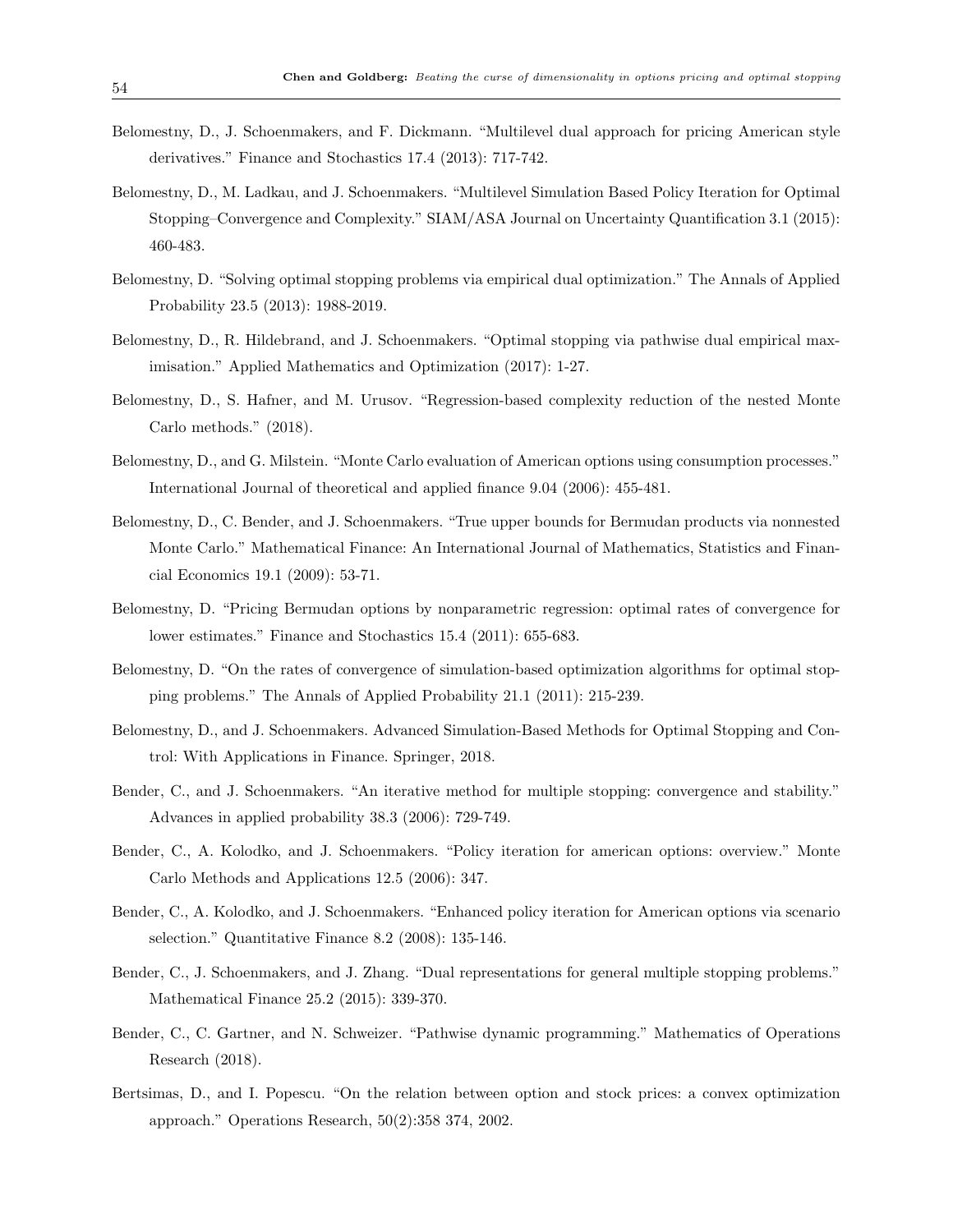Belomestny, D., J. Schoenmakers, and F. Dickmann. "Multilevel dual approach for pricing American style derivatives." Finance and Stochastics 17.4 (2013): 717-742.

Belomestny, D., M. Ladkau, and J. Schoenmakers. "Multilevel Simulation Based Policy Iteration for Optimal Stopping–Convergence and Complexity." SIAM/ASA Journal on Uncertainty Quantification 3.1 (2015): 460-483.

Belomestny, D. "Solving optimal stopping problems via empirical dual optimization." The Annals of Applied Probability 23.5 (2013): 1988-2019.

Belomestny, D., R. Hildebrand, and J. Schoenmakers. "Optimal stopping via pathwise dual empirical maximisation." Applied Mathematics and Optimization (2017): 1-27.

Belomestny, D., S. Hafner, and M. Urusov. "Regression-based complexity reduction of the nested Monte Carlo methods." (2018).

Belomestny, D., and G. Milstein. "Monte Carlo evaluation of American options using consumption processes." International Journal of theoretical and applied finance 9.04 (2006): 455-481.

Belomestny, D., C. Bender, and J. Schoenmakers. "True upper bounds for Bermudan products via nonnested Monte Carlo." Mathematical Finance: An International Journal of Mathematics, Statistics and Financial Economics 19.1 (2009): 53-71.

Belomestny, D. "Pricing Bermudan options by nonparametric regression: optimal rates of convergence for lower estimates." Finance and Stochastics 15.4 (2011): 655-683.

Belomestny, D. "On the rates of convergence of simulation-based optimization algorithms for optimal stopping problems." The Annals of Applied Probability 21.1 (2011): 215-239.

Belomestny, D., and J. Schoenmakers. Advanced Simulation-Based Methods for Optimal Stopping and Control: With Applications in Finance. Springer, 2018.

Bender, C., and J. Schoenmakers. "An iterative method for multiple stopping: convergence and stability." Advances in applied probability 38.3 (2006): 729-749.

Bender, C., A. Kolodko, and J. Schoenmakers. "Policy iteration for american options: overview." Monte Carlo Methods and Applications 12.5 (2006): 347.

Bender, C., A. Kolodko, and J. Schoenmakers. "Enhanced policy iteration for American options via scenario selection." Quantitative Finance 8.2 (2008): 135-146.

Bender, C., J. Schoenmakers, and J. Zhang. "Dual representations for general multiple stopping problems." Mathematical Finance 25.2 (2015): 339-370.

Bender, C., C. Gartner, and N. Schweizer. "Pathwise dynamic programming." Mathematics of Operations Research (2018).

Bertsimas, D., and I. Popescu. "On the relation between option and stock prices: a convex optimization approach." Operations Research, 50(2):358 374, 2002.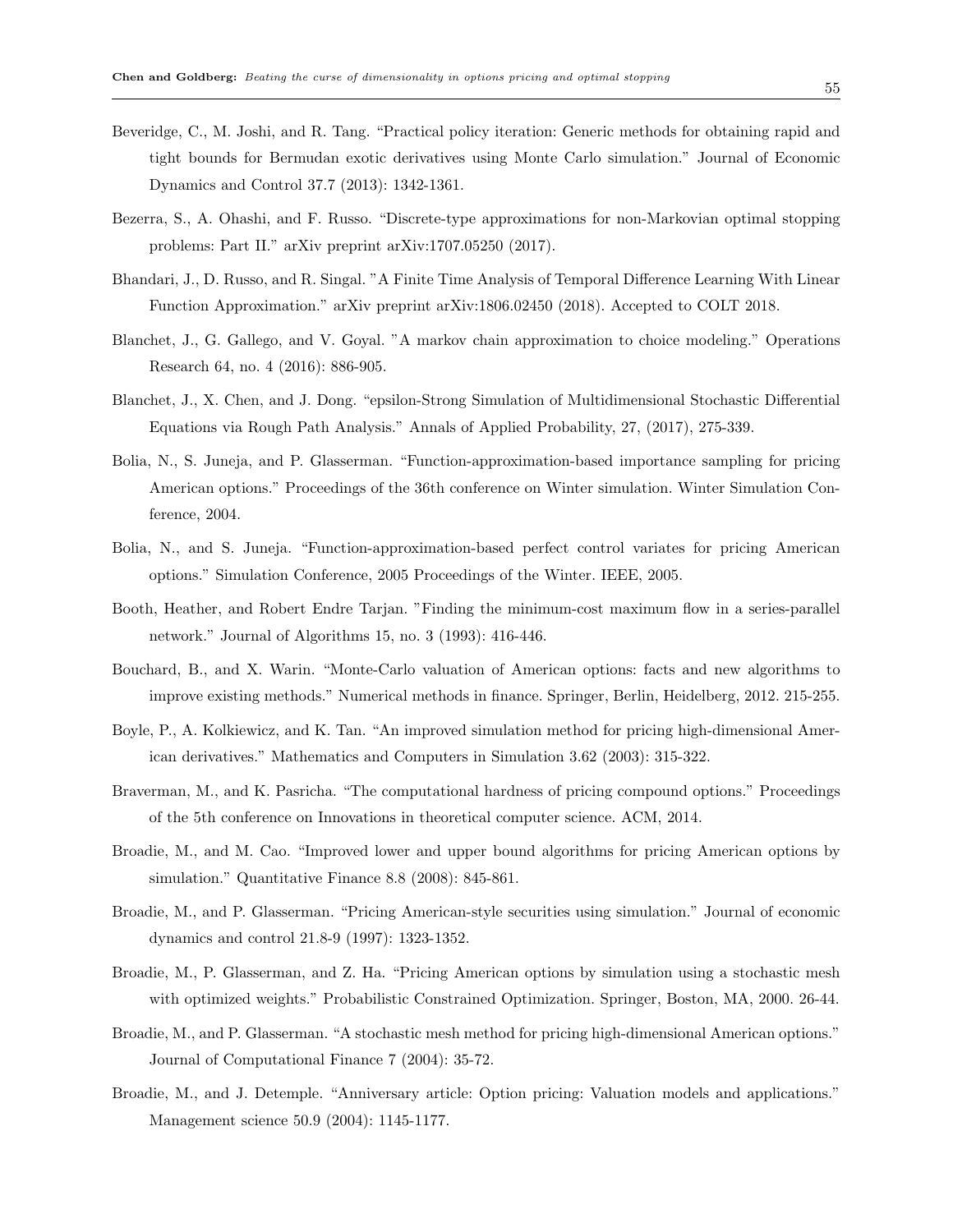Beveridge, C., M. Joshi, and R. Tang. "Practical policy iteration: Generic methods for obtaining rapid and tight bounds for Bermudan exotic derivatives using Monte Carlo simulation." Journal of Economic Dynamics and Control 37.7 (2013): 1342-1361.

Bezerra, S., A. Ohashi, and F. Russo. "Discrete-type approximations for non-Markovian optimal stopping problems: Part II." arXiv preprint arXiv:1707.05250 (2017).

Bhandari, J., D. Russo, and R. Singal. "A Finite Time Analysis of Temporal Difference Learning With Linear Function Approximation." arXiv preprint arXiv:1806.02450 (2018). Accepted to COLT 2018.

Blanchet, J., G. Gallego, and V. Goyal. "A markov chain approximation to choice modeling." Operations Research 64, no. 4 (2016): 886-905.

Blanchet, J., X. Chen, and J. Dong. "epsilon-Strong Simulation of Multidimensional Stochastic Differential Equations via Rough Path Analysis." Annals of Applied Probability, 27, (2017), 275-339.

Bolia, N., S. Juneja, and P. Glasserman. "Function-approximation-based importance sampling for pricing American options." Proceedings of the 36th conference on Winter simulation. Winter Simulation Conference, 2004.

Bolia, N., and S. Juneja. "Function-approximation-based perfect control variates for pricing American options." Simulation Conference, 2005 Proceedings of the Winter. IEEE, 2005.

Booth, Heather, and Robert Endre Tarjan. "Finding the minimum-cost maximum flow in a series-parallel network." Journal of Algorithms 15, no. 3 (1993): 416-446.

Bouchard, B., and X. Warin. "Monte-Carlo valuation of American options: facts and new algorithms to improve existing methods." Numerical methods in finance. Springer, Berlin, Heidelberg, 2012. 215-255.

Boyle, P., A. Kolkiewicz, and K. Tan. "An improved simulation method for pricing high-dimensional American derivatives." Mathematics and Computers in Simulation 3.62 (2003): 315-322.

Braverman, M., and K. Pasricha. "The computational hardness of pricing compound options." Proceedings of the 5th conference on Innovations in theoretical computer science. ACM, 2014.

Broadie, M., and M. Cao. "Improved lower and upper bound algorithms for pricing American options by simulation." Quantitative Finance 8.8 (2008): 845-861.

Broadie, M., and P. Glasserman. "Pricing American-style securities using simulation." Journal of economic dynamics and control 21.8-9 (1997): 1323-1352.

Broadie, M., P. Glasserman, and Z. Ha. "Pricing American options by simulation using a stochastic mesh with optimized weights." Probabilistic Constrained Optimization. Springer, Boston, MA, 2000. 26-44.

Broadie, M., and P. Glasserman. "A stochastic mesh method for pricing high-dimensional American options." Journal of Computational Finance 7 (2004): 35-72.

Broadie, M., and J. Detemple. "Anniversary article: Option pricing: Valuation models and applications." Management science 50.9 (2004): 1145-1177.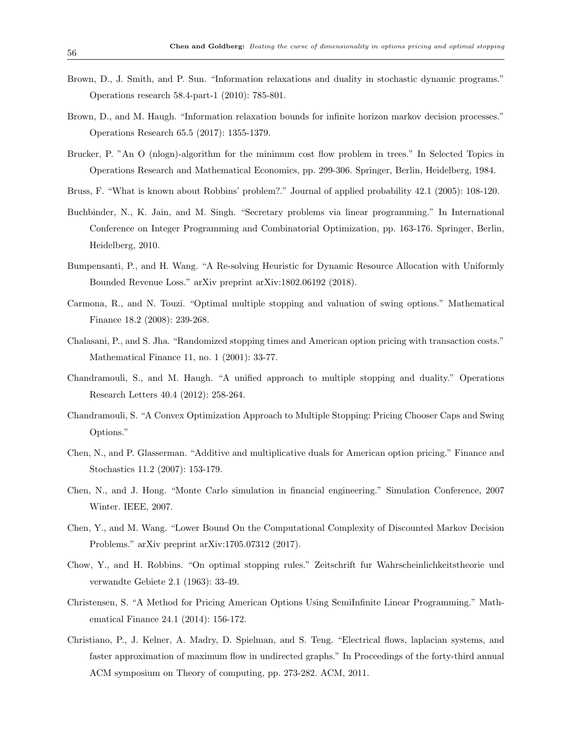Brown, D., J. Smith, and P. Sun. "Information relaxations and duality in stochastic dynamic programs." Operations research 58.4-part-1 (2010): 785-801.

Brown, D., and M. Haugh. "Information relaxation bounds for infinite horizon markov decision processes." Operations Research 65.5 (2017): 1355-1379.

Brucker, P. "An O (nlogn)-algorithm for the minimum cost flow problem in trees." In Selected Topics in Operations Research and Mathematical Economics, pp. 299-306. Springer, Berlin, Heidelberg, 1984.

Bruss, F. "What is known about Robbins' problem?." Journal of applied probability 42.1 (2005): 108-120.

Buchbinder, N., K. Jain, and M. Singh. "Secretary problems via linear programming." In International Conference on Integer Programming and Combinatorial Optimization, pp. 163-176. Springer, Berlin, Heidelberg, 2010.

Bumpensanti, P., and H. Wang. "A Re-solving Heuristic for Dynamic Resource Allocation with Uniformly Bounded Revenue Loss." arXiv preprint arXiv:1802.06192 (2018).

Carmona, R., and N. Touzi. "Optimal multiple stopping and valuation of swing options." Mathematical Finance 18.2 (2008): 239-268.

Chalasani, P., and S. Jha. "Randomized stopping times and American option pricing with transaction costs." Mathematical Finance 11, no. 1 (2001): 33-77.

Chandramouli, S., and M. Haugh. "A unified approach to multiple stopping and duality." Operations Research Letters 40.4 (2012): 258-264.

Chandramouli, S. "A Convex Optimization Approach to Multiple Stopping: Pricing Chooser Caps and Swing Options."

Chen, N., and P. Glasserman. "Additive and multiplicative duals for American option pricing." Finance and Stochastics 11.2 (2007): 153-179.

Chen, N., and J. Hong. "Monte Carlo simulation in financial engineering." Simulation Conference, 2007 Winter. IEEE, 2007.

Chen, Y., and M. Wang. "Lower Bound On the Computational Complexity of Discounted Markov Decision Problems." arXiv preprint arXiv:1705.07312 (2017).

Chow, Y., and H. Robbins. "On optimal stopping rules." Zeitschrift fur Wahrscheinlichkeitstheorie und verwandte Gebiete 2.1 (1963): 33-49.

Christensen, S. "A Method for Pricing American Options Using SemiInfinite Linear Programming." Mathematical Finance 24.1 (2014): 156-172.

Christiano, P., J. Kelner, A. Madry, D. Spielman, and S. Teng. "Electrical flows, laplacian systems, and faster approximation of maximum flow in undirected graphs." In Proceedings of the forty-third annual ACM symposium on Theory of computing, pp. 273-282. ACM, 2011.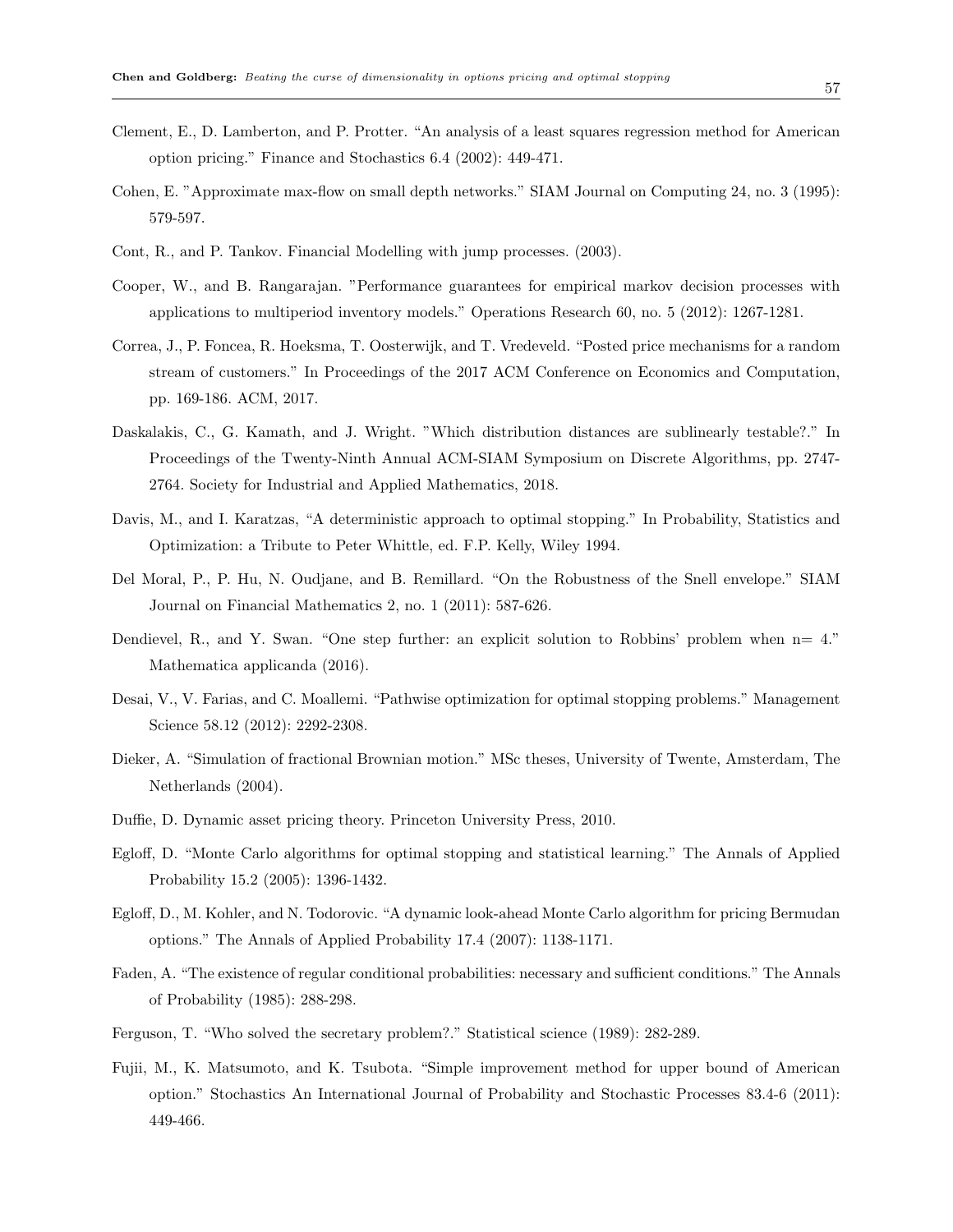Clement, E., D. Lamberton, and P. Protter. “An analysis of a least squares regression method for American option pricing.” Finance and Stochastics 6.4 (2002): 449-471.

Cohen, E. "Approximate max-flow on small depth networks." SIAM Journal on Computing 24, no. 3 (1995): 579-597.

Cont, R., and P. Tankov. Financial Modelling with jump processes. (2003).

Cooper, W., and B. Rangarajan. "Performance guarantees for empirical markov decision processes with applications to multiperiod inventory models." Operations Research 60, no. 5 (2012): 1267-1281.

Correa, J., P. Foncea, R. Hoeksma, T. Oosterwijk, and T. Vredeveld. “Posted price mechanisms for a random stream of customers.” In Proceedings of the 2017 ACM Conference on Economics and Computation, pp. 169-186. ACM, 2017.

Daskalakis, C., G. Kamath, and J. Wright. "Which distribution distances are sublinearly testable?." In Proceedings of the Twenty-Ninth Annual ACM-SIAM Symposium on Discrete Algorithms, pp. 2747-2764. Society for Industrial and Applied Mathematics, 2018.

Davis, M., and I. Karatzas, “A deterministic approach to optimal stopping.” In Probability, Statistics and Optimization: a Tribute to Peter Whittle, ed. F.P. Kelly, Wiley 1994.

Del Moral, P., P. Hu, N. Oudjane, and B. Remillard. “On the Robustness of the Snell envelope.” SIAM Journal on Financial Mathematics 2, no. 1 (2011): 587-626.

Dendievel, R., and Y. Swan. “One step further: an explicit solution to Robbins' problem when n= 4.” Mathematica applicanda (2016).

Desai, V., V. Farias, and C. Moallemi. “Pathwise optimization for optimal stopping problems.” Management Science 58.12 (2012): 2292-2308.

Dieker, A. “Simulation of fractional Brownian motion.” MSc theses, University of Twente, Amsterdam, The Netherlands (2004).

Duffie, D. Dynamic asset pricing theory. Princeton University Press, 2010.

Egloff, D. “Monte Carlo algorithms for optimal stopping and statistical learning.” The Annals of Applied Probability 15.2 (2005): 1396-1432.

Egloff, D., M. Kohler, and N. Todorovic. “A dynamic look-ahead Monte Carlo algorithm for pricing Bermudan options.” The Annals of Applied Probability 17.4 (2007): 1138-1171.

Faden, A. “The existence of regular conditional probabilities: necessary and sufficient conditions.” The Annals of Probability (1985): 288-298.

Ferguson, T. “Who solved the secretary problem?.” Statistical science (1989): 282-289.

Fujii, M., K. Matsumoto, and K. Tsubota. “Simple improvement method for upper bound of American option.” Stochastics An International Journal of Probability and Stochastic Processes 83.4-6 (2011): 449-466.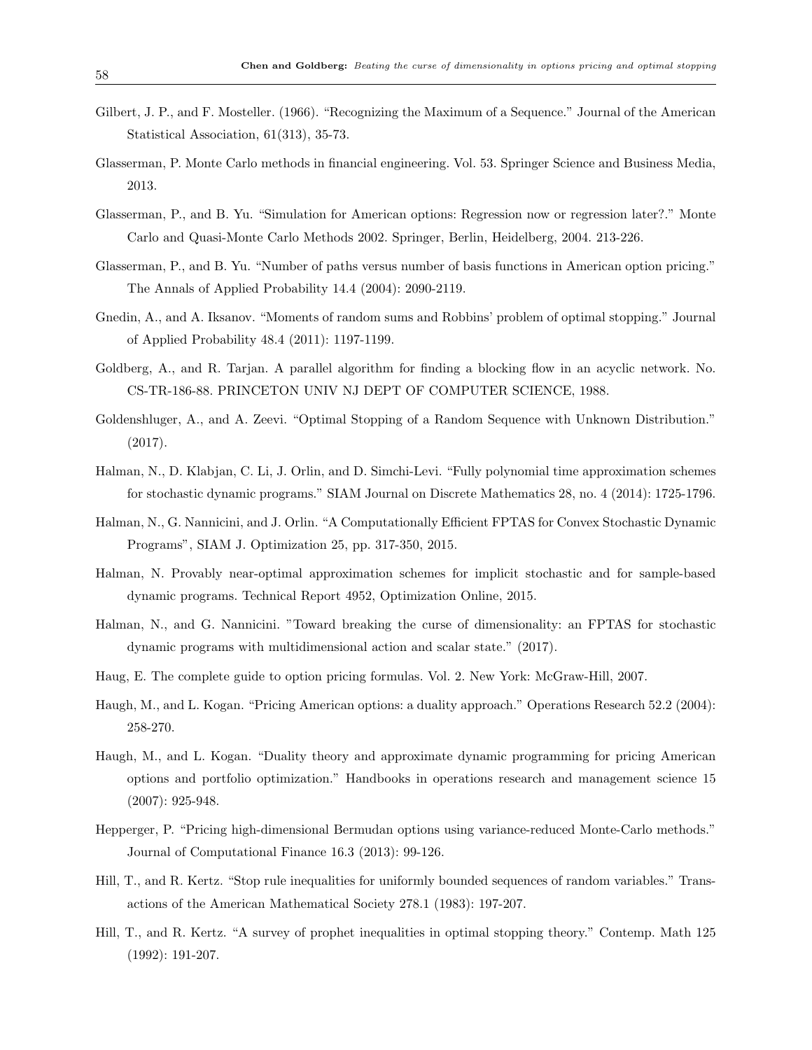Gilbert, J. P., and F. Mosteller. (1966). "Recognizing the Maximum of a Sequence." Journal of the American Statistical Association, 61(313), 35-73.

Glasserman, P. Monte Carlo methods in financial engineering. Vol. 53. Springer Science and Business Media, 2013.

Glasserman, P., and B. Yu. "Simulation for American options: Regression now or regression later?." Monte Carlo and Quasi-Monte Carlo Methods 2002. Springer, Berlin, Heidelberg, 2004. 213-226.

Glasserman, P., and B. Yu. "Number of paths versus number of basis functions in American option pricing." The Annals of Applied Probability 14.4 (2004): 2090-2119.

Gnedin, A., and A. Iksanov. "Moments of random sums and Robbins' problem of optimal stopping." Journal of Applied Probability 48.4 (2011): 1197-1199.

Goldberg, A., and R. Tarjan. A parallel algorithm for finding a blocking flow in an acyclic network. No. CS-TR-186-88. PRINCETON UNIV NJ DEPT OF COMPUTER SCIENCE, 1988.

Goldenshluger, A., and A. Zeevi. "Optimal Stopping of a Random Sequence with Unknown Distribution." (2017).

Halman, N., D. Klabjan, C. Li, J. Orlin, and D. Simchi-Levi. "Fully polynomial time approximation schemes for stochastic dynamic programs." SIAM Journal on Discrete Mathematics 28, no. 4 (2014): 1725-1796.

Halman, N., G. Nannicini, and J. Orlin. "A Computationally Efficient FPTAS for Convex Stochastic Dynamic Programs", SIAM J. Optimization 25, pp. 317-350, 2015.

Halman, N. Provably near-optimal approximation schemes for implicit stochastic and for sample-based dynamic programs. Technical Report 4952, Optimization Online, 2015.

Halman, N., and G. Nannicini. "Toward breaking the curse of dimensionality: an FPTAS for stochastic dynamic programs with multidimensional action and scalar state." (2017).

Haug, E. The complete guide to option pricing formulas. Vol. 2. New York: McGraw-Hill, 2007.

Haugh, M., and L. Kogan. "Pricing American options: a duality approach." Operations Research 52.2 (2004): 258-270.

Haugh, M., and L. Kogan. "Duality theory and approximate dynamic programming for pricing American options and portfolio optimization." Handbooks in operations research and management science 15 (2007): 925-948.

Hepperger, P. "Pricing high-dimensional Bermudan options using variance-reduced Monte-Carlo methods." Journal of Computational Finance 16.3 (2013): 99-126.

Hill, T., and R. Kertz. "Stop rule inequalities for uniformly bounded sequences of random variables." Transactions of the American Mathematical Society 278.1 (1983): 197-207.

Hill, T., and R. Kertz. "A survey of prophet inequalities in optimal stopping theory." Contemp. Math 125 (1992): 191-207.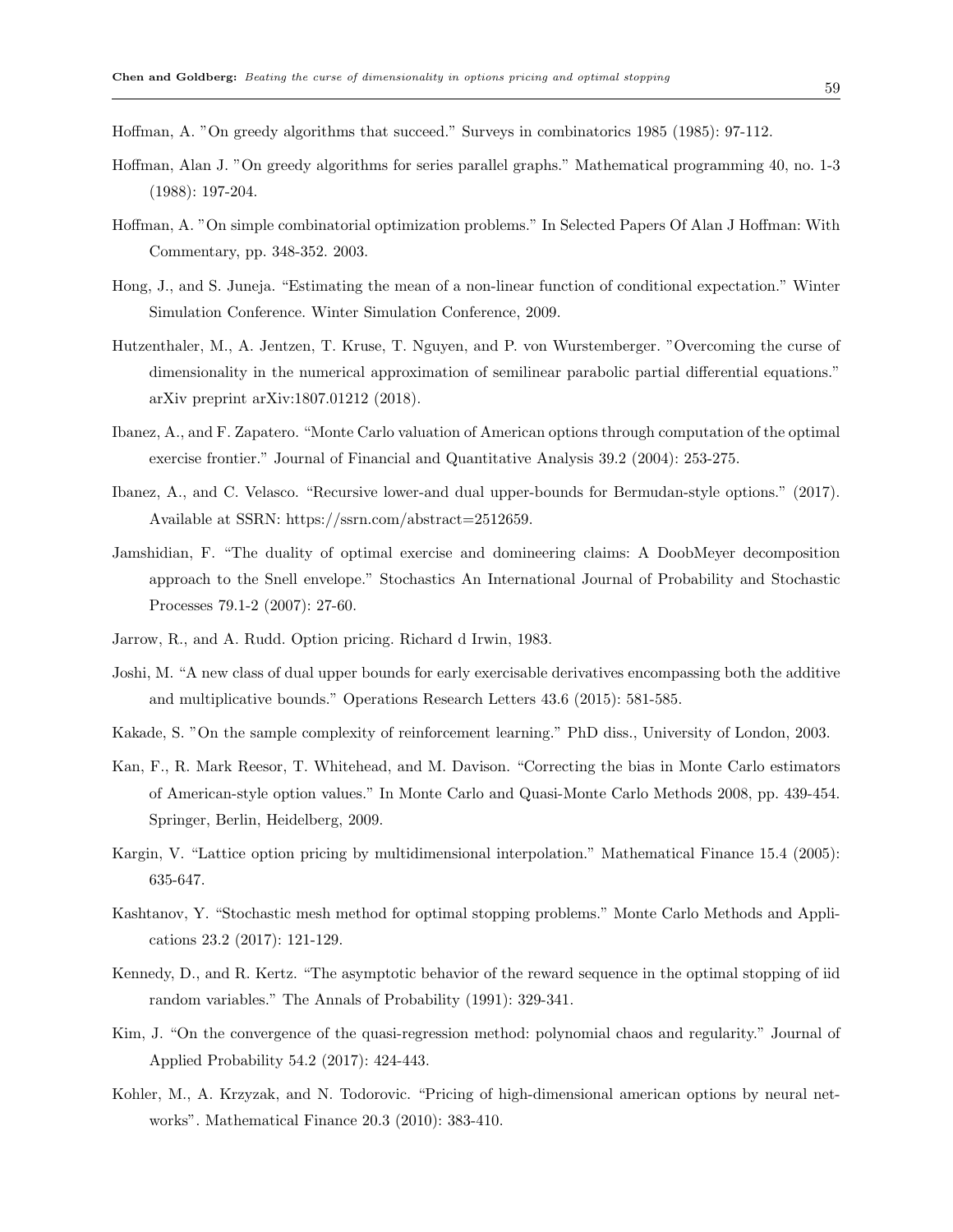Hoffman, A. "On greedy algorithms that succeed." Surveys in combinatorics 1985 (1985): 97-112.

Hoffman, Alan J. "On greedy algorithms for series parallel graphs." Mathematical programming 40, no. 1-3 (1988): 197-204.

Hoffman, A. "On simple combinatorial optimization problems." In Selected Papers Of Alan J Hoffman: With Commentary, pp. 348-352. 2003.

Hong, J., and S. Juneja. "Estimating the mean of a non-linear function of conditional expectation." Winter Simulation Conference. Winter Simulation Conference, 2009.

Hutzenthaler, M., A. Jentzen, T. Kruse, T. Nguyen, and P. von Wurstemberger. "Overcoming the curse of dimensionality in the numerical approximation of semilinear parabolic partial differential equations." arXiv preprint arXiv:1807.01212 (2018).

Ibanez, A., and F. Zapatero. "Monte Carlo valuation of American options through computation of the optimal exercise frontier." Journal of Financial and Quantitative Analysis 39.2 (2004): 253-275.

Ibanez, A., and C. Velasco. "Recursive lower-and dual upper-bounds for Bermudan-style options." (2017). Available at SSRN: https://ssrn.com/abstract=2512659.

Jamshidian, F. "The duality of optimal exercise and domineering claims: A DoobMeyer decomposition approach to the Snell envelope." Stochastics An International Journal of Probability and Stochastic Processes 79.1-2 (2007): 27-60.

Jarrow, R., and A. Rudd. Option pricing. Richard d Irwin, 1983.

Joshi, M. "A new class of dual upper bounds for early exercisable derivatives encompassing both the additive and multiplicative bounds." Operations Research Letters 43.6 (2015): 581-585.

Kakade, S. "On the sample complexity of reinforcement learning." PhD diss., University of London, 2003.

Kan, F., R. Mark Reesor, T. Whitehead, and M. Davison. "Correcting the bias in Monte Carlo estimators of American-style option values." In Monte Carlo and Quasi-Monte Carlo Methods 2008, pp. 439-454. Springer, Berlin, Heidelberg, 2009.

Kargin, V. "Lattice option pricing by multidimensional interpolation." Mathematical Finance 15.4 (2005): 635-647.

Kashtanov, Y. "Stochastic mesh method for optimal stopping problems." Monte Carlo Methods and Applications 23.2 (2017): 121-129.

Kennedy, D., and R. Kertz. "The asymptotic behavior of the reward sequence in the optimal stopping of iid random variables." The Annals of Probability (1991): 329-341.

Kim, J. "On the convergence of the quasi-regression method: polynomial chaos and regularity." Journal of Applied Probability 54.2 (2017): 424-443.

Kohler, M., A. Krzyzak, and N. Todorovic. "Pricing of high-dimensional american options by neural networks". Mathematical Finance 20.3 (2010): 383-410.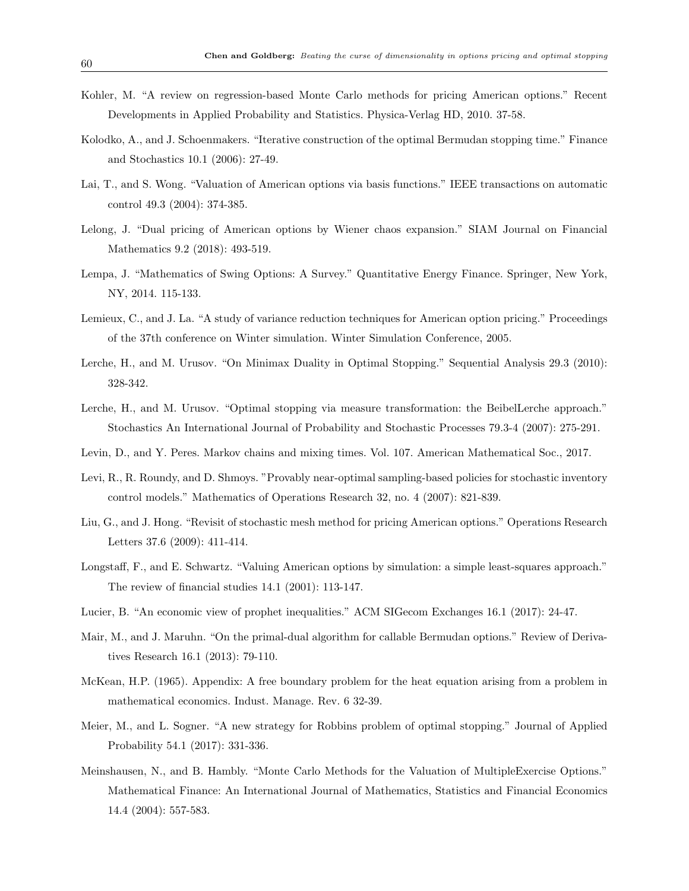Kohler, M. "A review on regression-based Monte Carlo methods for pricing American options." Recent Developments in Applied Probability and Statistics. Physica-Verlag HD, 2010. 37-58.

Kolodko, A., and J. Schoenmakers. "Iterative construction of the optimal Bermudan stopping time." Finance and Stochastics 10.1 (2006): 27-49.

Lai, T., and S. Wong. "Valuation of American options via basis functions." IEEE transactions on automatic control 49.3 (2004): 374-385.

Lelong, J. "Dual pricing of American options by Wiener chaos expansion." SIAM Journal on Financial Mathematics 9.2 (2018): 493-519.

Lempa, J. "Mathematics of Swing Options: A Survey." Quantitative Energy Finance. Springer, New York, NY, 2014. 115-133.

Lemieux, C., and J. La. "A study of variance reduction techniques for American option pricing." Proceedings of the 37th conference on Winter simulation. Winter Simulation Conference, 2005.

Lerche, H., and M. Urusov. "On Minimax Duality in Optimal Stopping." Sequential Analysis 29.3 (2010): 328-342.

Lerche, H., and M. Urusov. "Optimal stopping via measure transformation: the BeibelLerche approach." Stochastics An International Journal of Probability and Stochastic Processes 79.3-4 (2007): 275-291.

Levin, D., and Y. Peres. Markov chains and mixing times. Vol. 107. American Mathematical Soc., 2017.

Levi, R., R. Roundy, and D. Shmoys. "Provably near-optimal sampling-based policies for stochastic inventory control models." Mathematics of Operations Research 32, no. 4 (2007): 821-839.

Liu, G., and J. Hong. "Revisit of stochastic mesh method for pricing American options." Operations Research Letters 37.6 (2009): 411-414.

Longstaff, F., and E. Schwartz. "Valuing American options by simulation: a simple least-squares approach." The review of financial studies 14.1 (2001): 113-147.

Lucier, B. "An economic view of prophet inequalities." ACM SIGecom Exchanges 16.1 (2017): 24-47.

Mair, M., and J. Maruhn. "On the primal-dual algorithm for callable Bermudan options." Review of Derivatives Research 16.1 (2013): 79-110.

McKean, H.P. (1965). Appendix: A free boundary problem for the heat equation arising from a problem in mathematical economics. Indust. Manage. Rev. 6 32-39.

Meier, M., and L. Sogner. "A new strategy for Robbins problem of optimal stopping." Journal of Applied Probability 54.1 (2017): 331-336.

Meinshausen, N., and B. Hambly. "Monte Carlo Methods for the Valuation of MultipleExercise Options." Mathematical Finance: An International Journal of Mathematics, Statistics and Financial Economics 14.4 (2004): 557-583.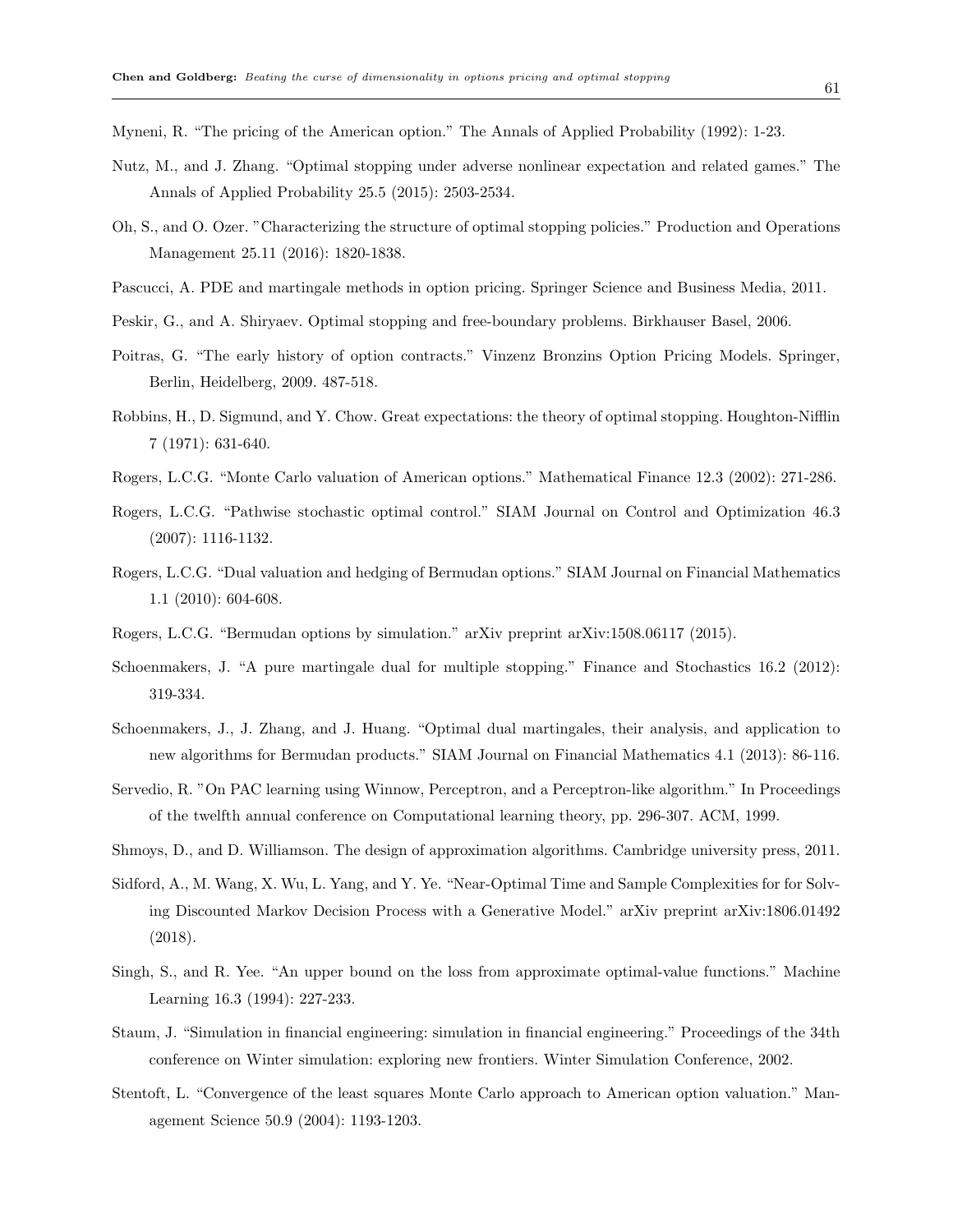Myneni, R. "The pricing of the American option." The Annals of Applied Probability (1992): 1-23.

Nutz, M., and J. Zhang. "Optimal stopping under adverse nonlinear expectation and related games." The Annals of Applied Probability 25.5 (2015): 2503-2534.

Oh, S., and O. Ozer. "Characterizing the structure of optimal stopping policies." Production and Operations Management 25.11 (2016): 1820-1838.

Pascucci, A. PDE and martingale methods in option pricing. Springer Science and Business Media, 2011.

Peskir, G., and A. Shiryaev. Optimal stopping and free-boundary problems. Birkhauser Basel, 2006.

Poitras, G. "The early history of option contracts." Vinzenz Bronzins Option Pricing Models. Springer, Berlin, Heidelberg, 2009. 487-518.

Robbins, H., D. Sigmund, and Y. Chow. Great expectations: the theory of optimal stopping. Houghton-Nifflin 7 (1971): 631-640.

Rogers, L.C.G. "Monte Carlo valuation of American options." Mathematical Finance 12.3 (2002): 271-286.

Rogers, L.C.G. "Pathwise stochastic optimal control." SIAM Journal on Control and Optimization 46.3 (2007): 1116-1132.

Rogers, L.C.G. "Dual valuation and hedging of Bermudan options." SIAM Journal on Financial Mathematics 1.1 (2010): 604-608.

Rogers, L.C.G. "Bermudan options by simulation." arXiv preprint arXiv:1508.06117 (2015).

Schoenmakers, J. "A pure martingale dual for multiple stopping." Finance and Stochastics 16.2 (2012): 319-334.

Schoenmakers, J., J. Zhang, and J. Huang. "Optimal dual martingales, their analysis, and application to new algorithms for Bermudan products." SIAM Journal on Financial Mathematics 4.1 (2013): 86-116.

Servedio, R. "On PAC learning using Winnow, Perceptron, and a Perceptron-like algorithm." In Proceedings of the twelfth annual conference on Computational learning theory, pp. 296-307. ACM, 1999.

Shmoys, D., and D. Williamson. The design of approximation algorithms. Cambridge university press, 2011.

Sidford, A., M. Wang, X. Wu, L. Yang, and Y. Ye. "Near-Optimal Time and Sample Complexities for for Solving Discounted Markov Decision Process with a Generative Model." arXiv preprint arXiv:1806.01492 (2018).

Singh, S., and R. Yee. "An upper bound on the loss from approximate optimal-value functions." Machine Learning 16.3 (1994): 227-233.

Staum, J. "Simulation in financial engineering: simulation in financial engineering." Proceedings of the 34th conference on Winter simulation: exploring new frontiers. Winter Simulation Conference, 2002.

Stentoft, L. "Convergence of the least squares Monte Carlo approach to American option valuation." Management Science 50.9 (2004): 1193-1203.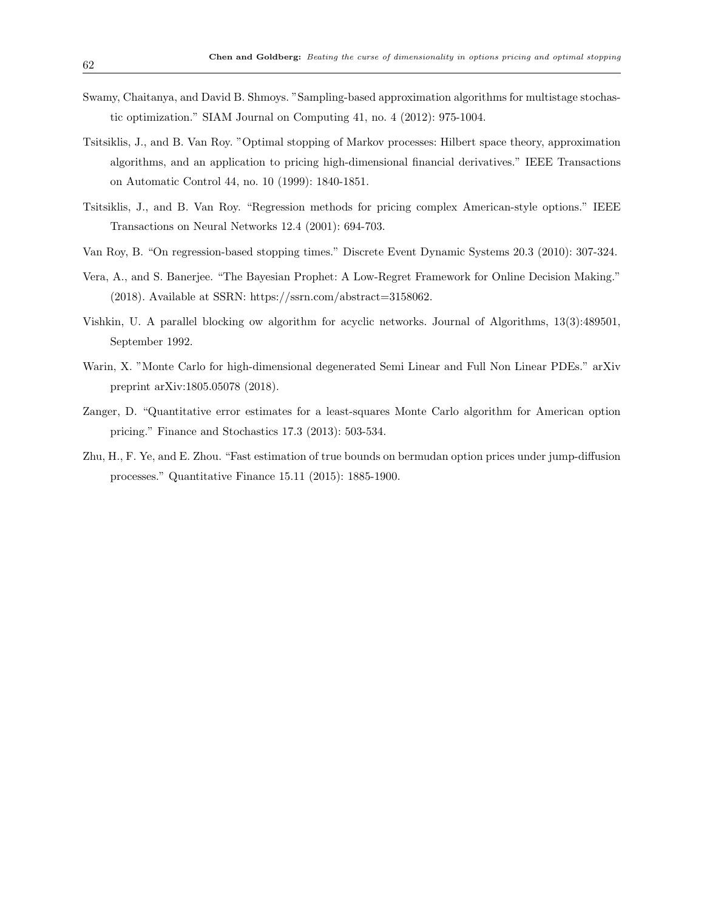Swamy, Chaitanya, and David B. Shmoys. "Sampling-based approximation algorithms for multistage stochastic optimization." SIAM Journal on Computing 41, no. 4 (2012): 975-1004.

Tsitsiklis, J., and B. Van Roy. "Optimal stopping of Markov processes: Hilbert space theory, approximation algorithms, and an application to pricing high-dimensional financial derivatives." IEEE Transactions on Automatic Control 44, no. 10 (1999): 1840-1851.

Tsitsiklis, J., and B. Van Roy. "Regression methods for pricing complex American-style options." IEEE Transactions on Neural Networks 12.4 (2001): 694-703.

Van Roy, B. "On regression-based stopping times." Discrete Event Dynamic Systems 20.3 (2010): 307-324.

Vera, A., and S. Banerjee. "The Bayesian Prophet: A Low-Regret Framework for Online Decision Making." (2018). Available at SSRN: https://ssrn.com/abstract=3158062.

Vishkin, U. A parallel blocking ow algorithm for acyclic networks. Journal of Algorithms, 13(3):489501, September 1992.

Warin, X. "Monte Carlo for high-dimensional degenerated Semi Linear and Full Non Linear PDEs." arXiv preprint arXiv:1805.05078 (2018).

Zanger, D. "Quantitative error estimates for a least-squares Monte Carlo algorithm for American option pricing." Finance and Stochastics 17.3 (2013): 503-534.

Zhu, H., F. Ye, and E. Zhou. "Fast estimation of true bounds on bermudan option prices under jump-diffusion processes." Quantitative Finance 15.11 (2015): 1885-1900.